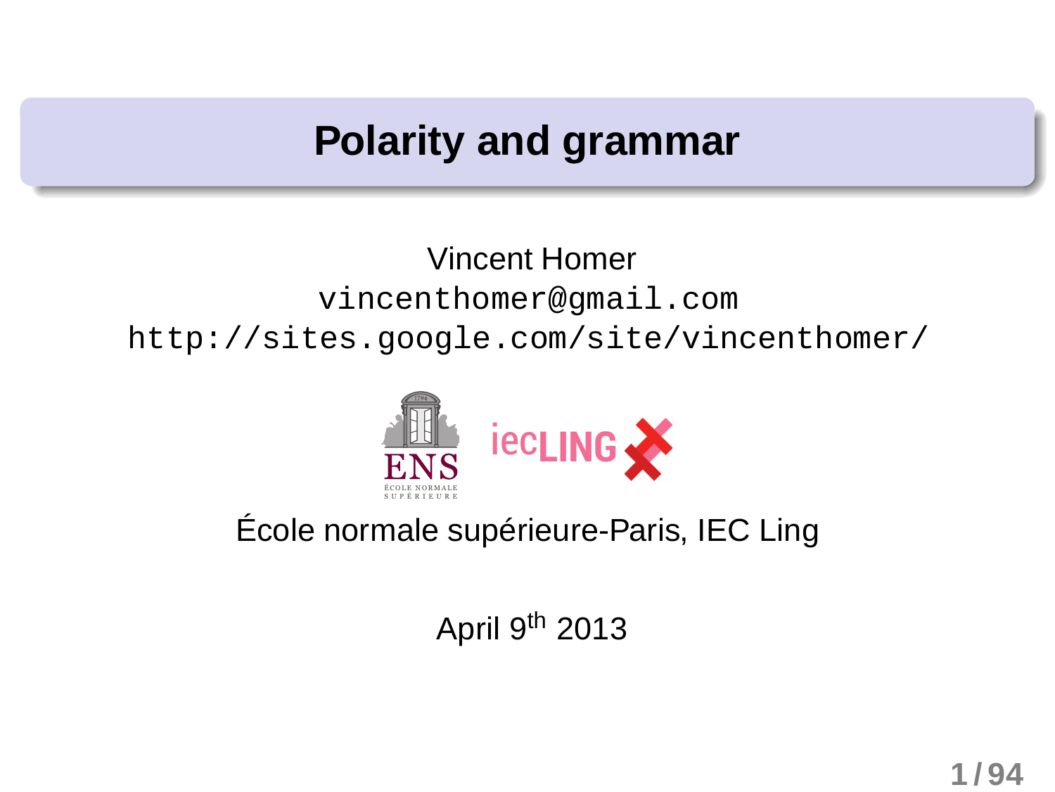# Polarity and grammar

Vincent Homer

vincenthomer@gmail.com

http://sites.google.com/site/vincenthomer/

École normale supérieure-Paris, IEC Ling

April 9th 2013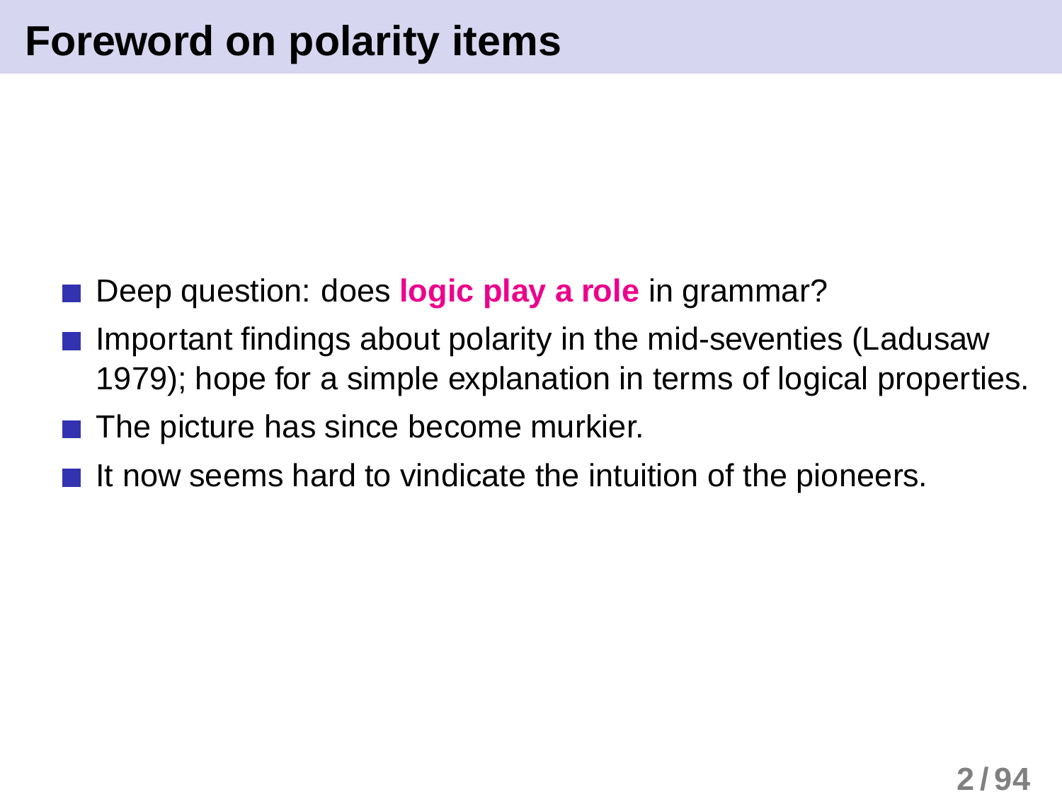# Foreword on polarity items

- Deep question: does **logic play a role** in grammar?
- Important findings about polarity in the mid-seventies (Ladusaw 1979); hope for a simple explanation in terms of logical properties.
- The picture has since become murkier.
- It now seems hard to vindicate the intuition of the pioneers.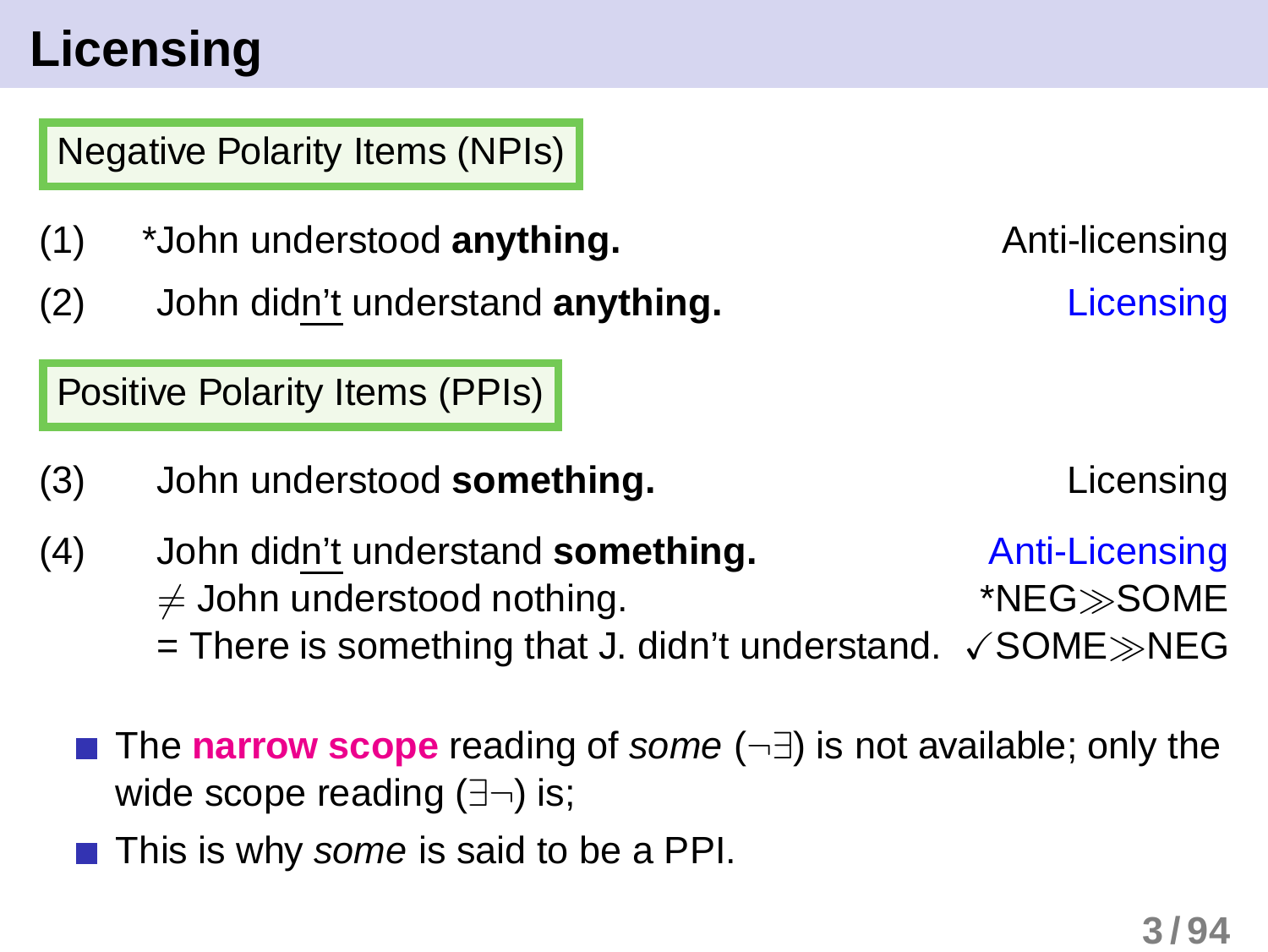# Licensing

## Negative Polarity Items (NPIs)

(1) *John understood **anything.** — Anti-licensing

(2) John didn't understand **anything.** — Licensing

## Positive Polarity Items (PPIs)

(3) John understood **something.** — Licensing

(4) John didn't understand **something.** — Anti-Licensing
$\neq$ John understood nothing. — *NEG$\gg$SOME
= There is something that J. didn't understand. — ✓SOME$\gg$NEG

- The **narrow scope** reading of *some* ($\neg\exists$) is not available; only the wide scope reading ($\exists\neg$) is;
- This is why *some* is said to be a PPI.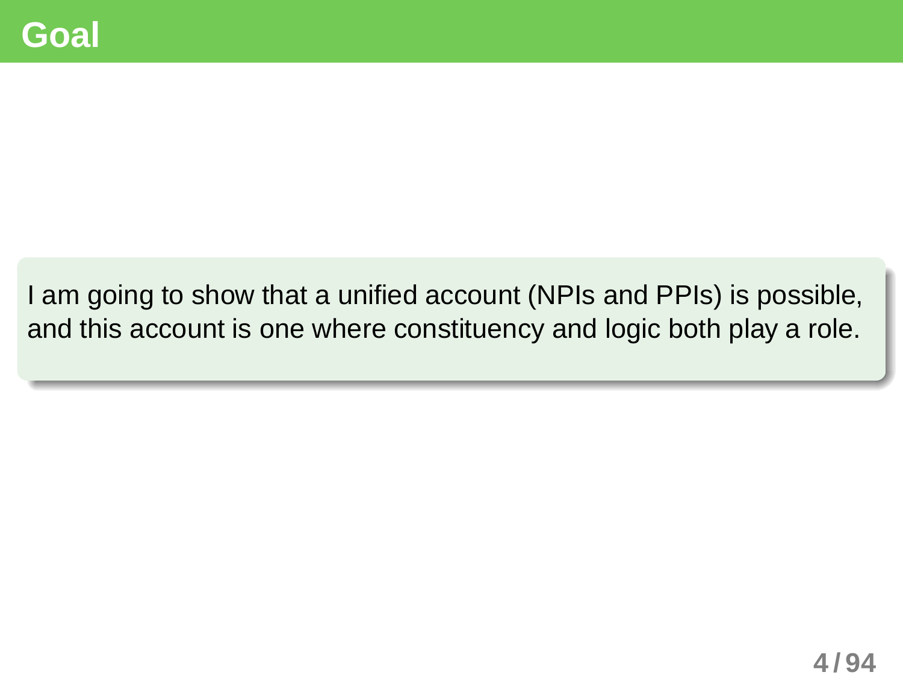# Goal

I am going to show that a unified account (NPIs and PPIs) is possible, and this account is one where constituency and logic both play a role.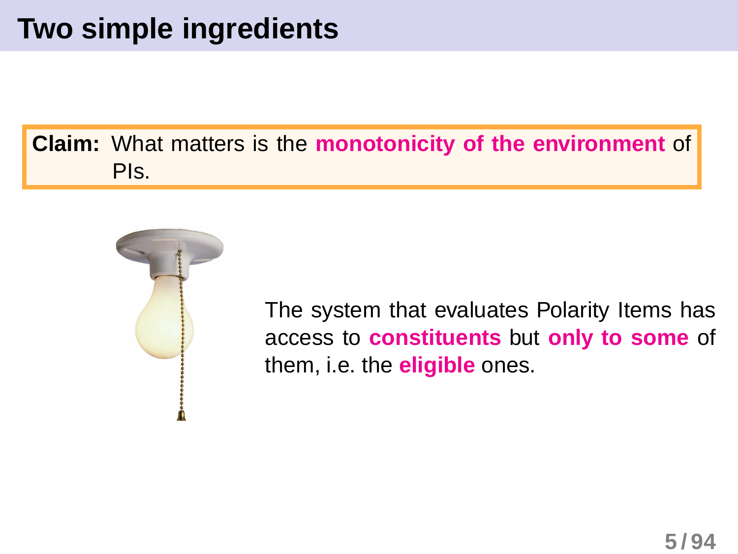# Two simple ingredients

**Claim:** What matters is the **monotonicity of the environment** of PIs.

The system that evaluates Polarity Items has access to **constituents** but **only to some** of them, i.e. the **eligible** ones.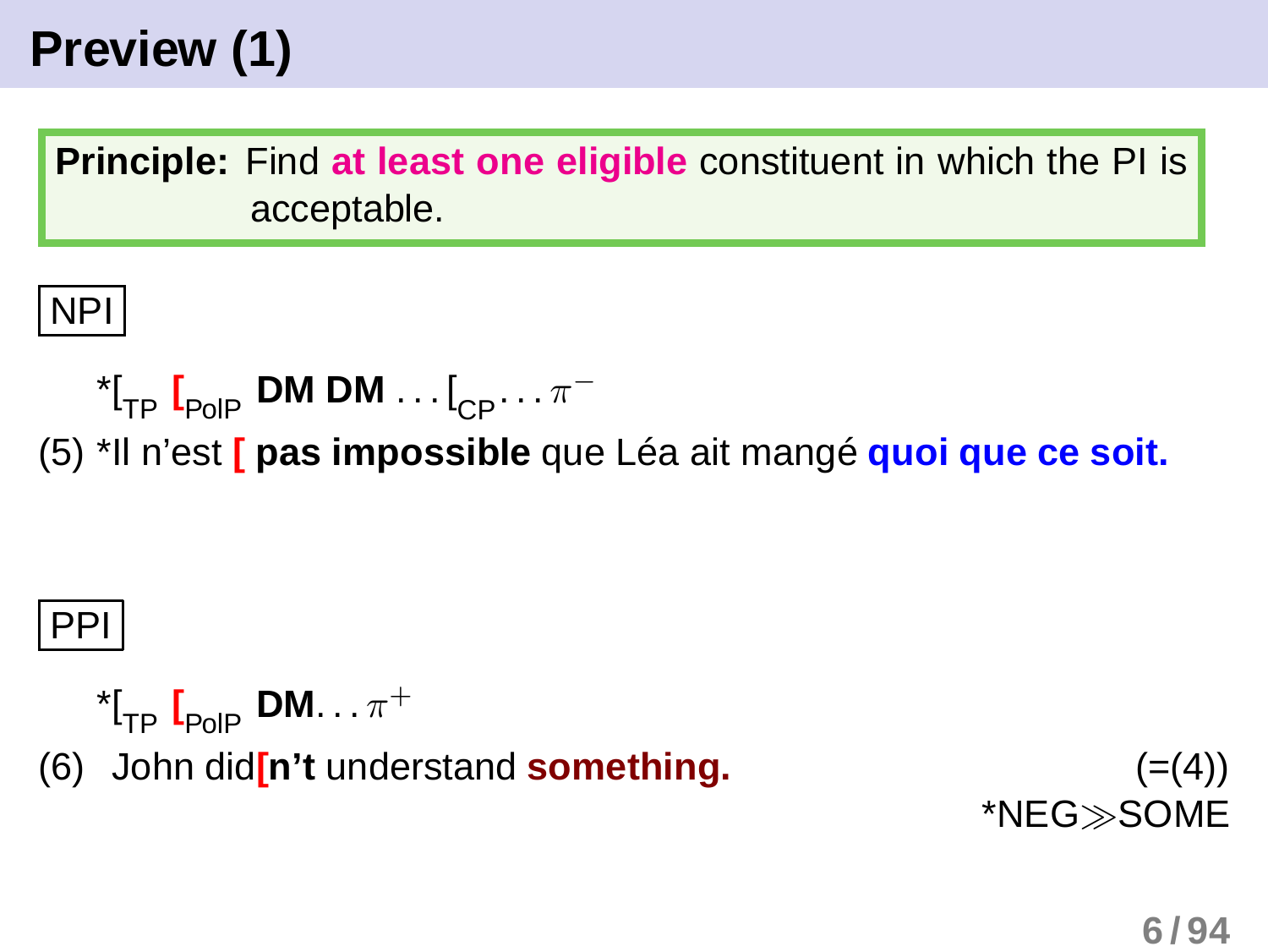# Preview (1)

**Principle:** Find **at least one eligible** constituent in which the PI is acceptable.

NPI

*$[_{TP}$ $[_{PolP}$ **DM DM** . . . $[_{CP}$. . . $\pi^{-}$

(5) *Il n'est **[** **pas impossible** que Léa ait mangé **quoi que ce soit.**

PPI

*$[_{TP}$ $[_{PolP}$ **DM**. . . $\pi^{+}$

(6) John did**[n't** understand **something.** (=(4))

*NEG≫SOME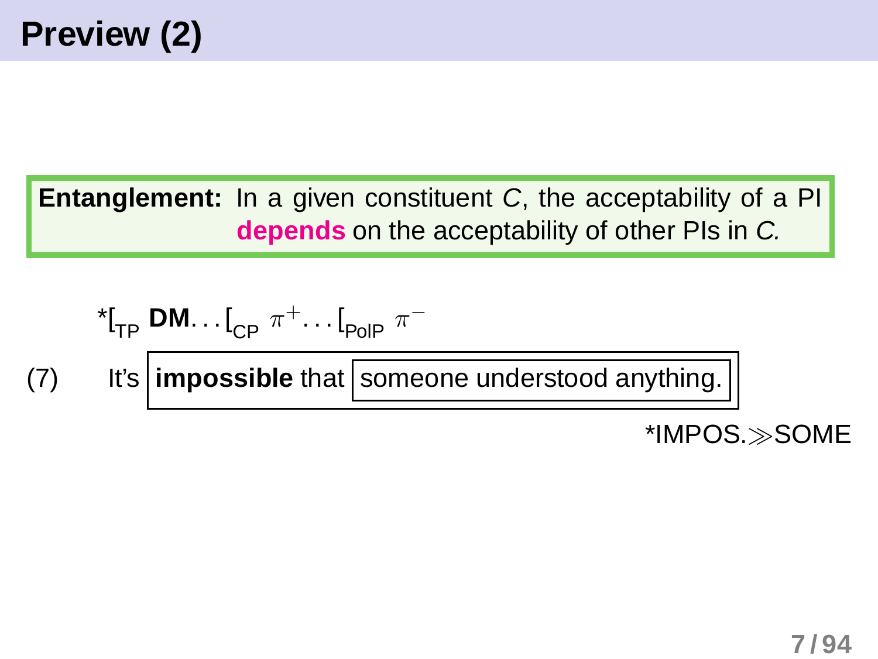# Preview (2)

**Entangement:** In a given constituent *C*, the acceptability of a PI **depends** on the acceptability of other PIs in *C*.

*$[_{\text{TP}}$ **DM**$\ldots[_{\text{CP}}\ \pi^{+}\ldots[_{\text{PolP}}\ \pi^{-}$

(7) It's [ **impossible** that [ someone understood anything. ] ]

*IMPOS.$\gg$SOME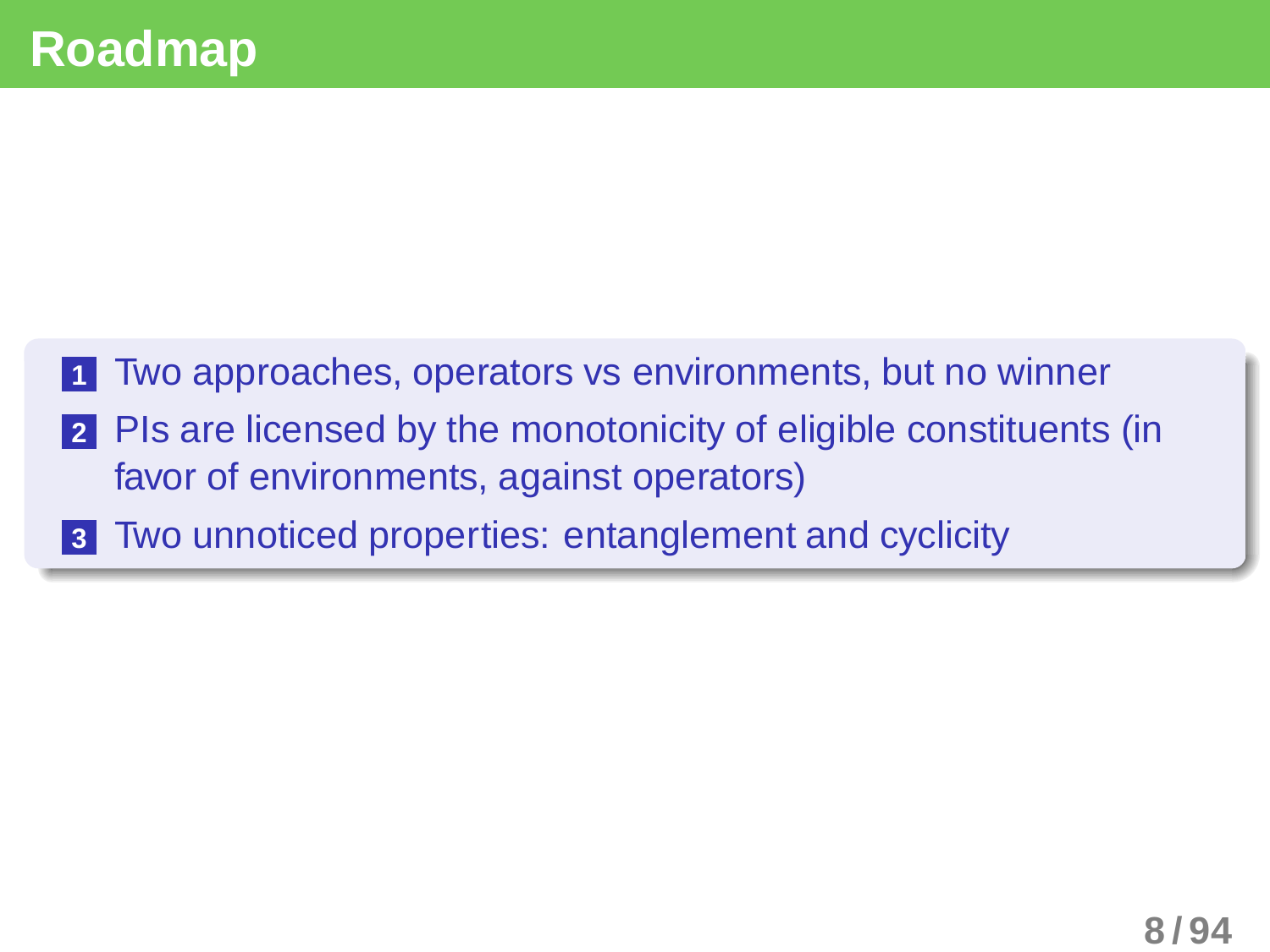# Roadmap

1. Two approaches, operators vs environments, but no winner
2. PIs are licensed by the monotonicity of eligible constituents (in favor of environments, against operators)
3. Two unnoticed properties: entanglement and cyclicity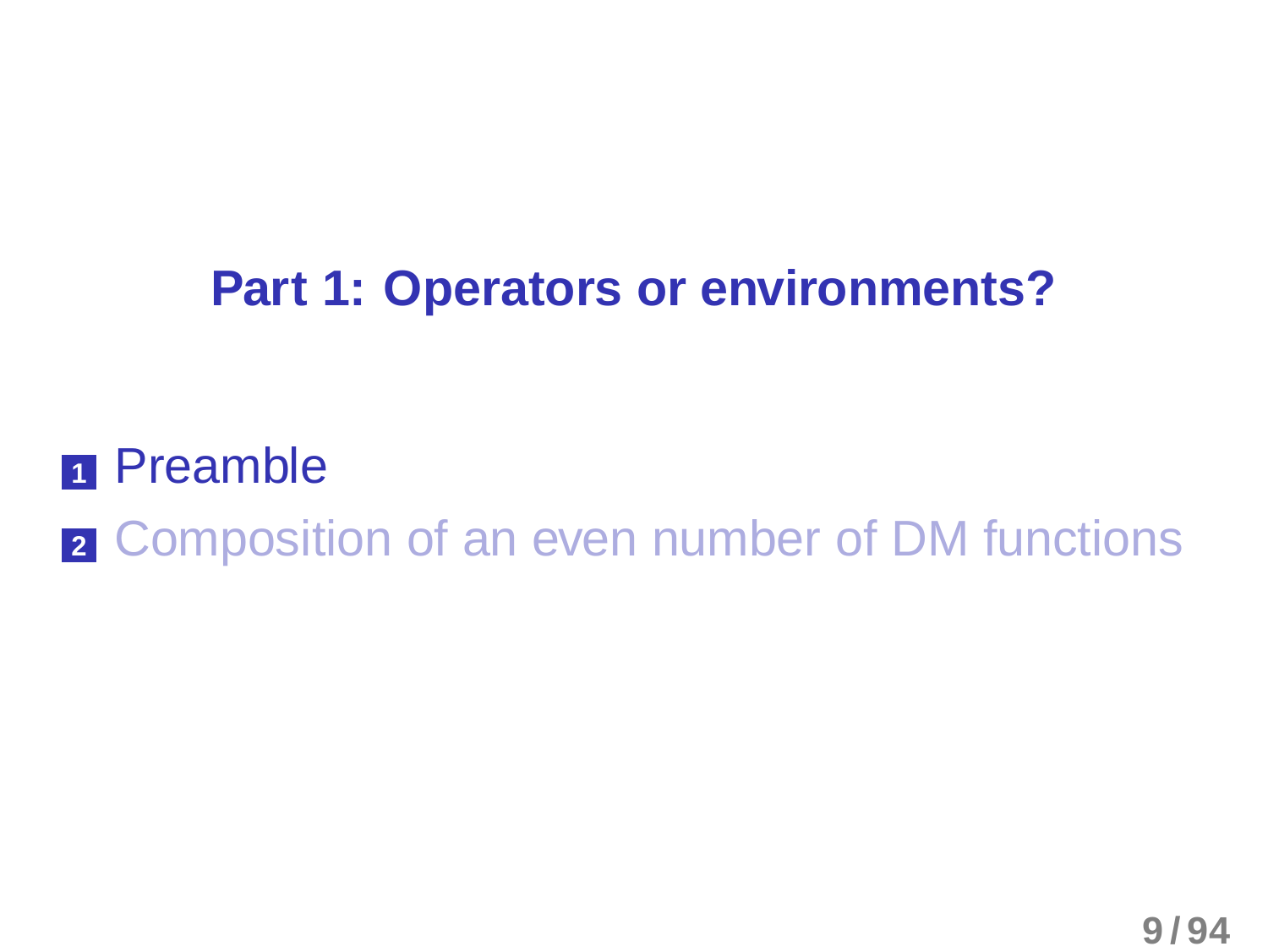# Part 1: Operators or environments?

1. Preamble
2. Composition of an even number of DM functions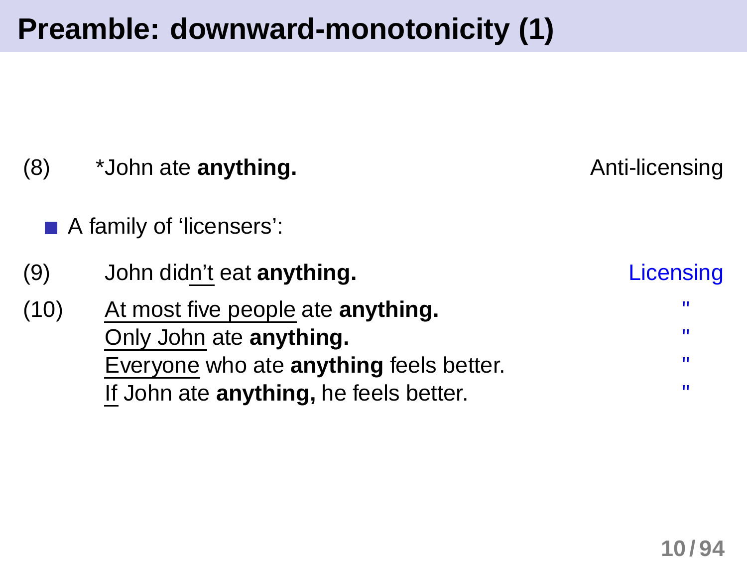# Preamble: downward-monotonicity (1)

| | | |
|---|---|---|
| (8) | *John ate **anything.** | Anti-licensing |

- A family of 'licensers':

| | | |
|---|---|---|
| (9) | John did<u>n't</u> eat **anything.** | Licensing |
| (10) | <u>At most five people</u> ate **anything.** | " |
| | <u>Only John</u> ate **anything.** | " |
| | <u>Everyone</u> who ate **anything** feels better. | " |
| | <u>If</u> John ate **anything,** he feels better. | " |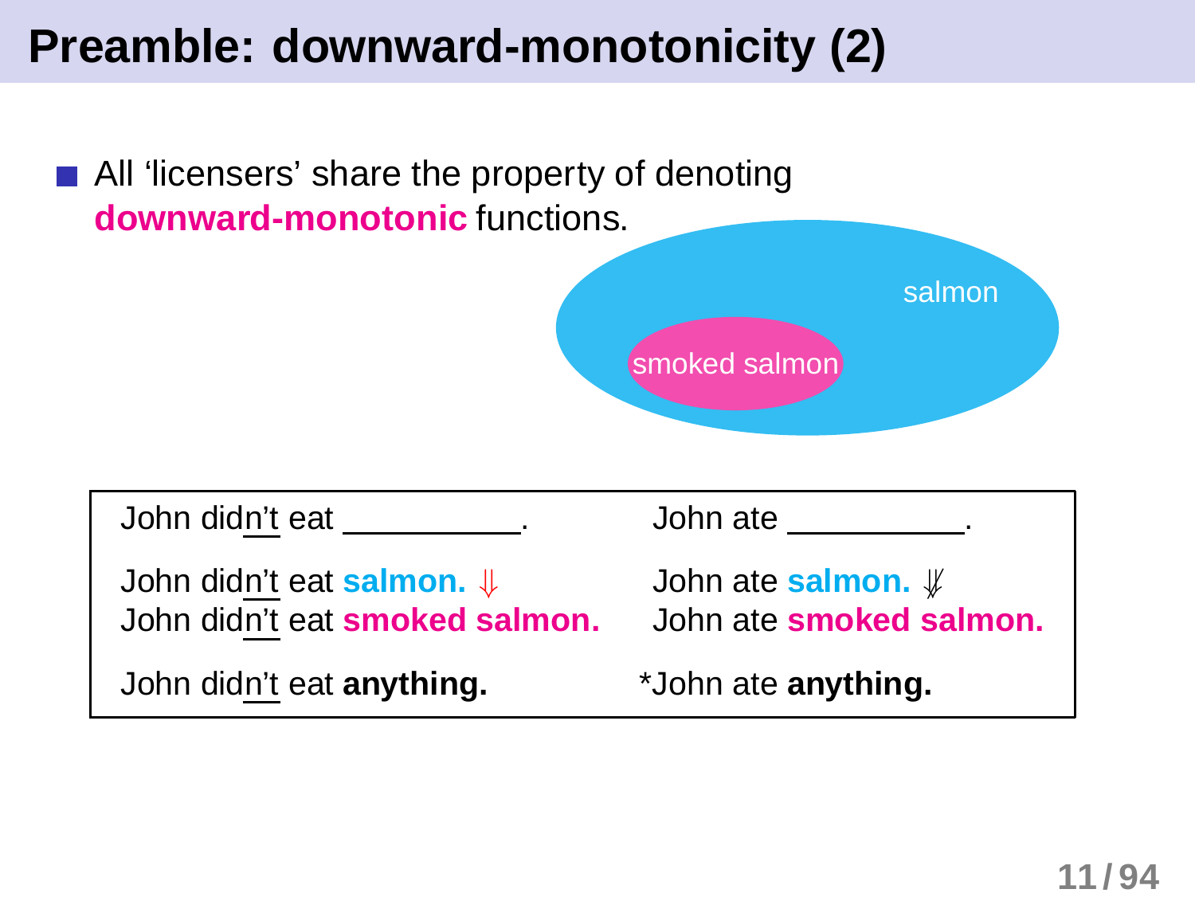# Preamble: downward-monotonicity (2)

- All ‘licensers’ share the property of denoting **downward-monotonic** functions.

salmon

smoked salmon

| John did<u>n't</u> eat ___________. | John ate ___________. |
|---|---|
| John did<u>n't</u> eat **salmon.** ⇓ | John ate **salmon.** ⇓̸ |
| John did<u>n't</u> eat **smoked salmon.** | John ate **smoked salmon.** |
| John did<u>n't</u> eat **anything.** | *John ate **anything.** |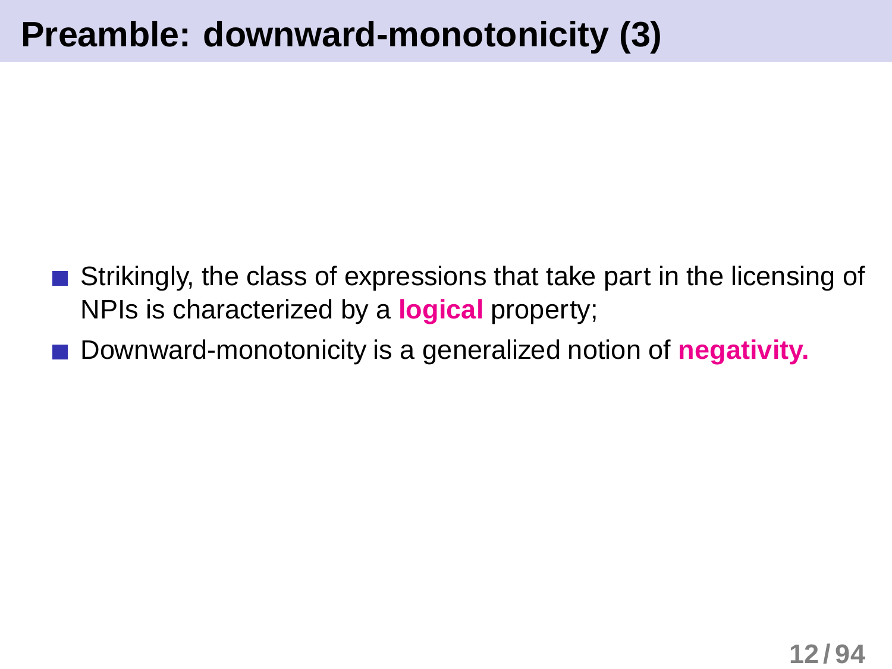# Preamble: downward-monotonicity (3)

- Strikingly, the class of expressions that take part in the licensing of NPIs is characterized by a **logical** property;
- Downward-monotonicity is a generalized notion of **negativity.**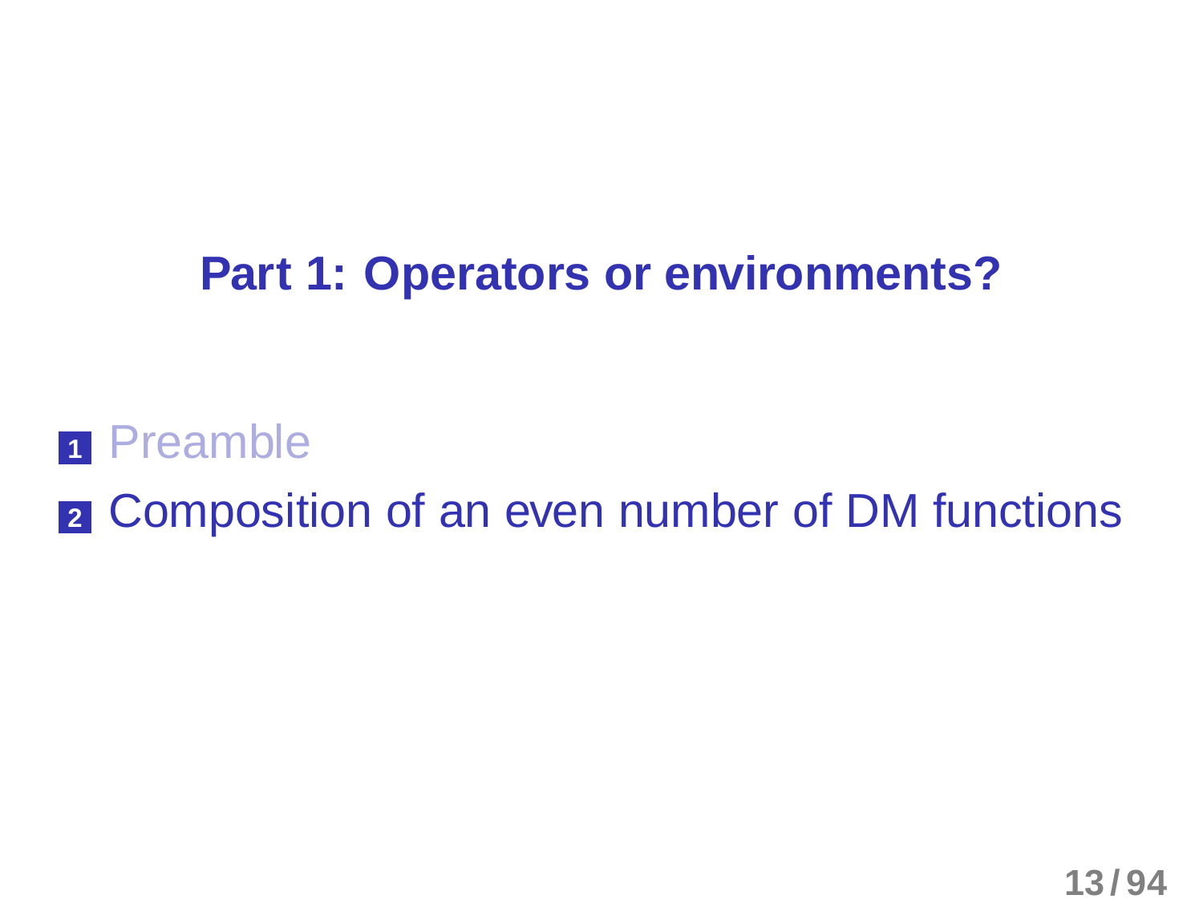# Part 1: Operators or environments?

1. Preamble
2. Composition of an even number of DM functions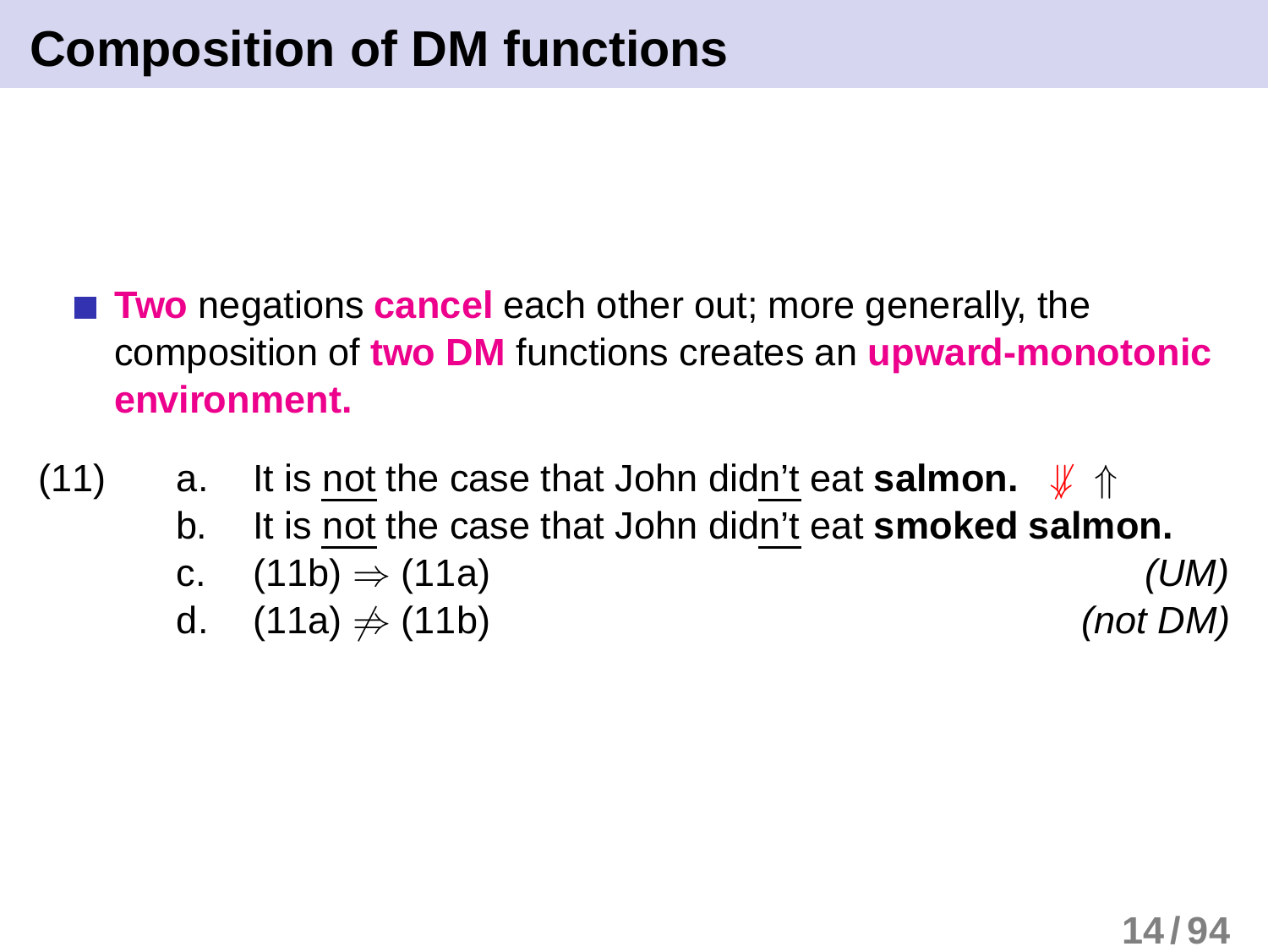# Composition of DM functions

- **Two** negations **cancel** each other out; more generally, the composition of **two DM** functions creates an **upward-monotonic environment.**

(11)
a. It is <u>not</u> the case that John did<u>n't</u> eat **salmon.** $\not\Downarrow$ $\Uparrow$
b. It is <u>not</u> the case that John did<u>n't</u> eat **smoked salmon.**
c. (11b) $\Rightarrow$ (11a) *(UM)*
d. (11a) $\not\Rightarrow$ (11b) *(not DM)*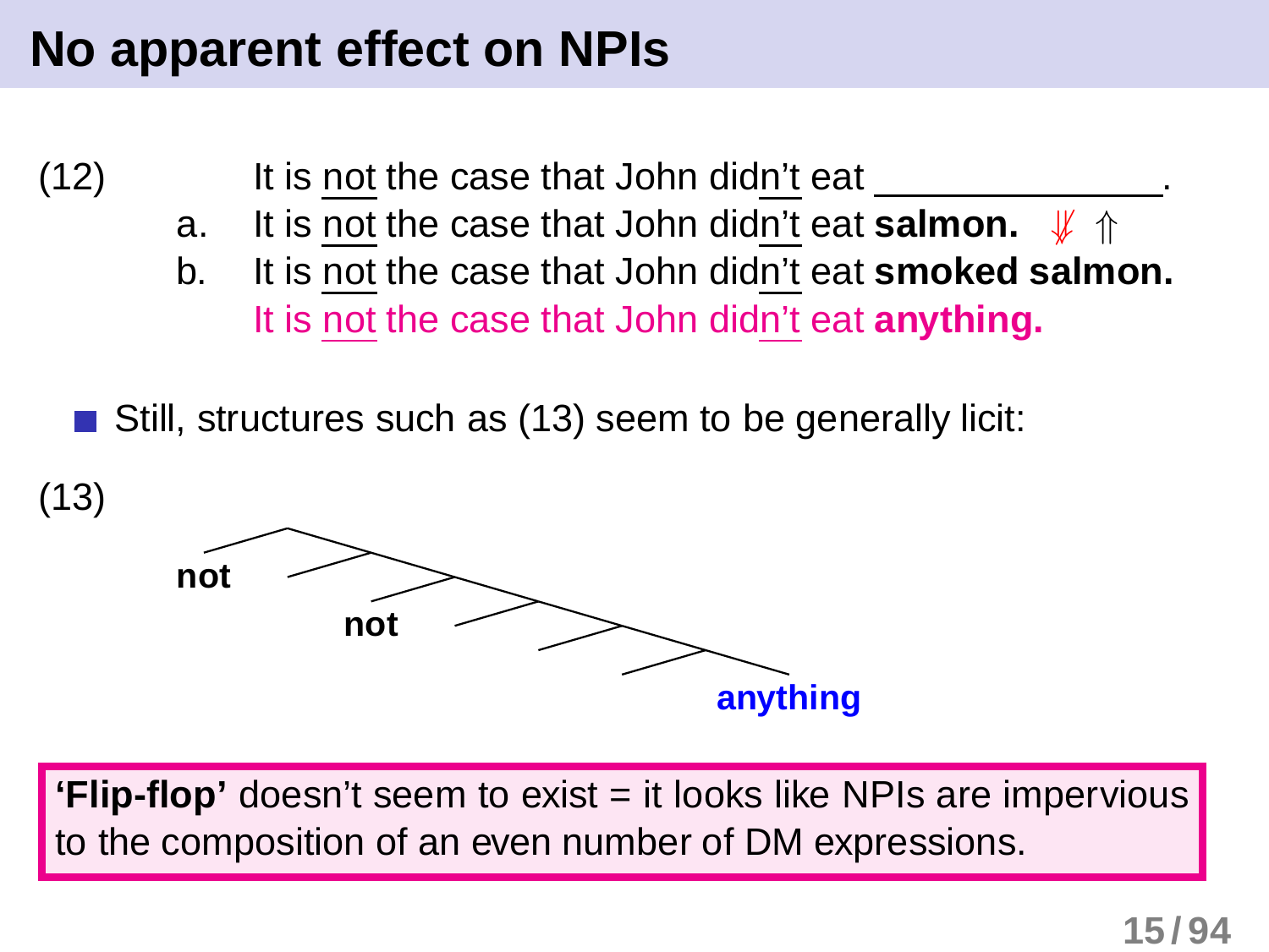# No apparent effect on NPIs

(12) It is not the case that John didn't eat ______________.

a. It is not the case that John didn't eat **salmon.** ⇓̸ ⇑

b. It is not the case that John didn't eat **smoked salmon.**

It is not the case that John didn't eat **anything.**

- Still, structures such as (13) seem to be generally licit:

(13)

**not** ... **not** ... **anything**

**'Flip-flop'** doesn't seem to exist = it looks like NPIs are impervious to the composition of an even number of DM expressions.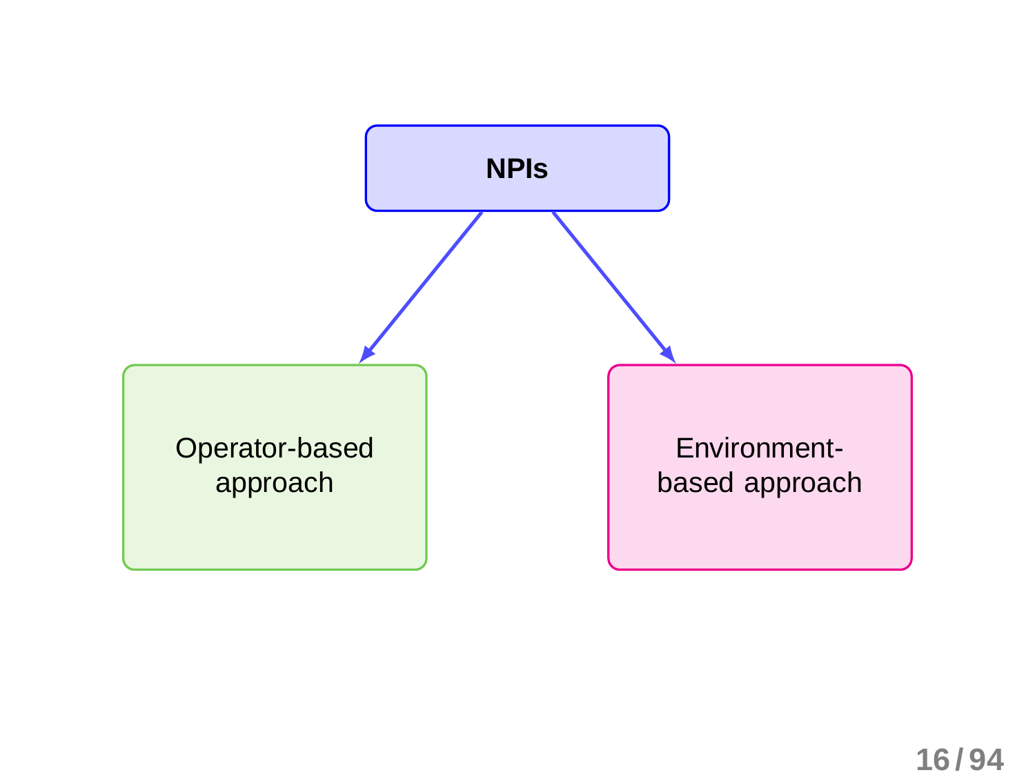**NPIs**

- Operator-based approach
- Environment-based approach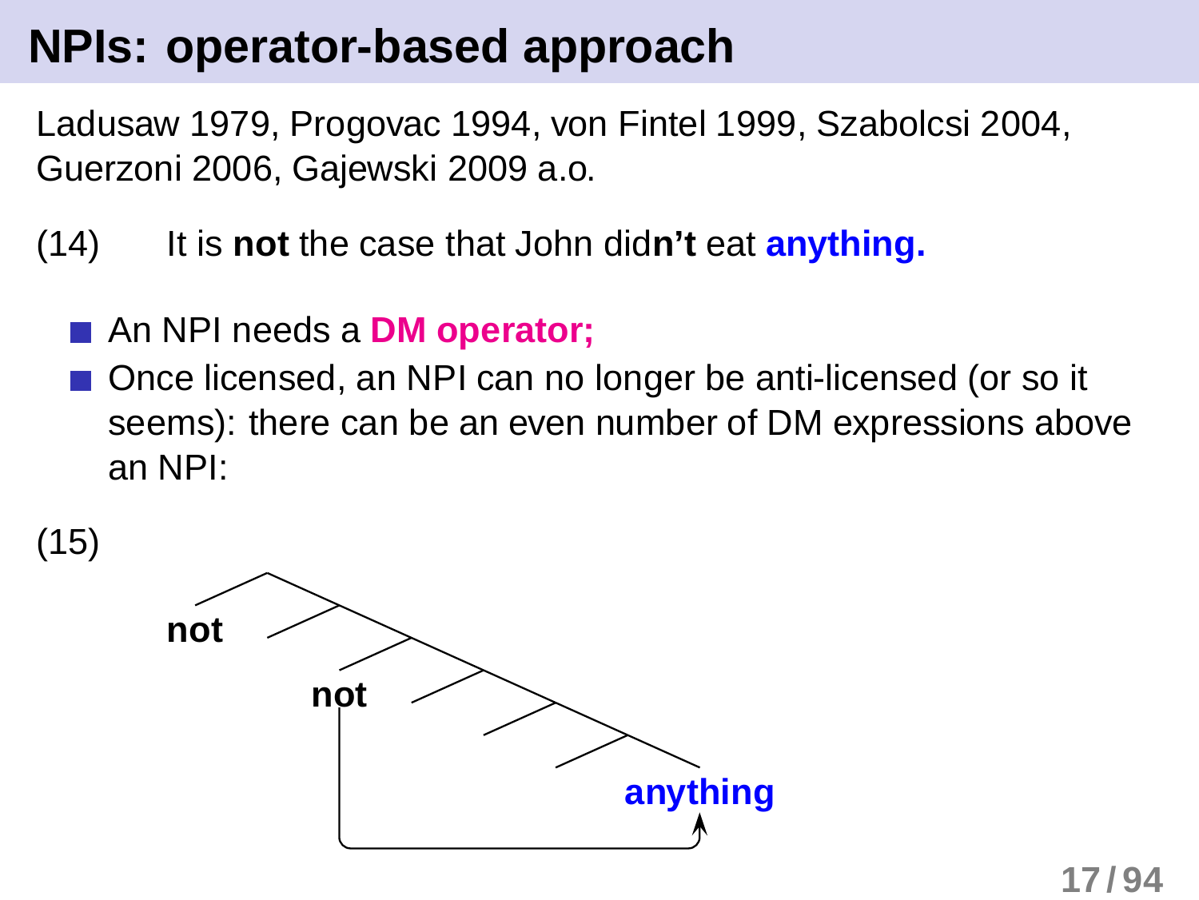# NPIs: operator-based approach

Ladusaw 1979, Progovac 1994, von Fintel 1999, Szabolcsi 2004, Guerzoni 2006, Gajewski 2009 a.o.

(14) It is **not** the case that John did**n't** eat **anything.**

- An NPI needs a **DM operator;**
- Once licensed, an NPI can no longer be anti-licensed (or so it seems): there can be an even number of DM expressions above an NPI:

(15)

**not**

**not**

**anything**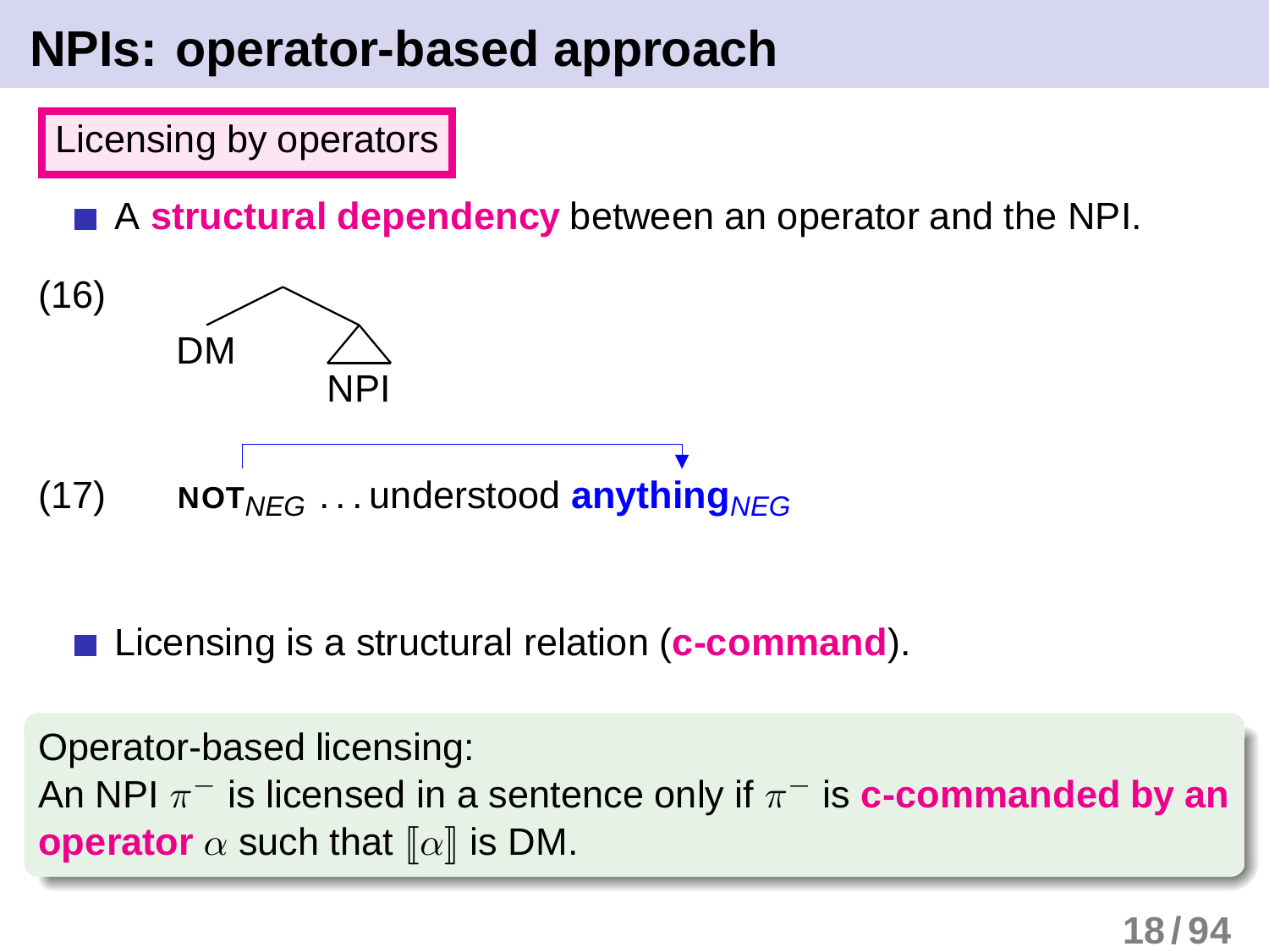# NPIs: operator-based approach

**Licensing by operators**

- A **structural dependency** between an operator and the NPI.

(16) [DM [NPI]]

(17) **NOT**$_{NEG}$ . . . understood **anything**$_{NEG}$

- Licensing is a structural relation (**c-command**).

Operator-based licensing:
An NPI $\pi^-$ is licensed in a sentence only if $\pi^-$ is **c-commanded by an operator** $\alpha$ such that $[\![\alpha]\!]$ is DM.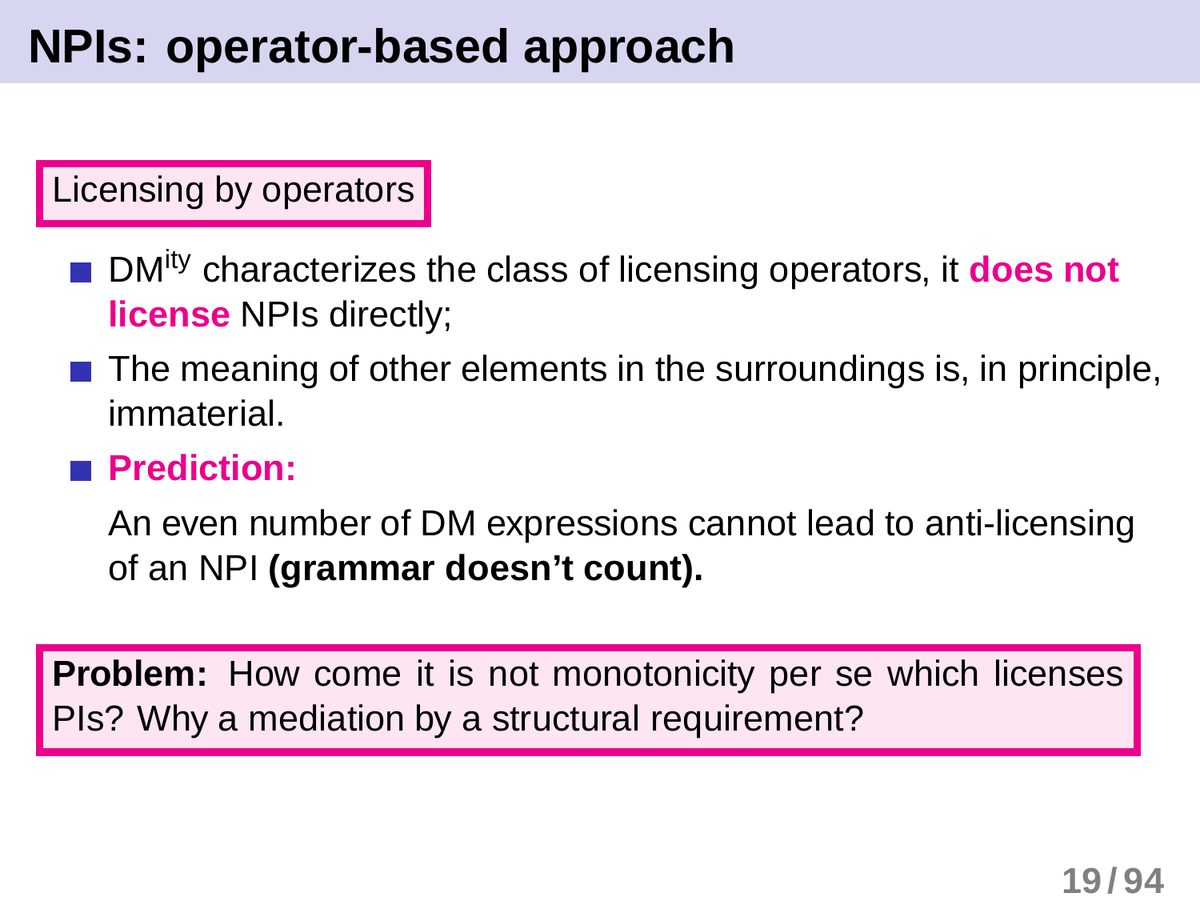# NPIs: operator-based approach

**Licensing by operators**

- DM$^{ity}$ characterizes the class of licensing operators, it **does not license** NPIs directly;
- The meaning of other elements in the surroundings is, in principle, immaterial.
- **Prediction:**

  An even number of DM expressions cannot lead to anti-licensing of an NPI **(grammar doesn't count).**

**Problem:** How come it is not monotonicity per se which licenses PIs? Why a mediation by a structural requirement?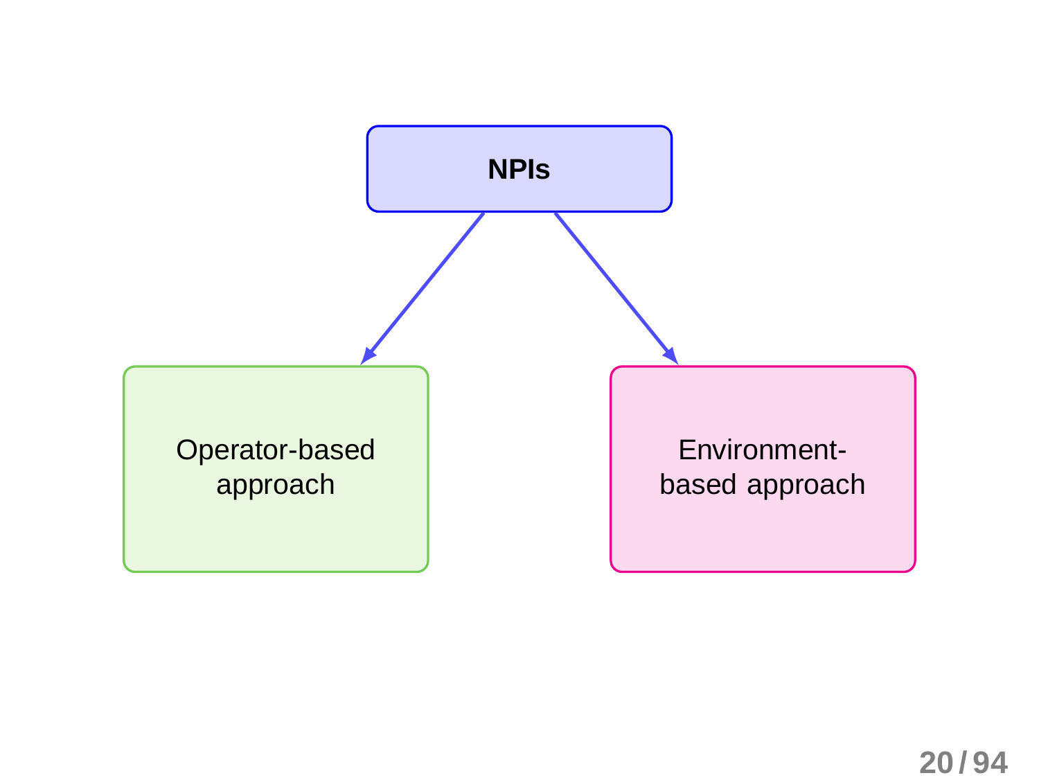**NPIs**

- Operator-based approach
- Environment-based approach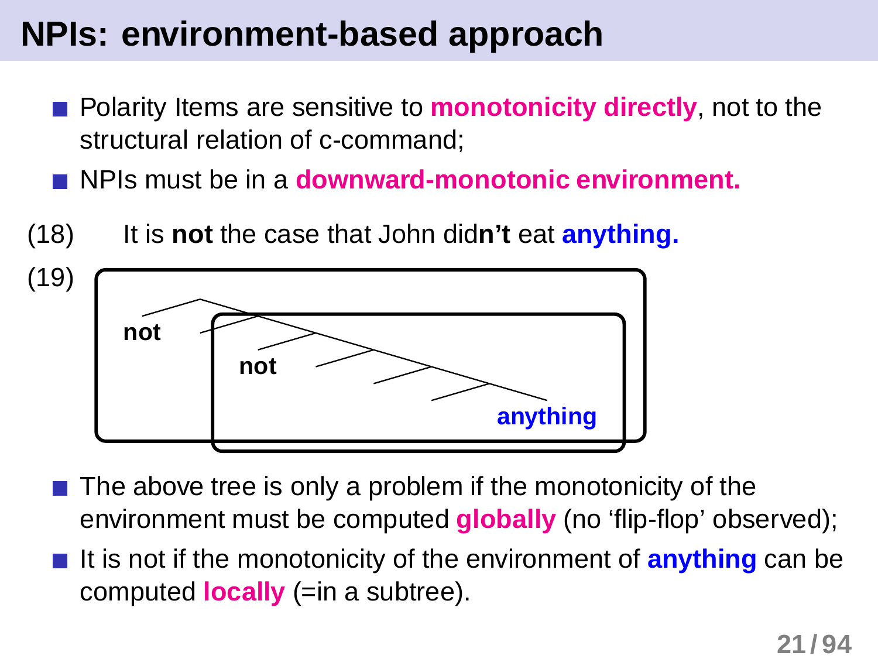# NPIs: environment-based approach

- Polarity Items are sensitive to **monotonicity directly**, not to the structural relation of c-command;
- NPIs must be in a **downward-monotonic environment.**

(18) It is **not** the case that John did**n't** eat **anything.**

(19) **not** **not** **anything**

- The above tree is only a problem if the monotonicity of the environment must be computed **globally** (no 'flip-flop' observed);
- It is not if the monotonicity of the environment of **anything** can be computed **locally** (=in a subtree).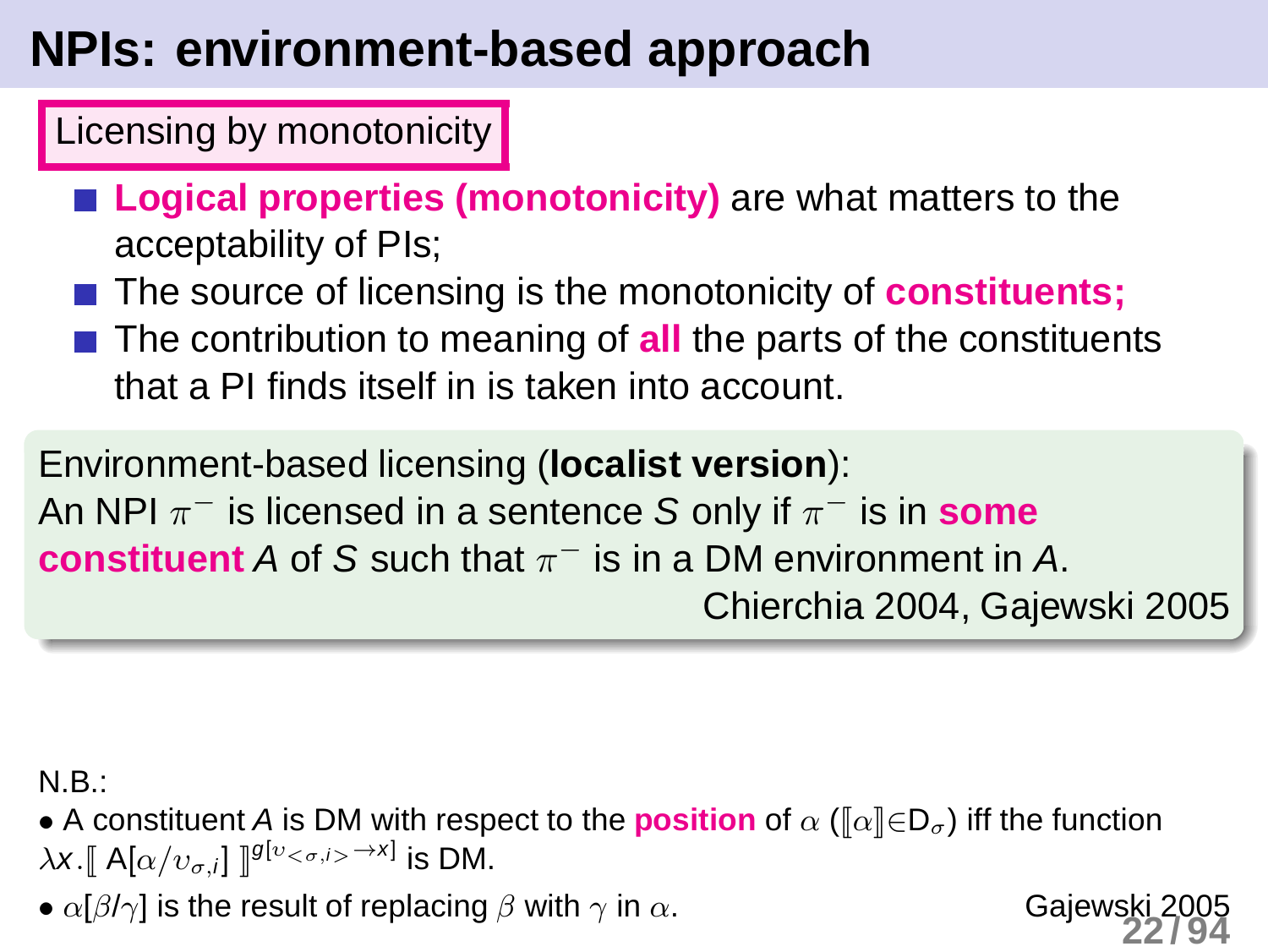# NPIs: environment-based approach

**Licensing by monotonicity**

- **Logical properties (monotonicity)** are what matters to the acceptability of PIs;
- The source of licensing is the monotonicity of **constituents;**
- The contribution to meaning of **all** the parts of the constituents that a PI finds itself in is taken into account.

Environment-based licensing (**localist version**):
An NPI $\pi^-$ is licensed in a sentence *S* only if $\pi^-$ is in **some constituent** *A* of *S* such that $\pi^-$ is in a DM environment in *A*.

Chierchia 2004, Gajewski 2005

N.B.:

- A constituent *A* is DM with respect to the **position** of $\alpha$ ($[\![\alpha]\!] \in D_\sigma$) iff the function $\lambda x.[\![ A[\alpha/\upsilon_{\sigma,i}] ]\!]^{g[\upsilon_{<\sigma,i>} \rightarrow x]}$ is DM.
- $\alpha[\beta/\gamma]$ is the result of replacing $\beta$ with $\gamma$ in $\alpha$.

Gajewski 2005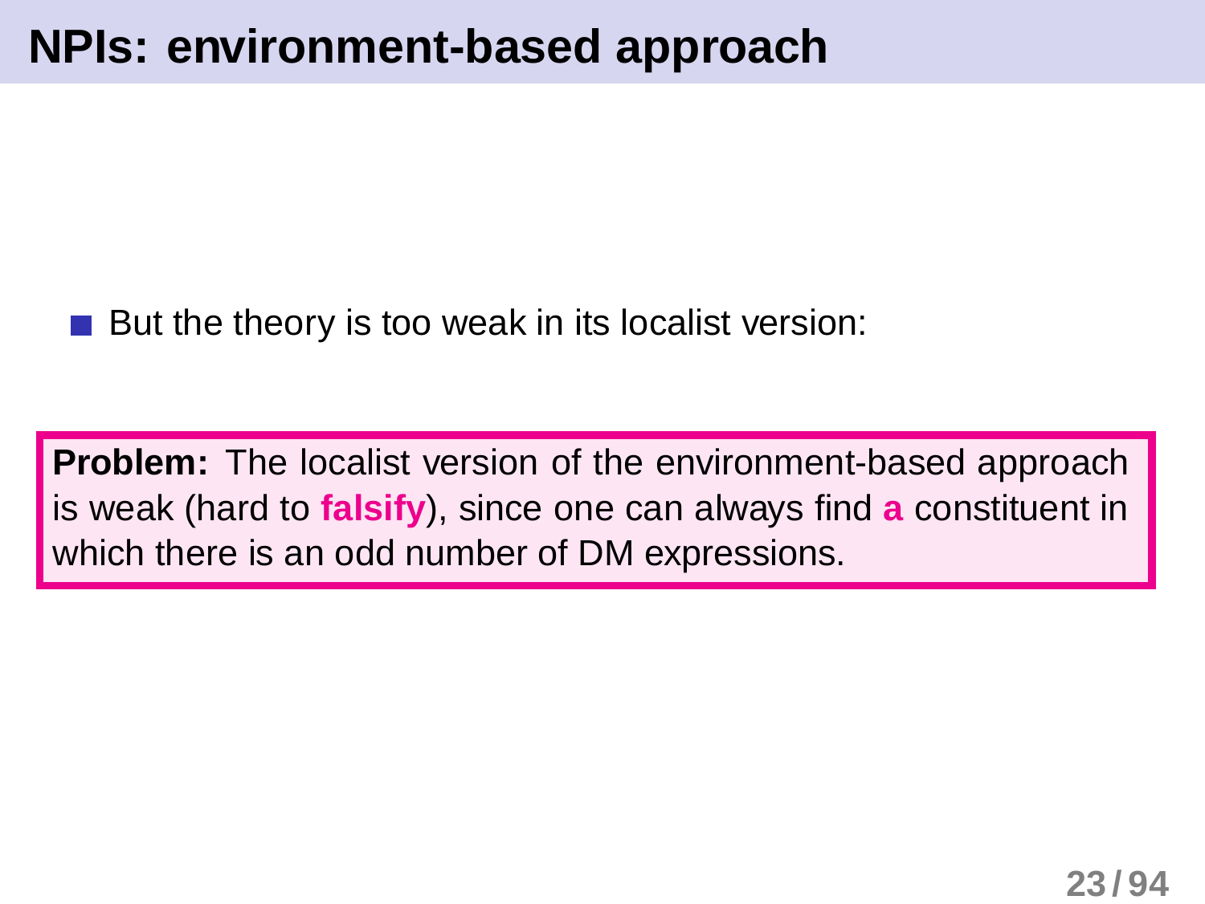# NPIs: environment-based approach

- But the theory is too weak in its localist version:

**Problem:** The localist version of the environment-based approach is weak (hard to **falsify**), since one can always find **a** constituent in which there is an odd number of DM expressions.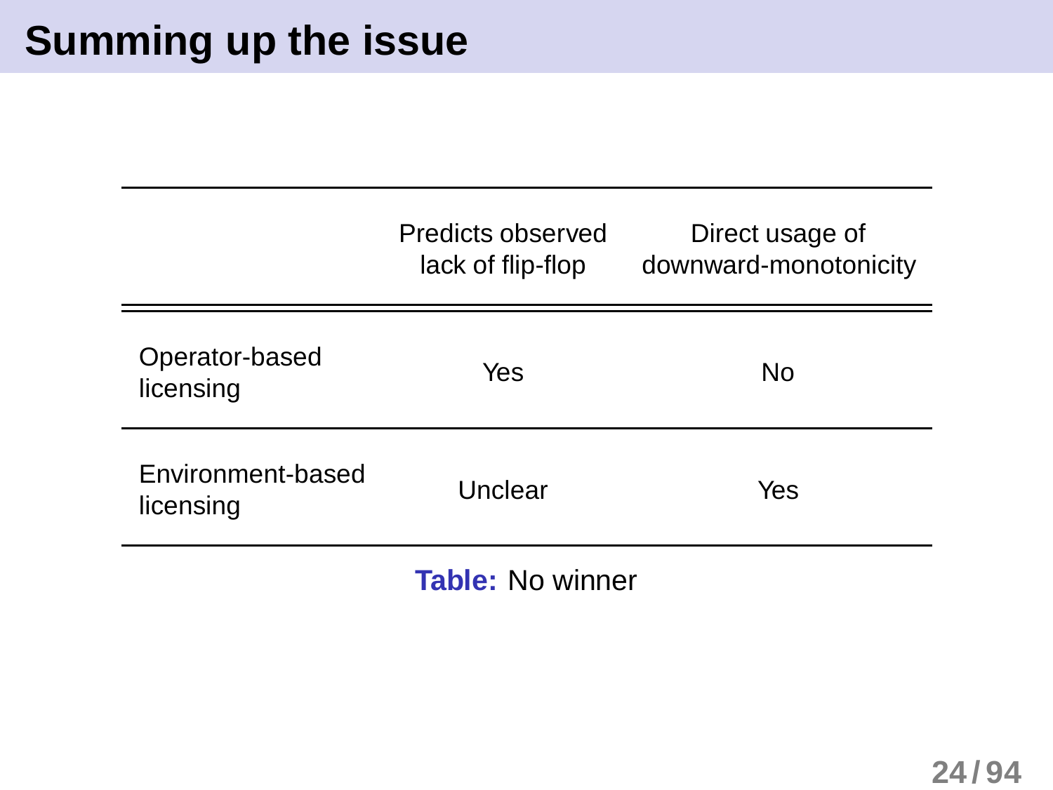# Summing up the issue

| | Predicts observed lack of flip-flop | Direct usage of downward-monotonicity |
|---|---|---|
| Operator-based licensing | Yes | No |
| Environment-based licensing | Unclear | Yes |

**Table:** No winner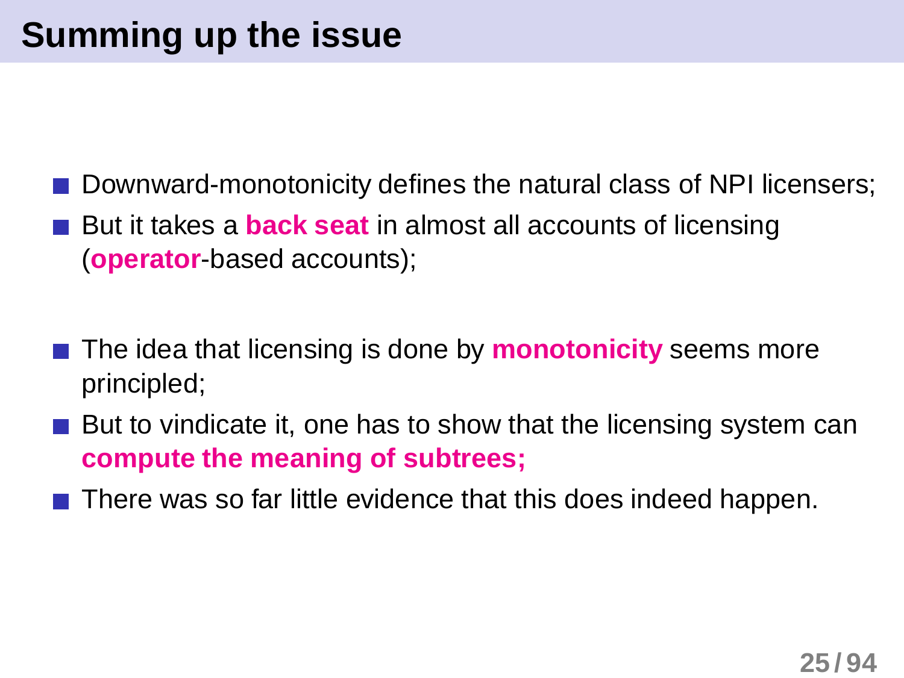# Summing up the issue

- Downward-monotonicity defines the natural class of NPI licensers;
- But it takes a **back seat** in almost all accounts of licensing (**operator**-based accounts);

- The idea that licensing is done by **monotonicity** seems more principled;
- But to vindicate it, one has to show that the licensing system can **compute the meaning of subtrees;**
- There was so far little evidence that this does indeed happen.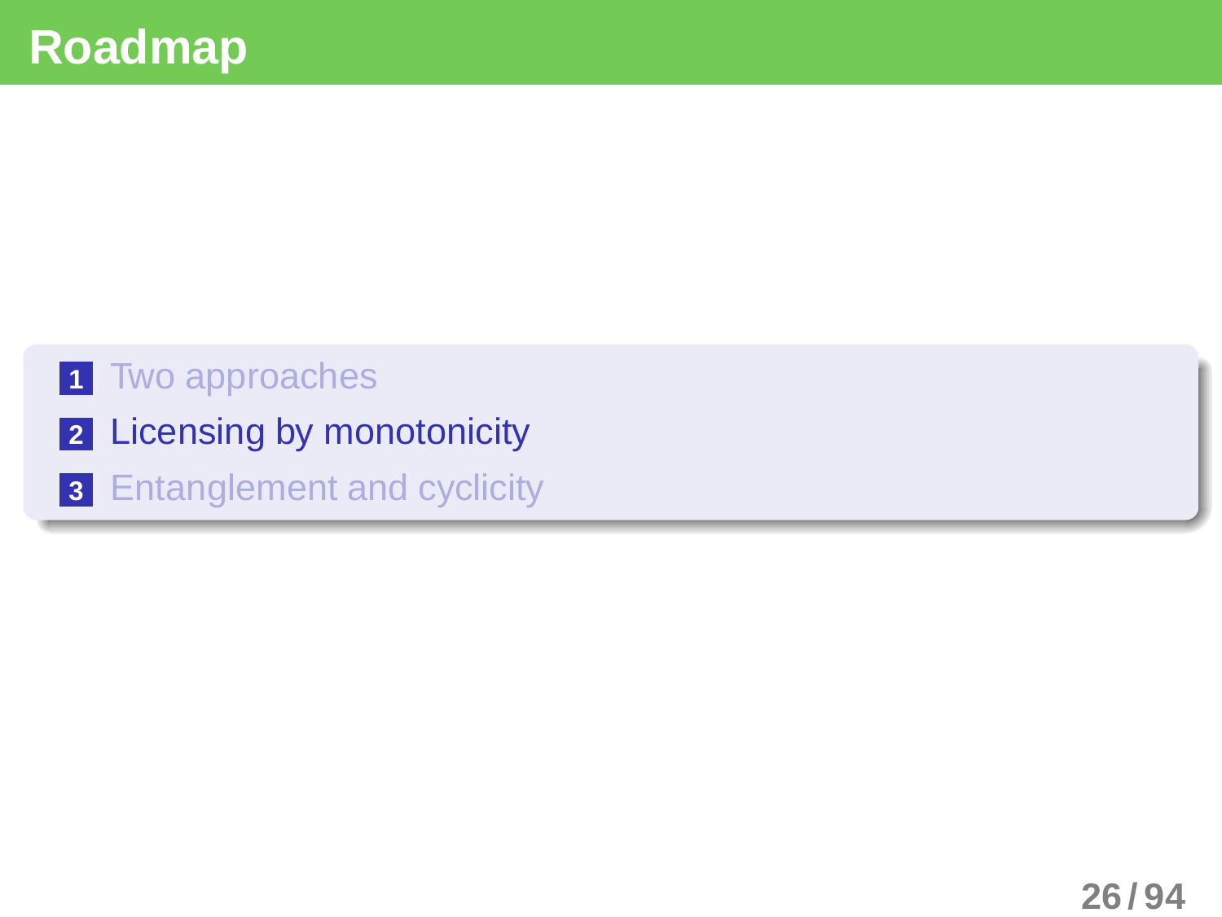# Roadmap

1. Two approaches
2. Licensing by monotonicity
3. Entanglement and cyclicity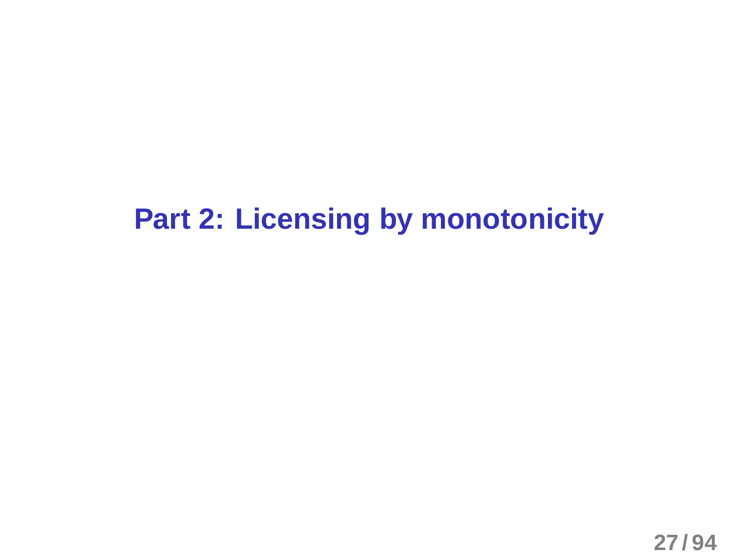# Part 2: Licensing by monotonicity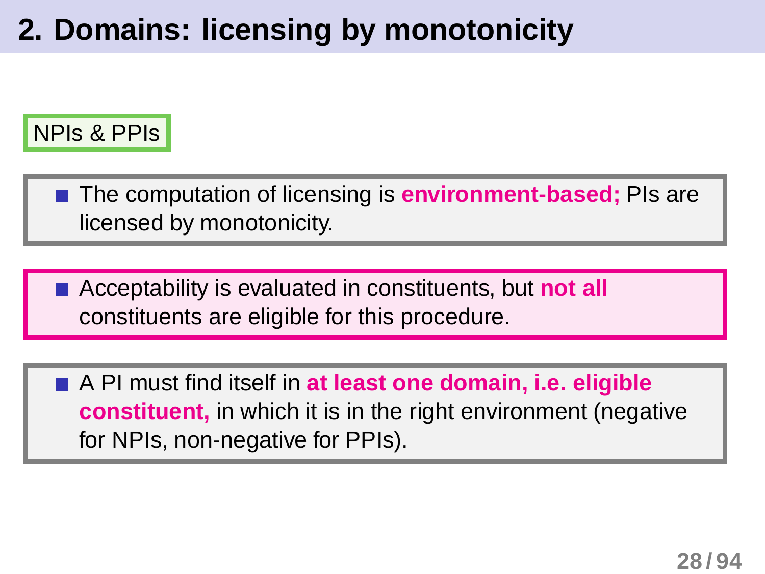# 2. Domains: licensing by monotonicity

NPIs & PPIs

- The computation of licensing is **environment-based;** PIs are licensed by monotonicity.

- Acceptability is evaluated in constituents, but **not all** constituents are eligible for this procedure.

- A PI must find itself in **at least one domain, i.e. eligible constituent,** in which it is in the right environment (negative for NPIs, non-negative for PPIs).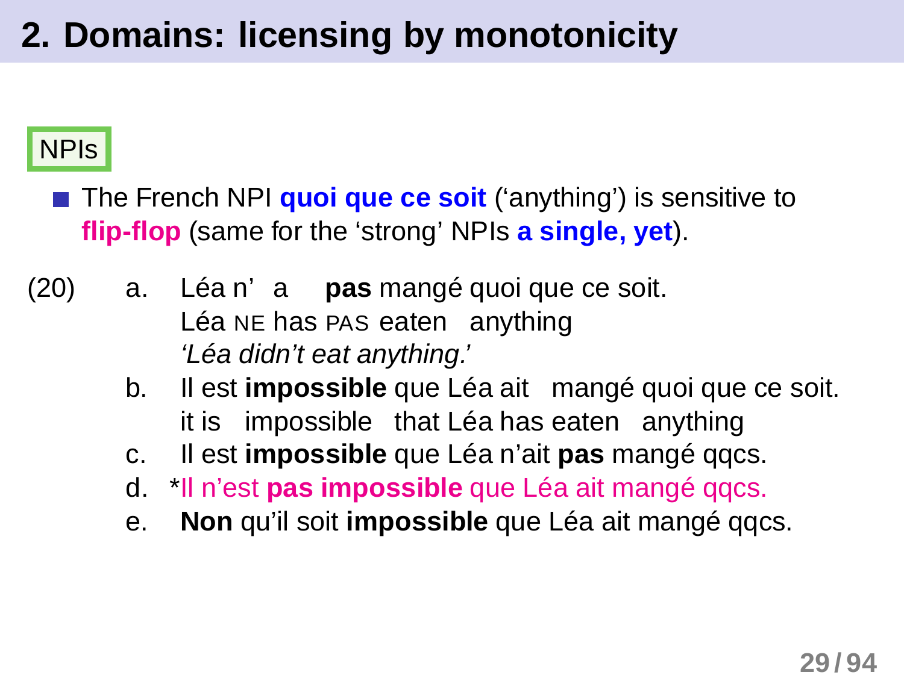## 2. Domains: licensing by monotonicity

NPIs

- The French NPI **quoi que ce soit** (‘anything’) is sensitive to **flip-flop** (same for the ‘strong’ NPIs **a single, yet**).

(20)
a. Léa n’ a **pas** mangé quoi que ce soit.
   Léa NE has PAS eaten anything
   *‘Léa didn’t eat anything.’*

b. Il est **impossible** que Léa ait mangé quoi que ce soit.
   it is impossible that Léa has eaten anything

c. Il est **impossible** que Léa n’ait **pas** mangé qqcs.

d. *Il n’est **pas impossible** que Léa ait mangé qqcs.

e. **Non** qu’il soit **impossible** que Léa ait mangé qqcs.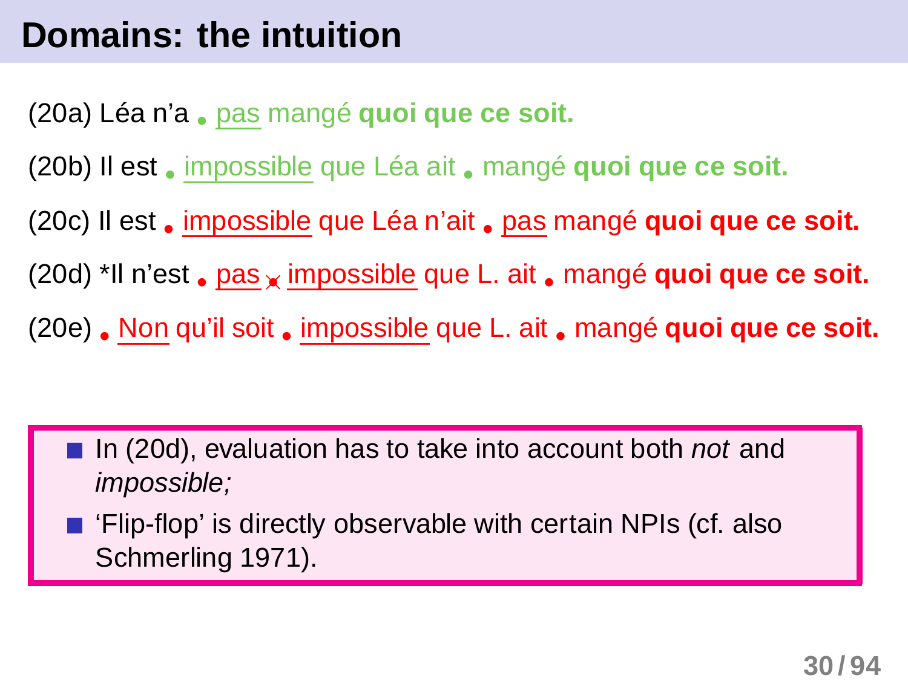# Domains: the intuition

(20a) Léa n'a . pas mangé **quoi que ce soit.**

(20b) Il est . impossible que Léa ait . mangé **quoi que ce soit.**

(20c) Il est . impossible que Léa n'ait . pas mangé **quoi que ce soit.**

(20d) *Il n'est . pas × impossible que L. ait . mangé **quoi que ce soit.**

(20e) . Non qu'il soit . impossible que L. ait . mangé **quoi que ce soit.**

- In (20d), evaluation has to take into account both *not* and *impossible;*
- 'Flip-flop' is directly observable with certain NPIs (cf. also Schmerling 1971).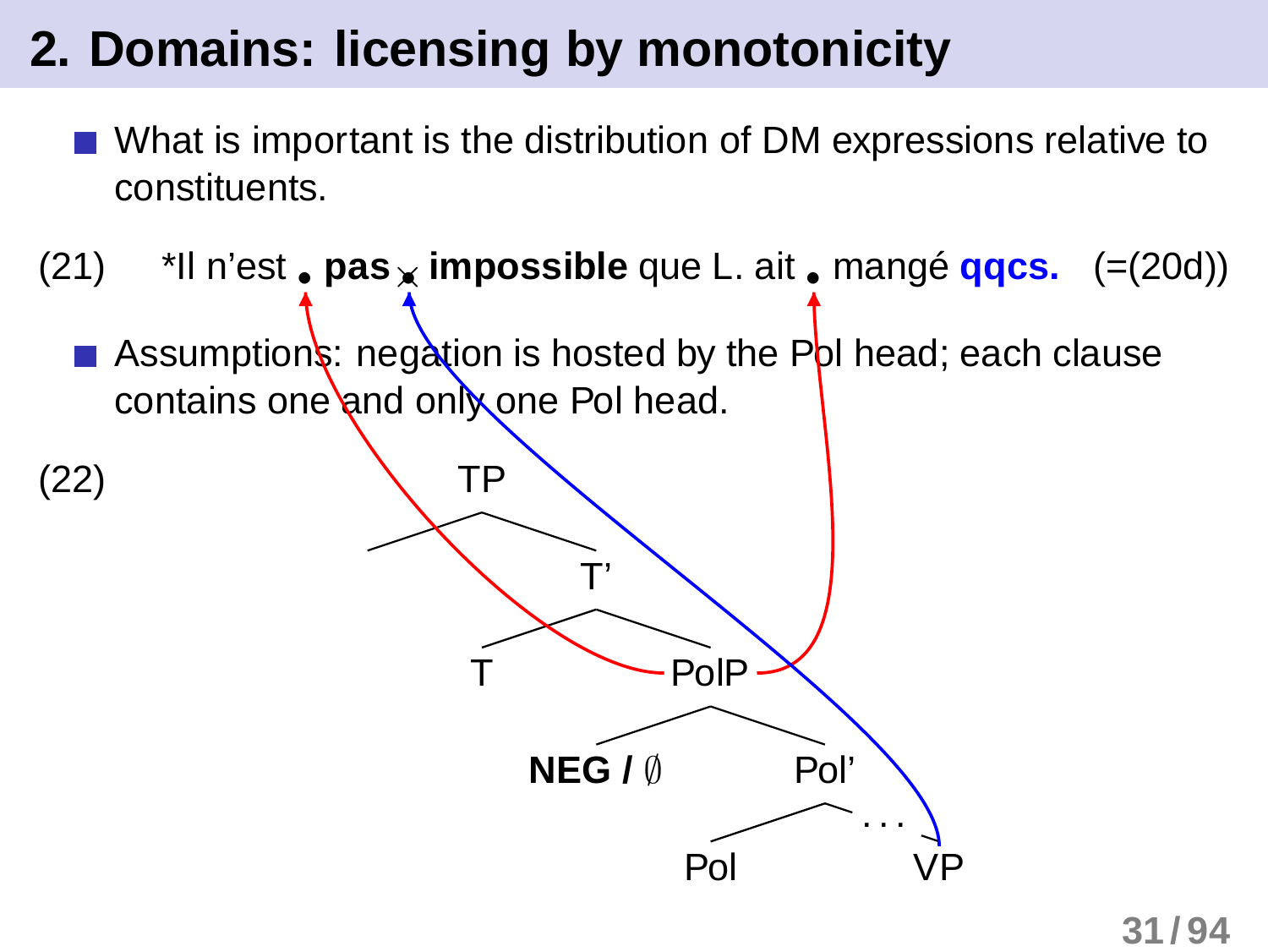## 2. Domains: licensing by monotonicity

- What is important is the distribution of DM expressions relative to constituents.

(21) *Il n'est • **pas** • **impossible** que L. ait • mangé **qqcs.** (=(20d))

- Assumptions: negation is hosted by the Pol head; each clause contains one and only one Pol head.

(22)

```
TP
├── 
└── T'
    ├── T
    └── PolP
        ├── NEG / ∅
        └── Pol'
            ├── Pol
            └── ...
                └── VP
```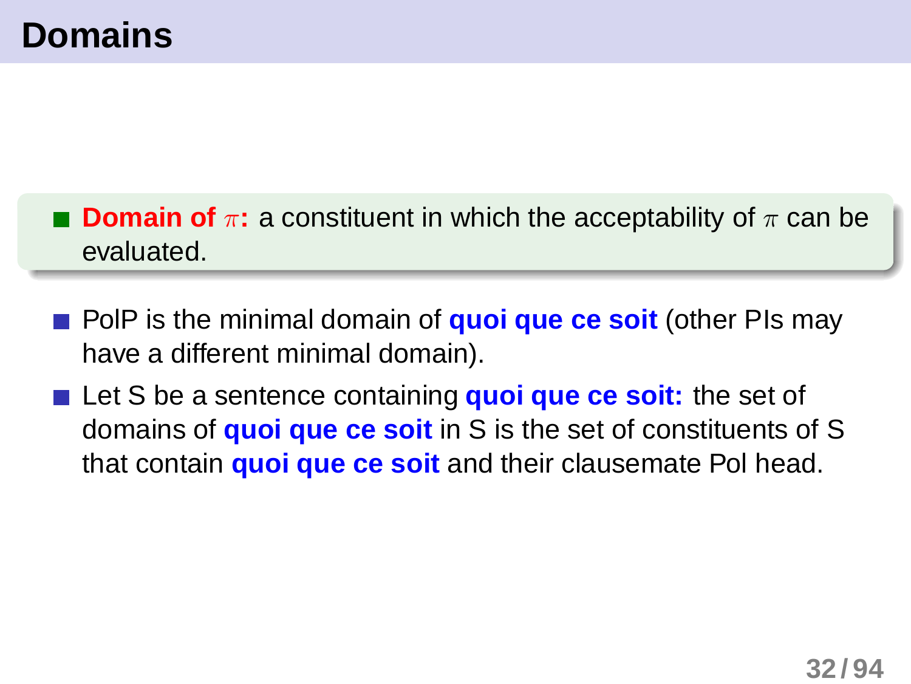# Domains

- **Domain of $\pi$:** a constituent in which the acceptability of $\pi$ can be evaluated.

- PolP is the minimal domain of **quoi que ce soit** (other PIs may have a different minimal domain).
- Let S be a sentence containing **quoi que ce soit:** the set of domains of **quoi que ce soit** in S is the set of constituents of S that contain **quoi que ce soit** and their clausemate Pol head.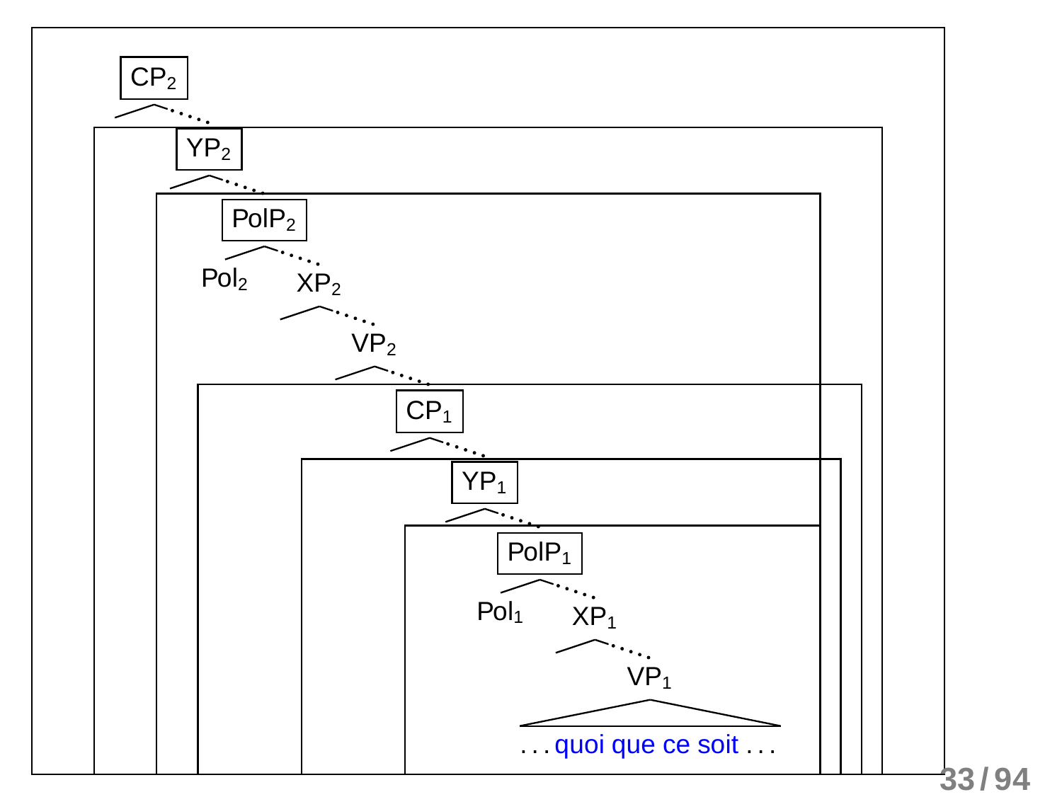$CP_2$

$YP_2$

$PolP_2$

$Pol_2$ $XP_2$

$VP_2$

$CP_1$

$YP_1$

$PolP_1$

$Pol_1$ $XP_1$

$VP_1$

. . . quoi que ce soit . . .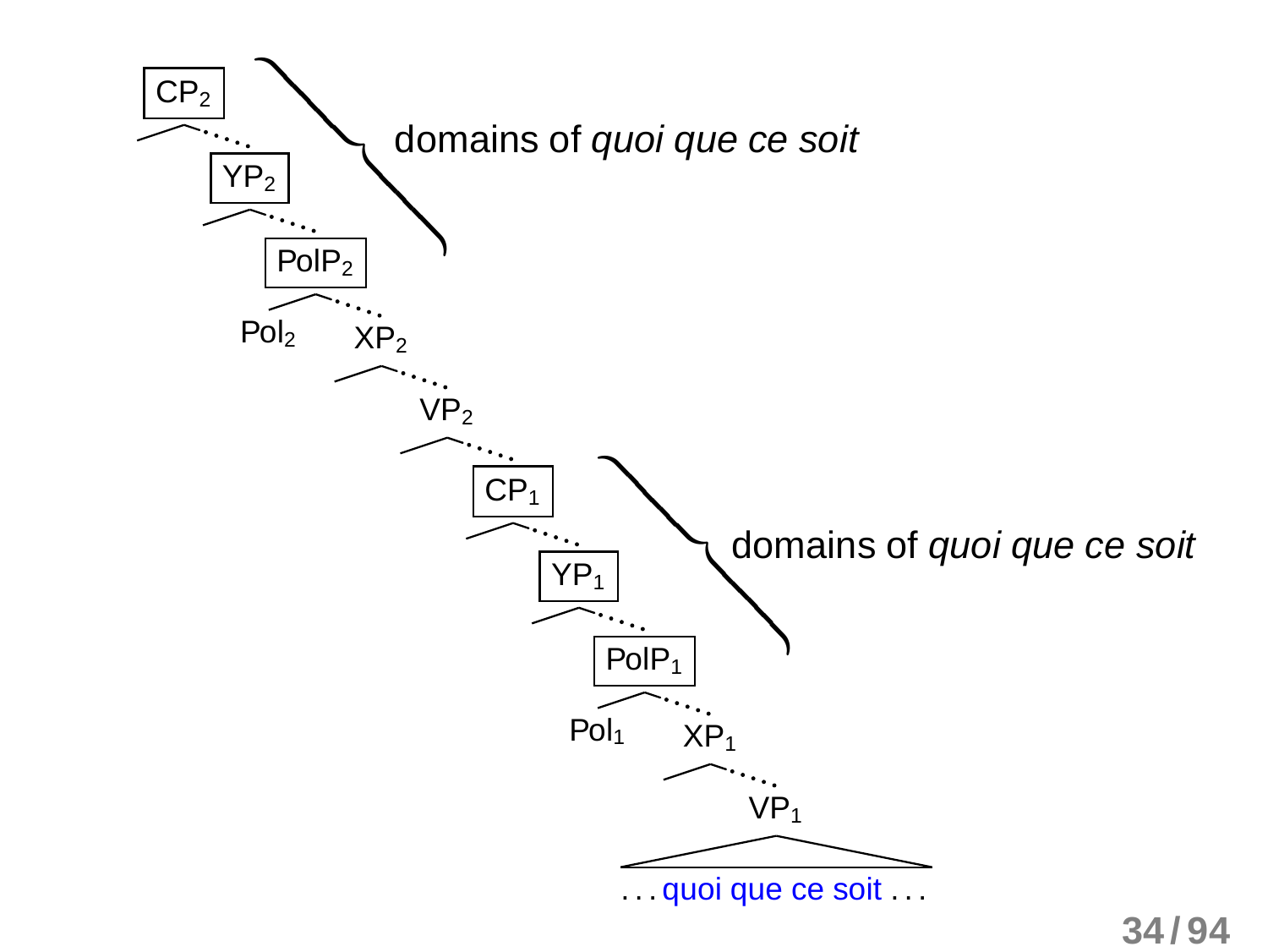$CP_2$

$YP_2$

$PolP_2$

$Pol_2$ $XP_2$

$VP_2$

$CP_1$

$YP_1$

$PolP_1$

$Pol_1$ $XP_1$

$VP_1$

... quoi que ce soit ...

domains of *quoi que ce soit* ($CP_2$, $YP_2$, $PolP_2$)

domains of *quoi que ce soit* ($CP_1$, $YP_1$, $PolP_1$)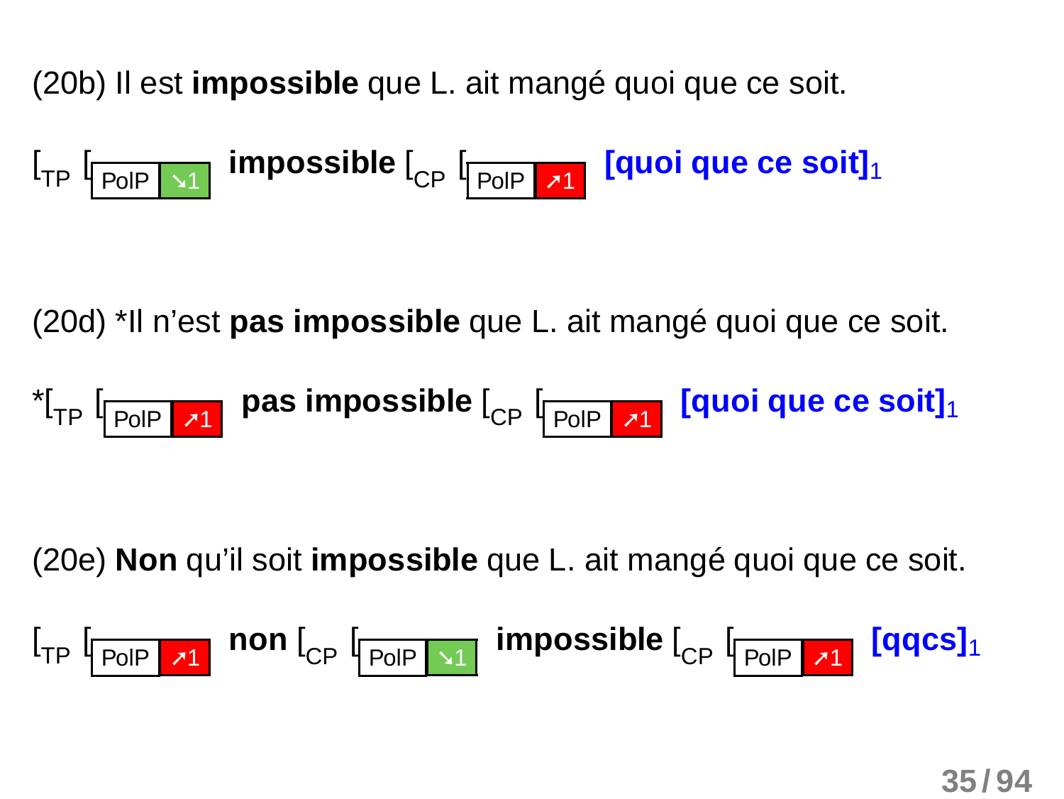(20b) Il est **impossible** que L. ait mangé quoi que ce soit.

$[_{TP}$ [PolP ↘1] **impossible** $[_{CP}$ [PolP ↗1] **[quoi que ce soit]**$_1$

(20d) *Il n'est **pas impossible** que L. ait mangé quoi que ce soit.

*$[_{TP}$ [PolP ↗1] **pas impossible** $[_{CP}$ [PolP ↗1] **[quoi que ce soit]**$_1$

(20e) **Non** qu'il soit **impossible** que L. ait mangé quoi que ce soit.

$[_{TP}$ [PolP ↗1] **non** $[_{CP}$ [PolP ↘1] **impossible** $[_{CP}$ [PolP ↗1] **[qqcs]**$_1$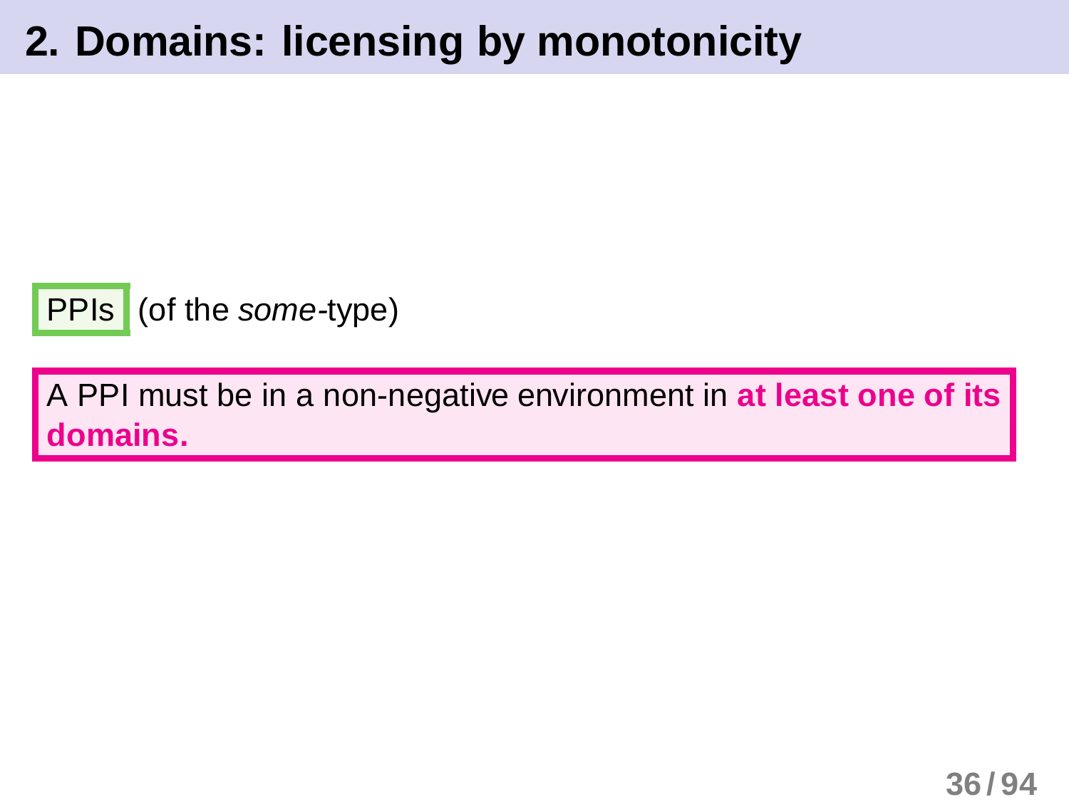## 2. Domains: licensing by monotonicity

PPIs (of the *some*-type)

A PPI must be in a non-negative environment in **at least one of its domains.**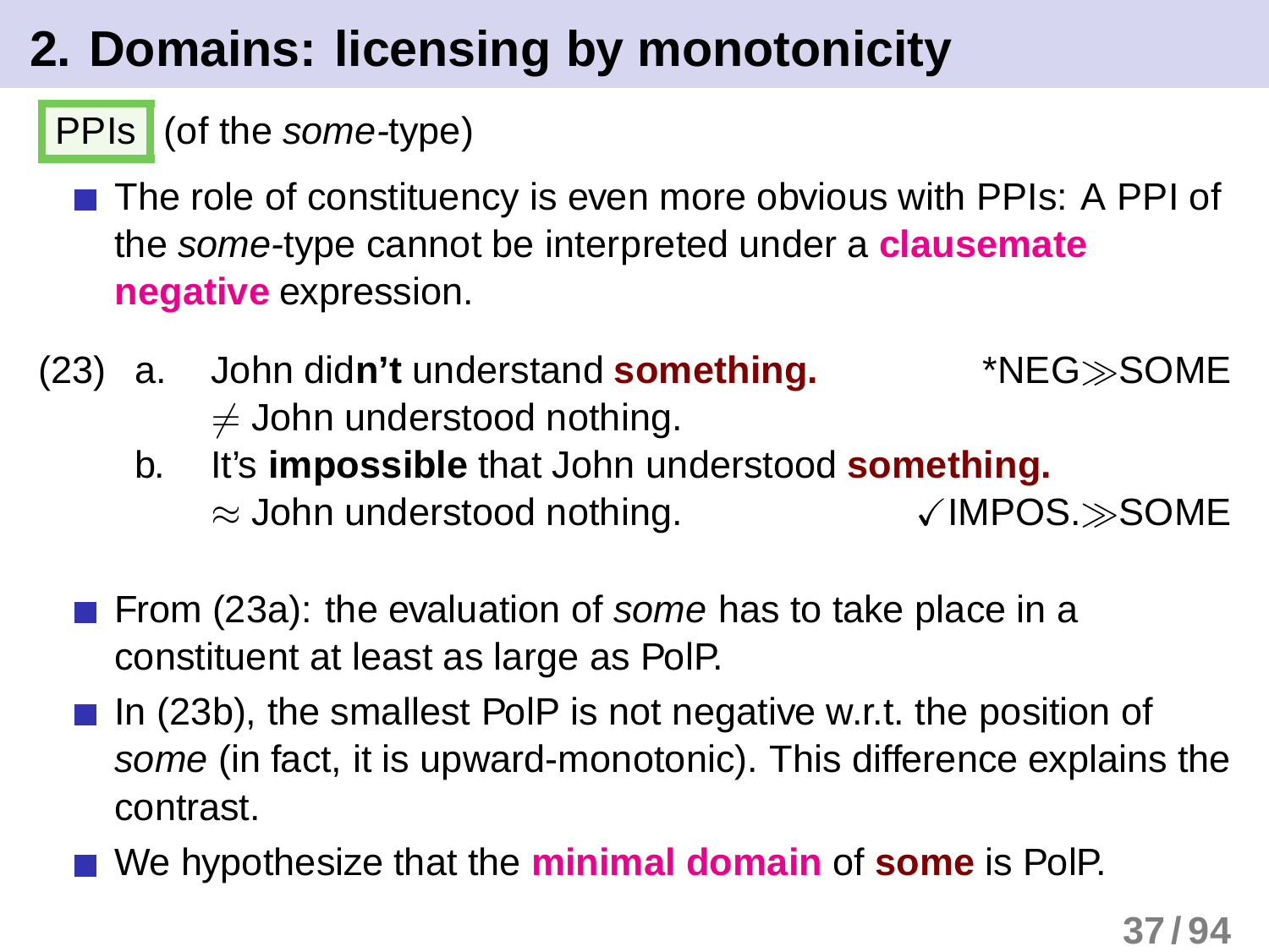## 2. Domains: licensing by monotonicity

**PPIs** (of the *some*-type)

- The role of constituency is even more obvious with PPIs: A PPI of the *some*-type cannot be interpreted under a **clausemate negative** expression.

(23) a. John did**n't** understand **something.** *NEG$\gg$SOME
$\neq$ John understood nothing.

b. It's **impossible** that John understood **something.**
$\approx$ John understood nothing. ✓IMPOS.$\gg$SOME

- From (23a): the evaluation of *some* has to take place in a constituent at least as large as PolP.
- In (23b), the smallest PolP is not negative w.r.t. the position of *some* (in fact, it is upward-monotonic). This difference explains the contrast.
- We hypothesize that the **minimal domain** of **some** is PolP.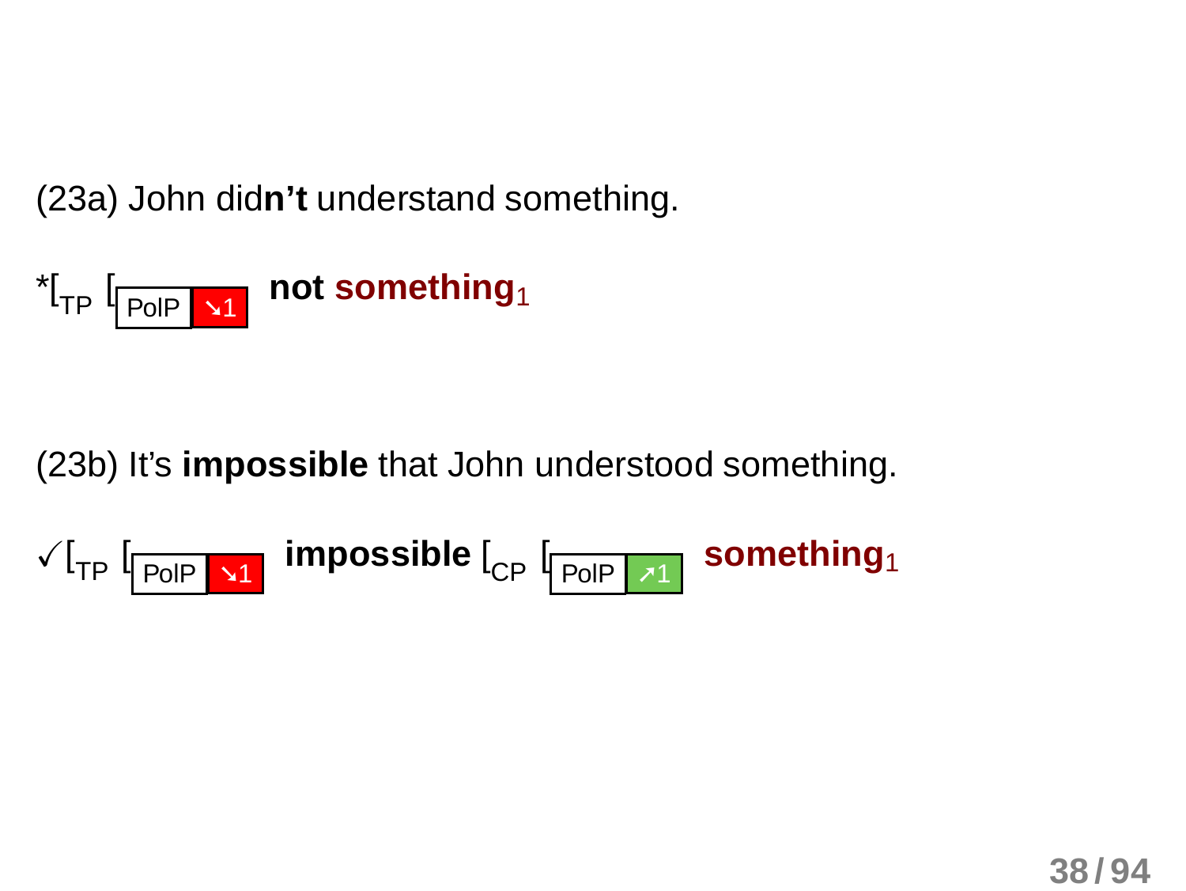(23a) John did**n't** understand something.

*[$_{TP}$ [PolP ↘1] **not** **something**$_1$

(23b) It's **impossible** that John understood something.

✓[$_{TP}$ [PolP ↘1] **impossible** [$_{CP}$ [PolP ↗1] **something**$_1$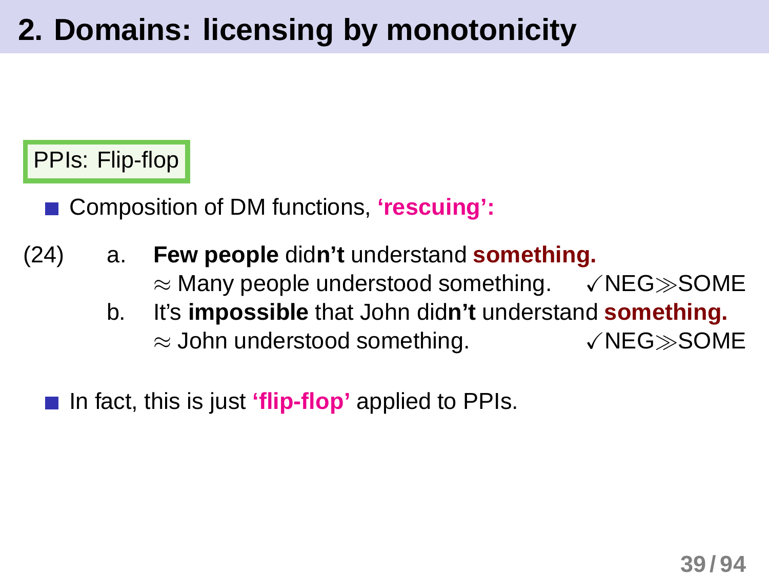## 2. Domains: licensing by monotonicity

PPIs: Flip-flop

- Composition of DM functions, **'rescuing':**

(24)
a. **Few people** did**n't** understand **something.**
$\approx$ Many people understood something. ✓NEG$\gg$SOME

b. It's **impossible** that John did**n't** understand **something.**
$\approx$ John understood something. ✓NEG$\gg$SOME

- In fact, this is just **'flip-flop'** applied to PPIs.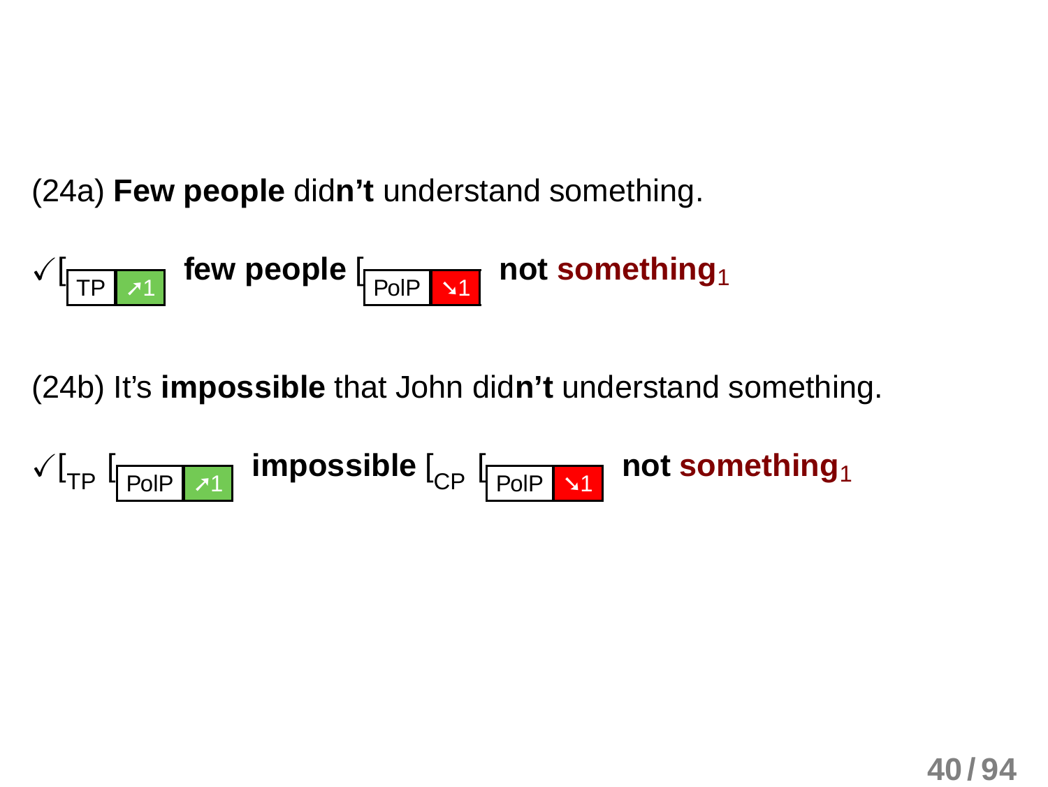(24a) **Few people** did**n't** understand something.

✓[$_{\text{TP}}$ ↗1 **few people** [$_{\text{PolP}}$ ↘1 **not something**$_1$

(24b) It's **impossible** that John did**n't** understand something.

✓[$_{\text{TP}}$ [$_{\text{PolP}}$ ↗1 **impossible** [$_{\text{CP}}$ [$_{\text{PolP}}$ ↘1 **not something**$_1$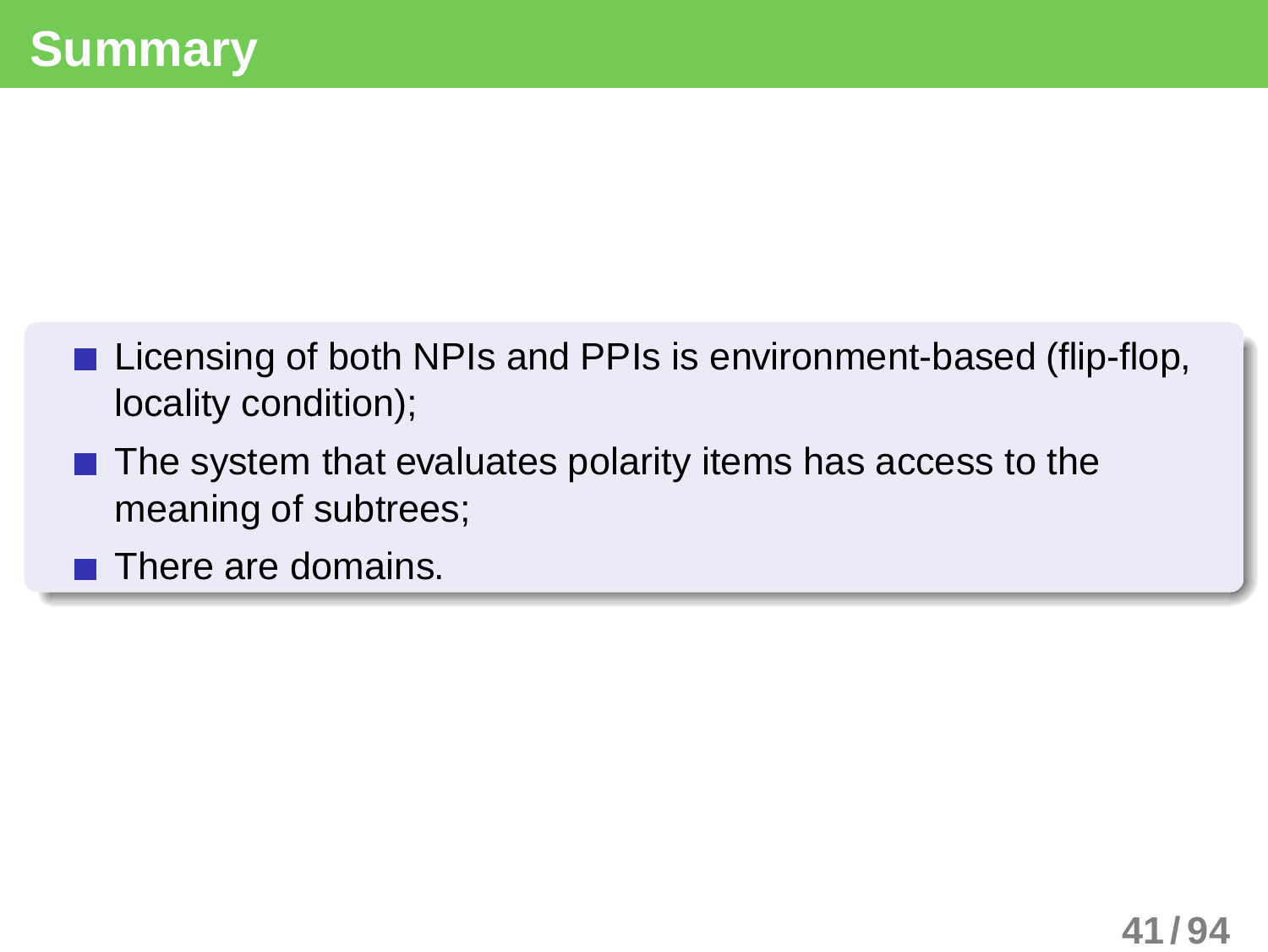# Summary

- Licensing of both NPIs and PPIs is environment-based (flip-flop, locality condition);
- The system that evaluates polarity items has access to the meaning of subtrees;
- There are domains.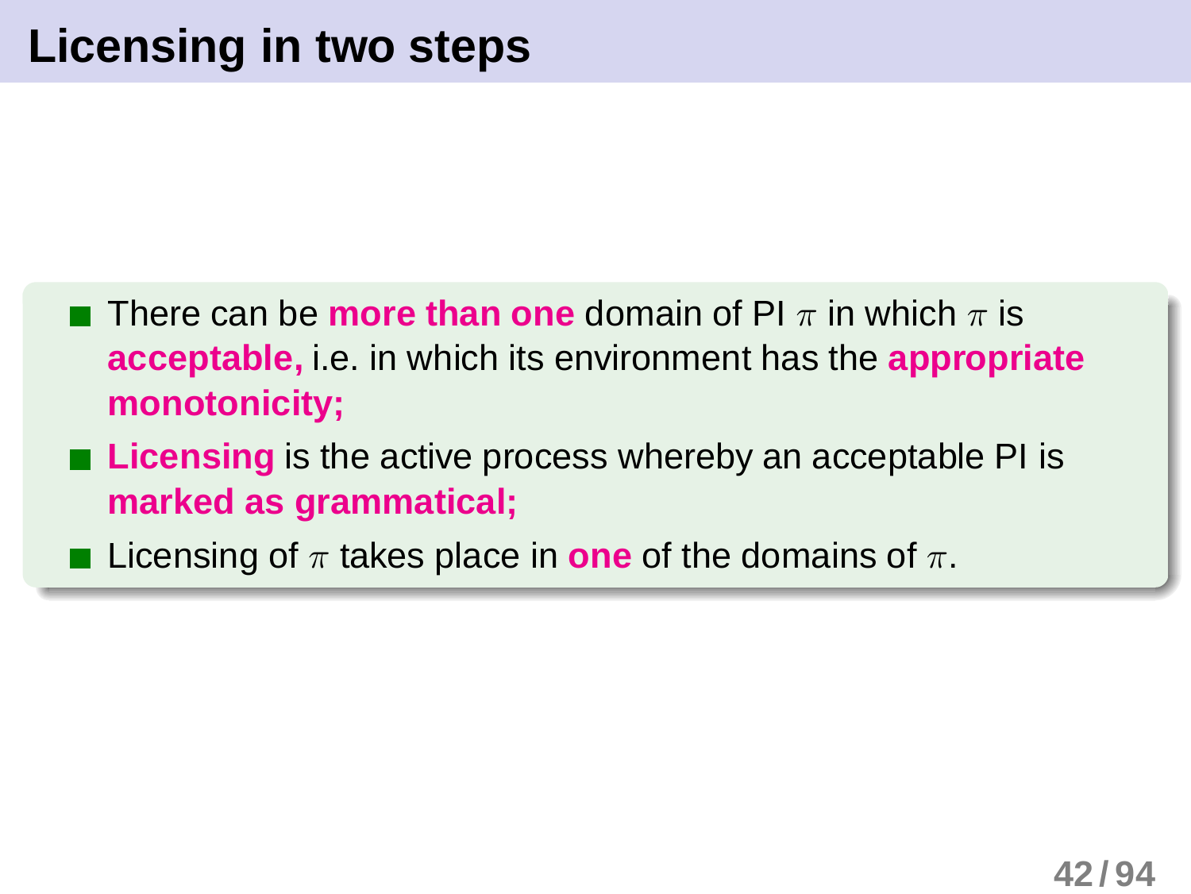# Licensing in two steps

- There can be **more than one** domain of PI $\pi$ in which $\pi$ is **acceptable,** i.e. in which its environment has the **appropriate monotonicity;**
- **Licensing** is the active process whereby an acceptable PI is **marked as grammatical;**
- Licensing of $\pi$ takes place in **one** of the domains of $\pi$.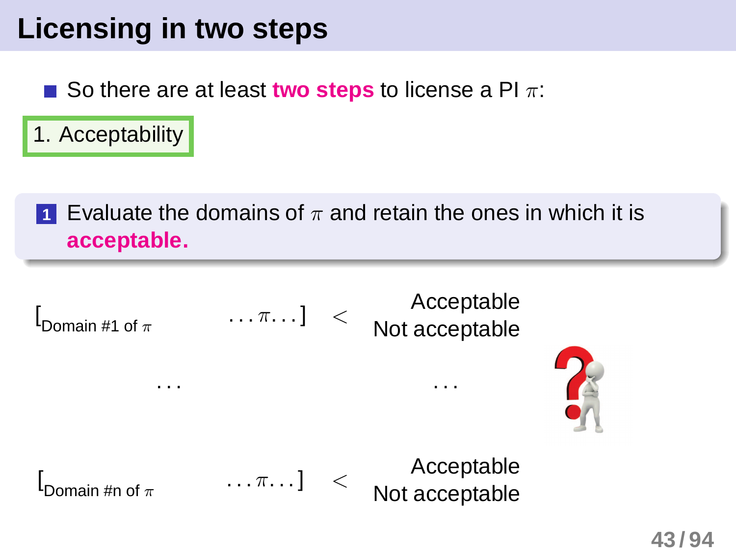# Licensing in two steps

- So there are at least **two steps** to license a PI $\pi$:

1. Acceptability

**1** Evaluate the domains of $\pi$ and retain the ones in which it is **acceptable.**

$[_{\text{Domain \#1 of } \pi} \ldots \pi \ldots] <$ Acceptable / Not acceptable

$\ldots \qquad \ldots$

$[_{\text{Domain \#n of } \pi} \ldots \pi \ldots] <$ Acceptable / Not acceptable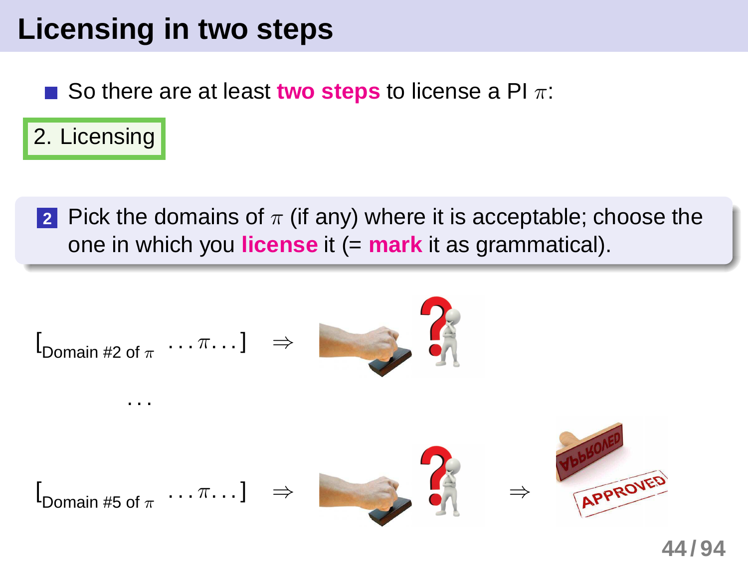# Licensing in two steps

- So there are at least **two steps** to license a PI $\pi$:

2. Licensing

**2** Pick the domains of $\pi$ (if any) where it is acceptable; choose the one in which you **license** it (= **mark** it as grammatical).

$[_{\text{Domain \#2 of } \pi} \ldots \pi \ldots] \Rightarrow$

$\ldots$

$[_{\text{Domain \#5 of } \pi} \ldots \pi \ldots] \Rightarrow \quad \Rightarrow$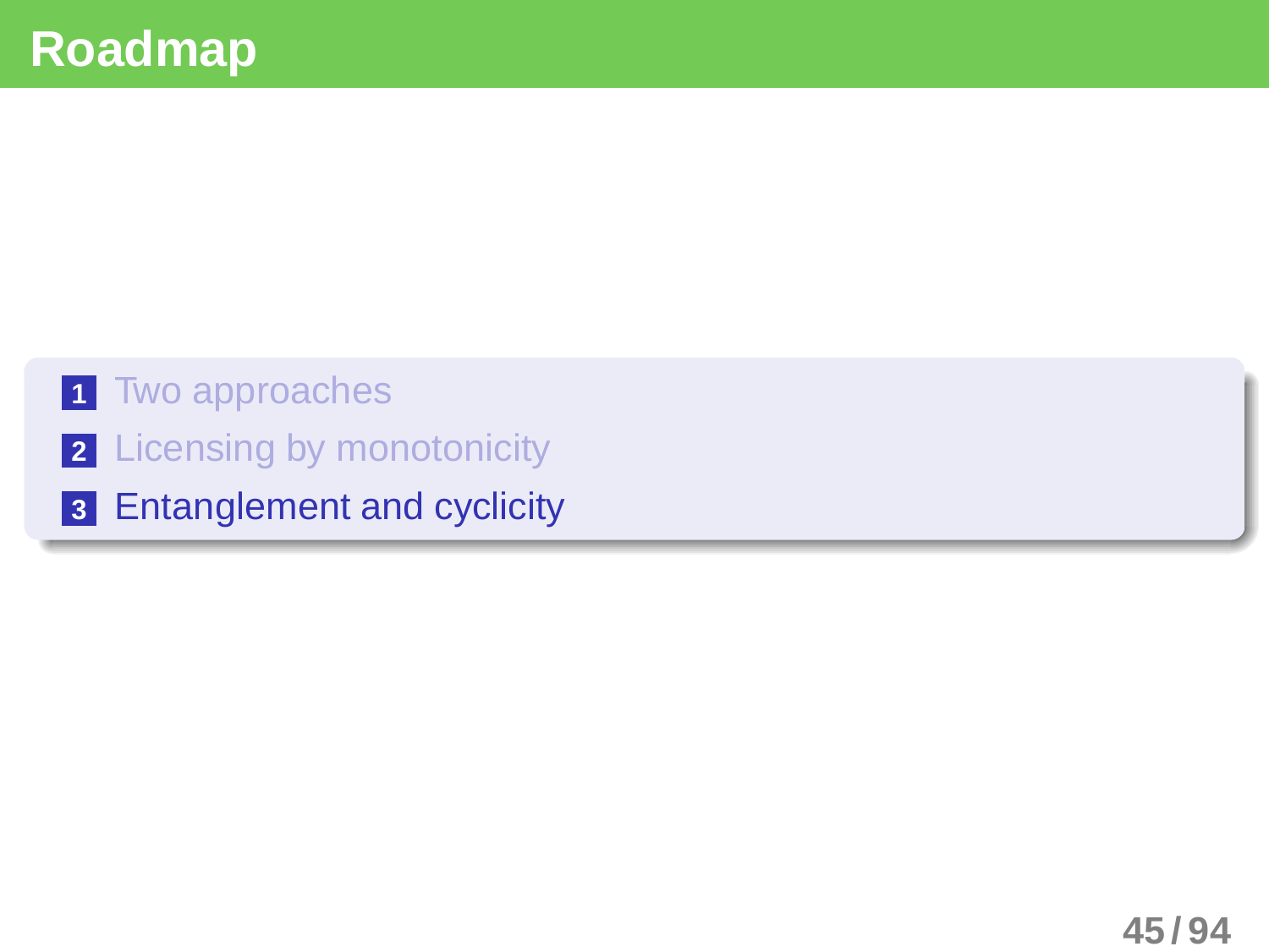# Roadmap

1. Two approaches
2. Licensing by monotonicity
3. Entanglement and cyclicity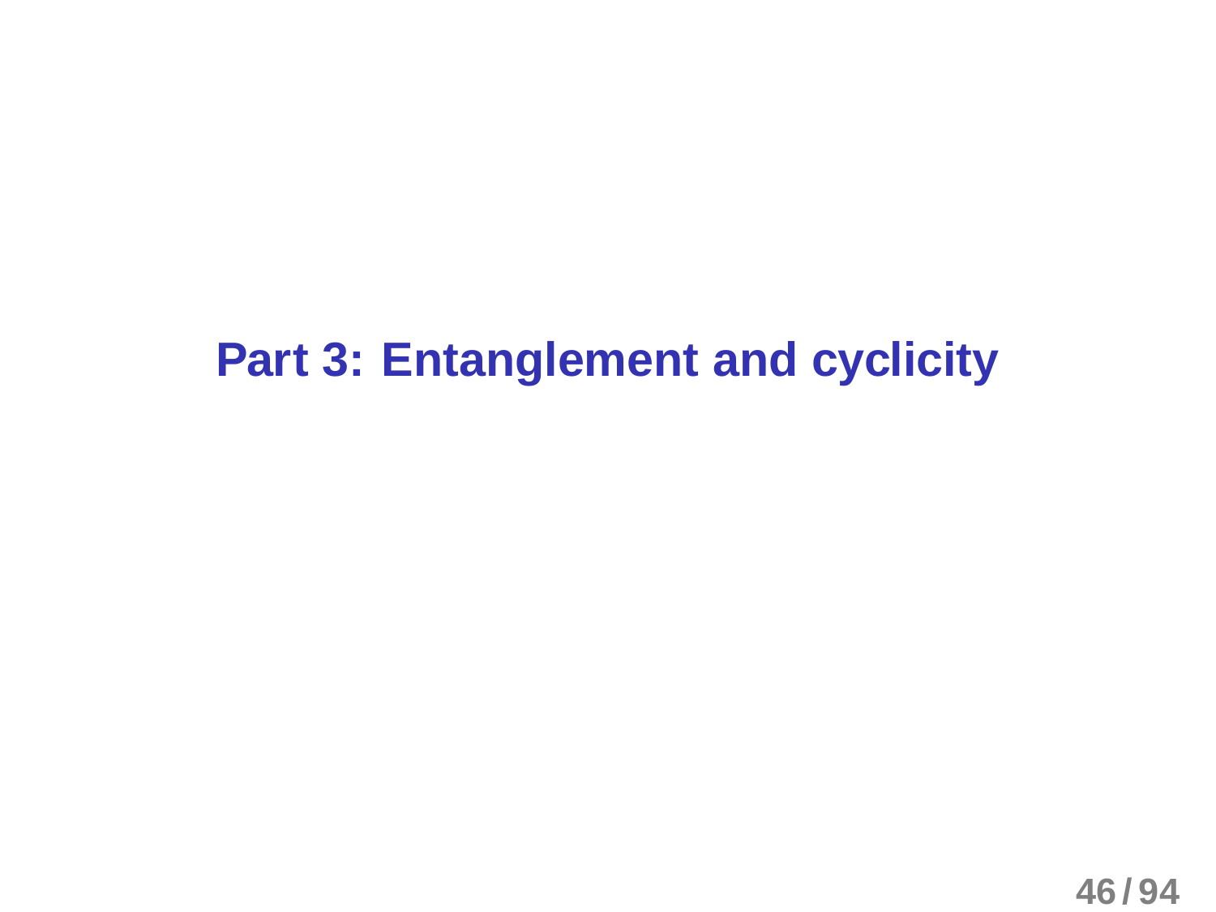# Part 3: Entanglement and cyclicity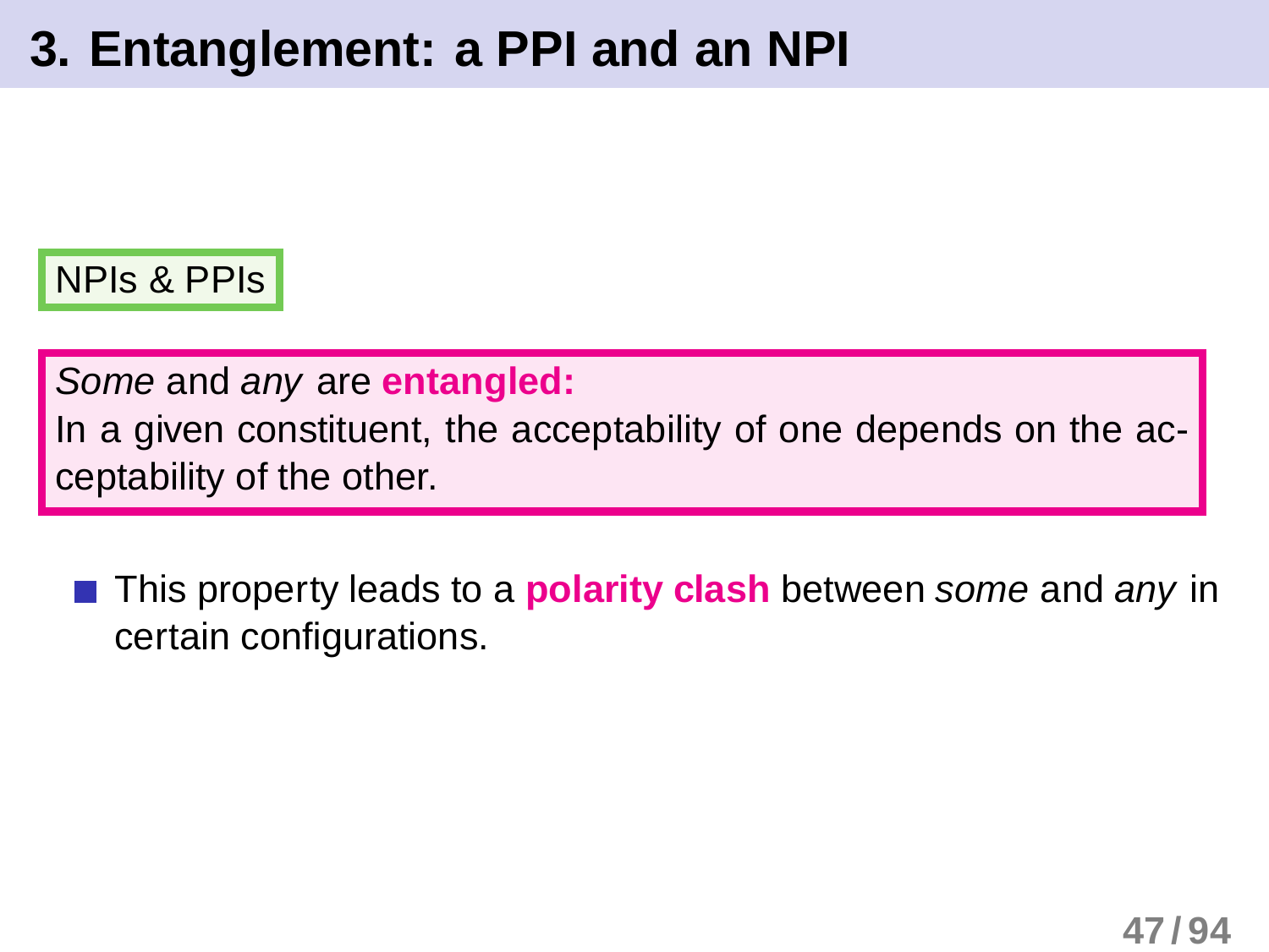# 3. Entanglement: a PPI and an NPI

NPIs & PPIs

*Some* and *any* are **entangled:**
In a given constituent, the acceptability of one depends on the acceptability of the other.

- This property leads to a **polarity clash** between *some* and *any* in certain configurations.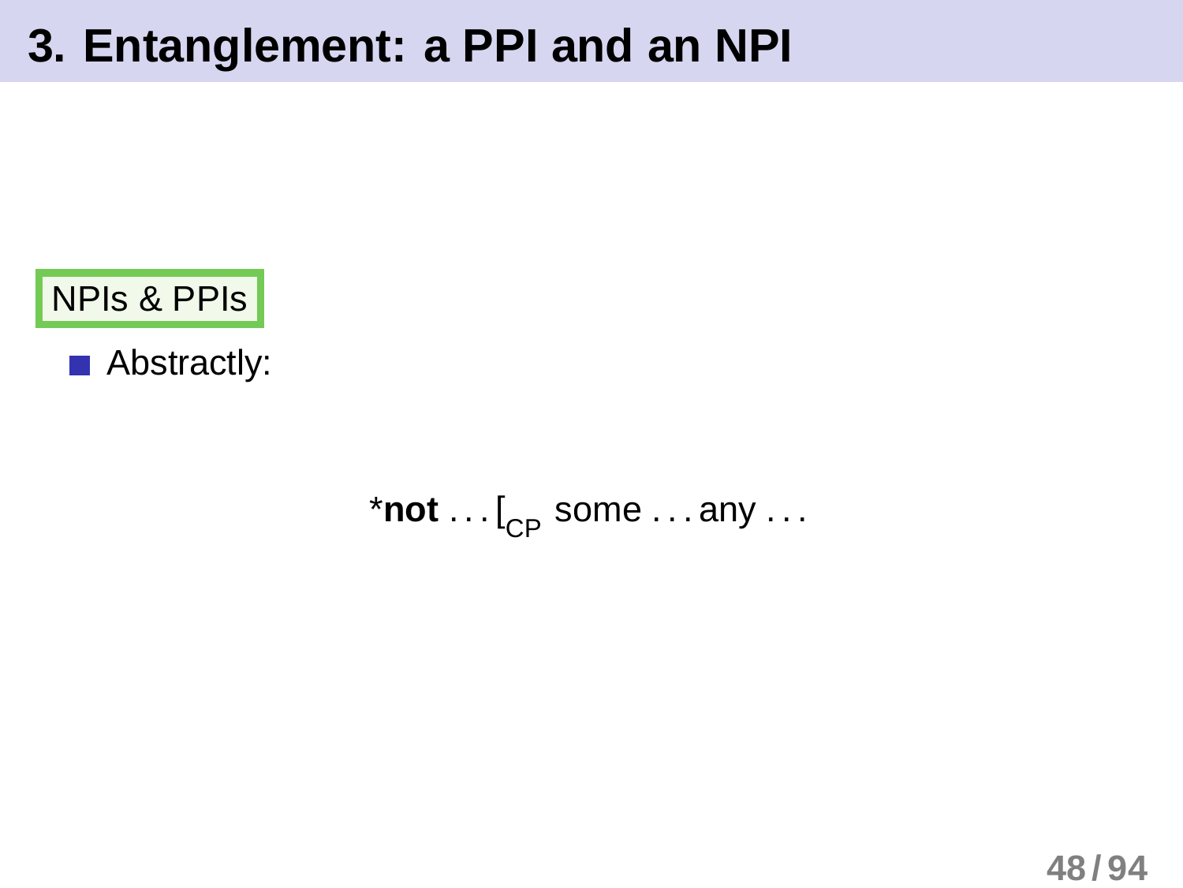# 3. Entanglement: a PPI and an NPI

**NPIs & PPIs**

- Abstractly:

*​**not** . . . $[_{CP}$ some . . . any . . .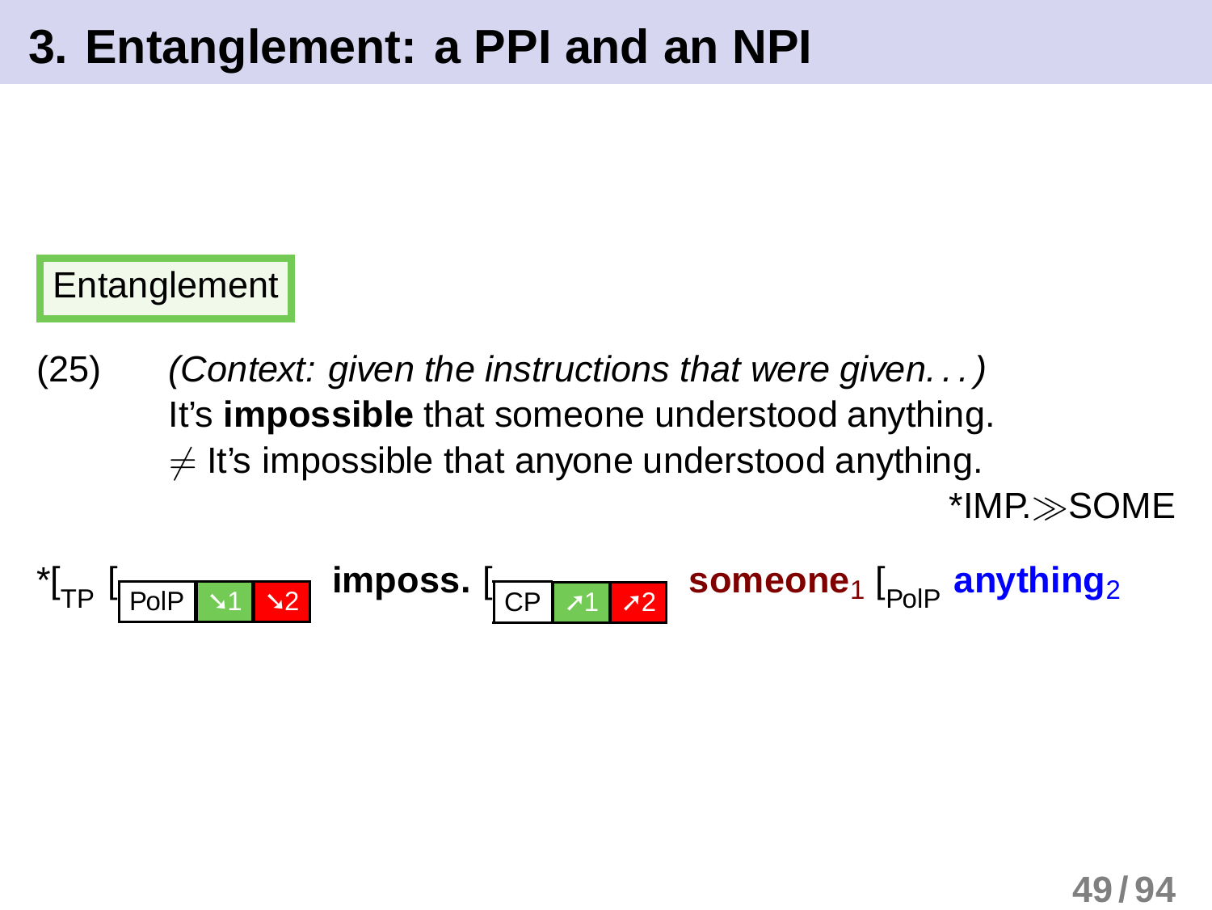# 3. Entanglement: a PPI and an NPI

**Entanglement**

(25) *(Context: given the instructions that were given...)*
It's **impossible** that someone understood anything.
$\neq$ It's impossible that anyone understood anything.

*IMP.$\gg$SOME

*[$_{TP}$ [$_{PolP}$ ↘1 ↘2 **imposs.** [$_{CP}$ ↗1 ↗2 **someone**$_1$ [$_{PolP}$ **anything**$_2$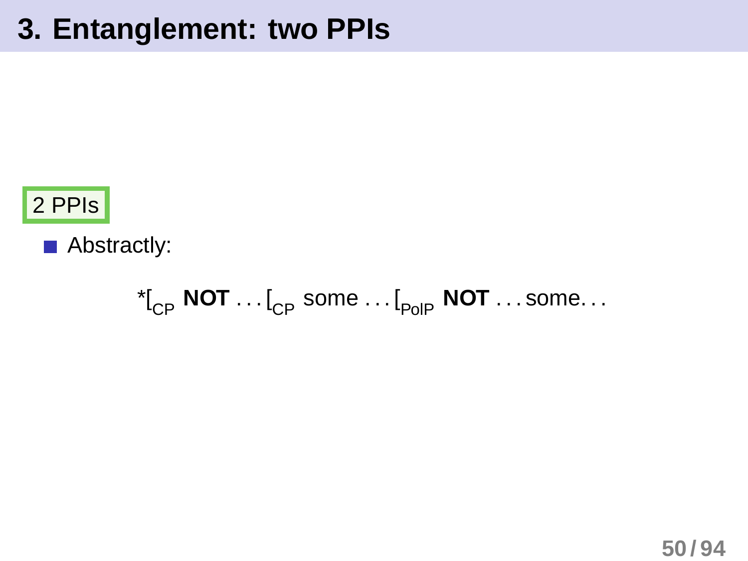# 3. Entanglement: two PPIs

2 PPIs

- Abstractly:

$$*[_{CP}\ \textbf{NOT} \ldots [_{CP}\ \text{some} \ldots [_{PolP}\ \textbf{NOT} \ldots \text{some} \ldots$$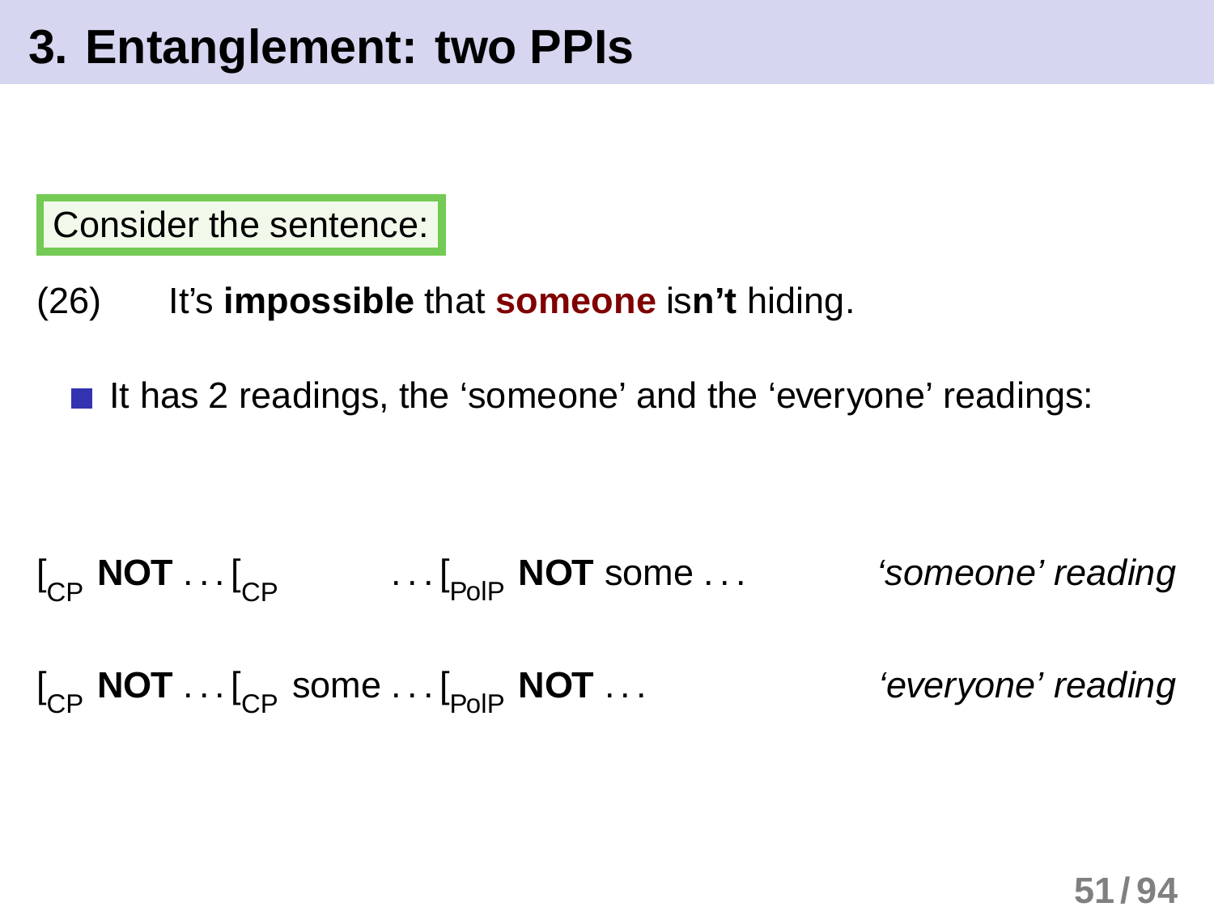# 3. Entanglement: two PPIs

Consider the sentence:

(26) It's **impossible** that **someone** is**n't** hiding.

- It has 2 readings, the 'someone' and the 'everyone' readings:

$[_{CP}$ **NOT** ... $[_{CP}$ ... $[_{PolP}$ **NOT** some ... *'someone' reading*

$[_{CP}$ **NOT** ... $[_{CP}$ some ... $[_{PolP}$ **NOT** ... *'everyone' reading*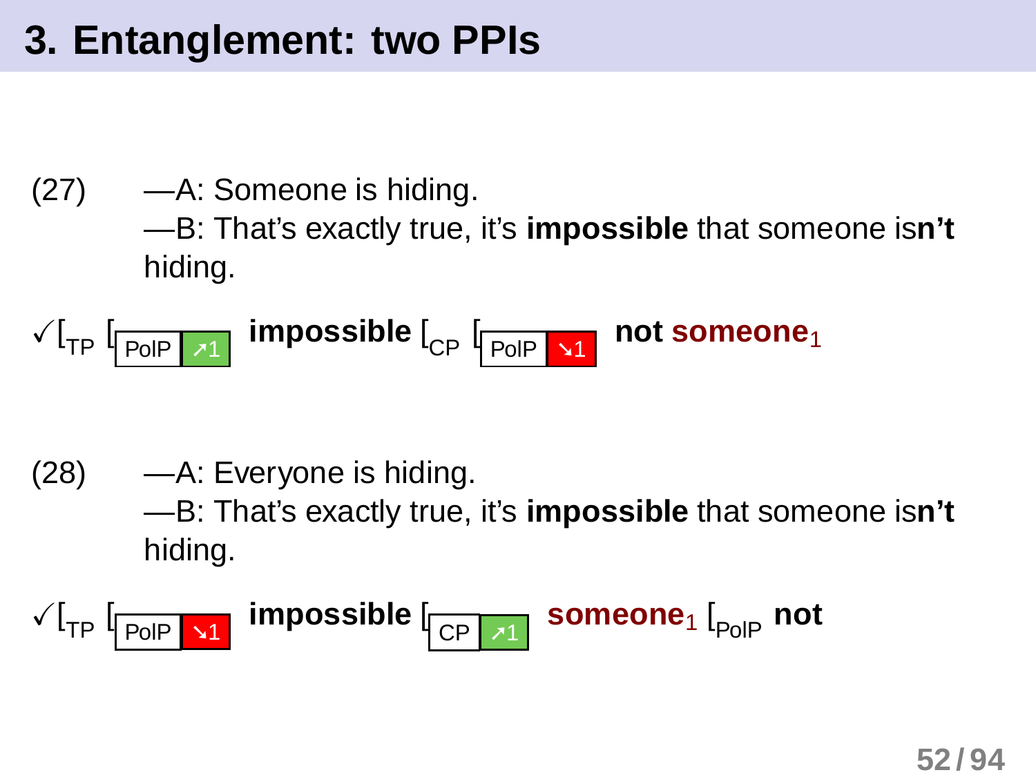# 3. Entanglement: two PPIs

(27) —A: Someone is hiding.
—B: That's exactly true, it's **impossible** that someone is**n't** hiding.

✓[$_{TP}$ [$_{PolP\ ↗1}$ **impossible** [$_{CP}$ [$_{PolP\ ↘1}$ **not** **someone**$_1$

(28) —A: Everyone is hiding.
—B: That's exactly true, it's **impossible** that someone is**n't** hiding.

✓[$_{TP}$ [$_{PolP\ ↘1}$ **impossible** [$_{CP\ ↗1}$ **someone**$_1$ [$_{PolP}$ **not**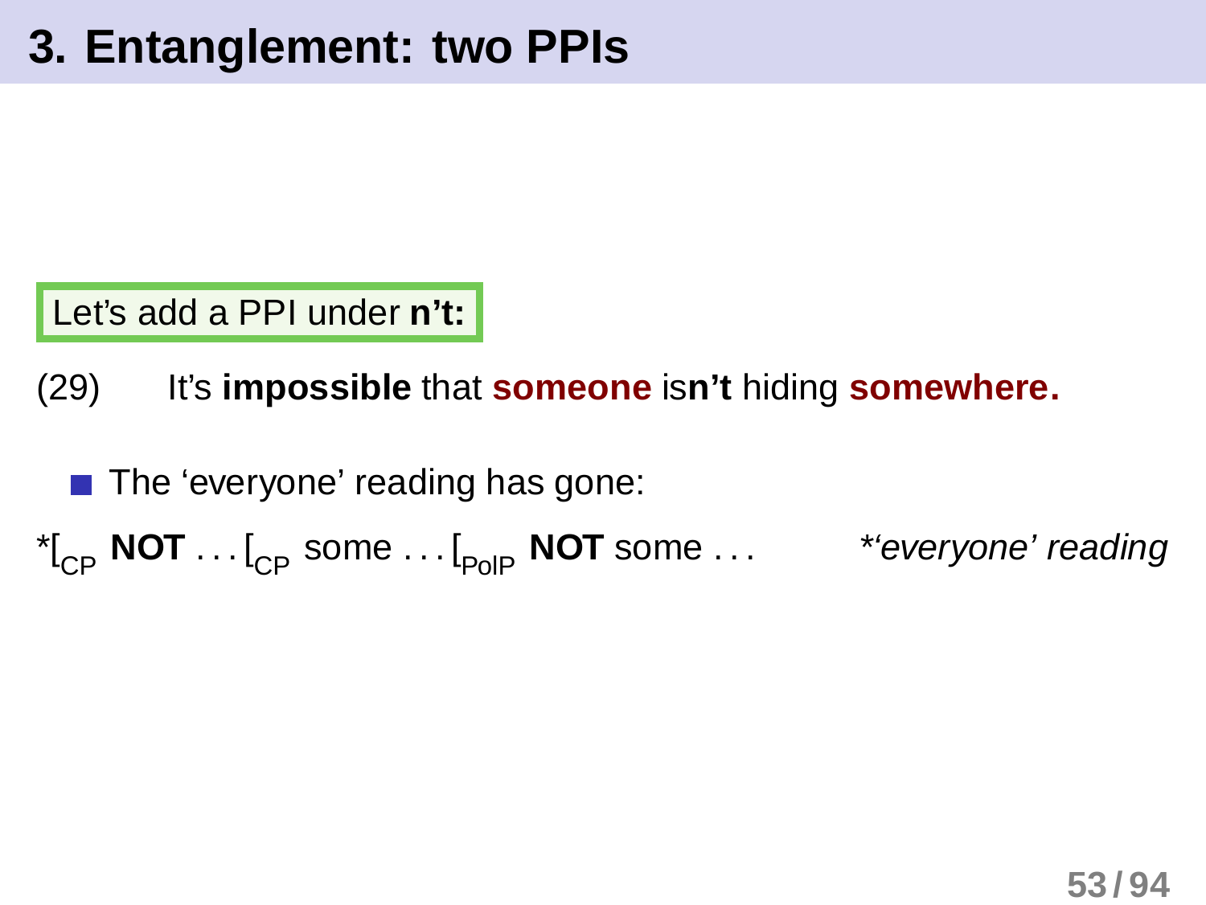# 3. Entanglement: two PPIs

Let's add a PPI under **n't:**

(29) It's **impossible** that **someone** is**n't** hiding **somewhere.**

- The 'everyone' reading has gone:

*$[_{CP}$ **NOT** . . . $[_{CP}$ some . . . $[_{PolP}$ **NOT** some . . . *\*'everyone' reading*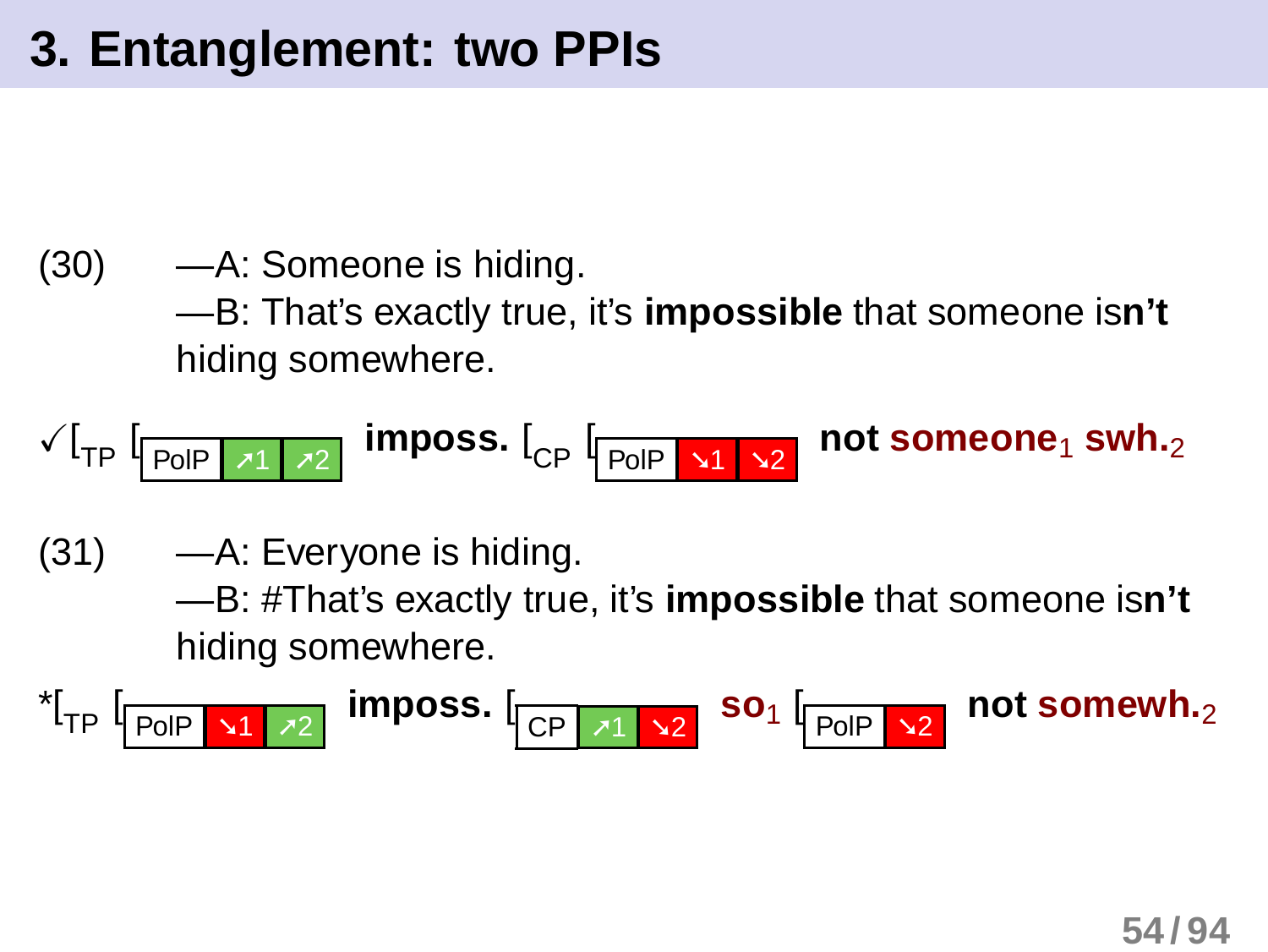# 3. Entanglement: two PPIs

(30) —A: Someone is hiding.
—B: That's exactly true, it's **impossible** that someone is**n't** hiding somewhere.

✓$[_{TP}$ [PolP ↗1 ↗2] **imposs.** $[_{CP}$ [PolP ↘1 ↘2] **not someone**$_1$ **swh.**$_2$

(31) —A: Everyone is hiding.
—B: #That's exactly true, it's **impossible** that someone is**n't** hiding somewhere.

*$[_{TP}$ [PolP ↘1 ↗2] **imposs.** [CP ↗1 ↘2] **so**$_1$ [PolP ↘2] **not somewh.**$_2$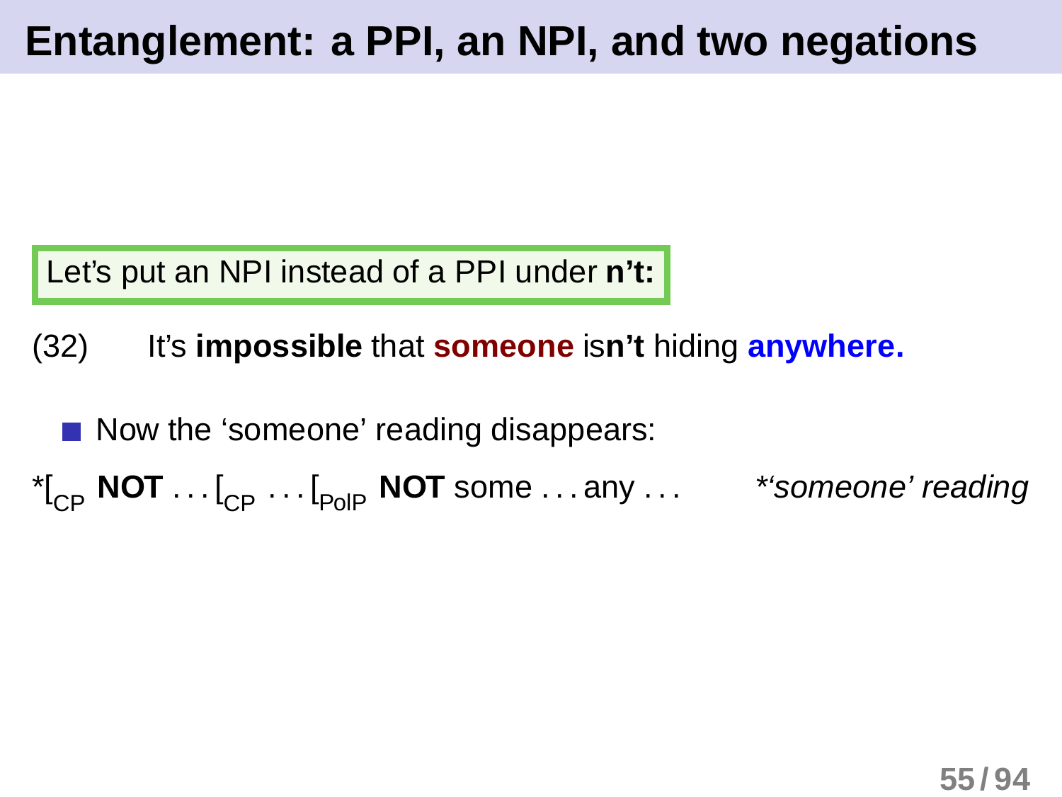# Entanglement: a PPI, an NPI, and two negations

Let's put an NPI instead of a PPI under **n't:**

(32) It's **impossible** that **someone** is**n't** hiding **anywhere.**

- Now the 'someone' reading disappears:

*[$_{CP}$ **NOT** . . . [$_{CP}$ . . . [$_{PolP}$ **NOT** some . . . any . . . *\*'someone' reading*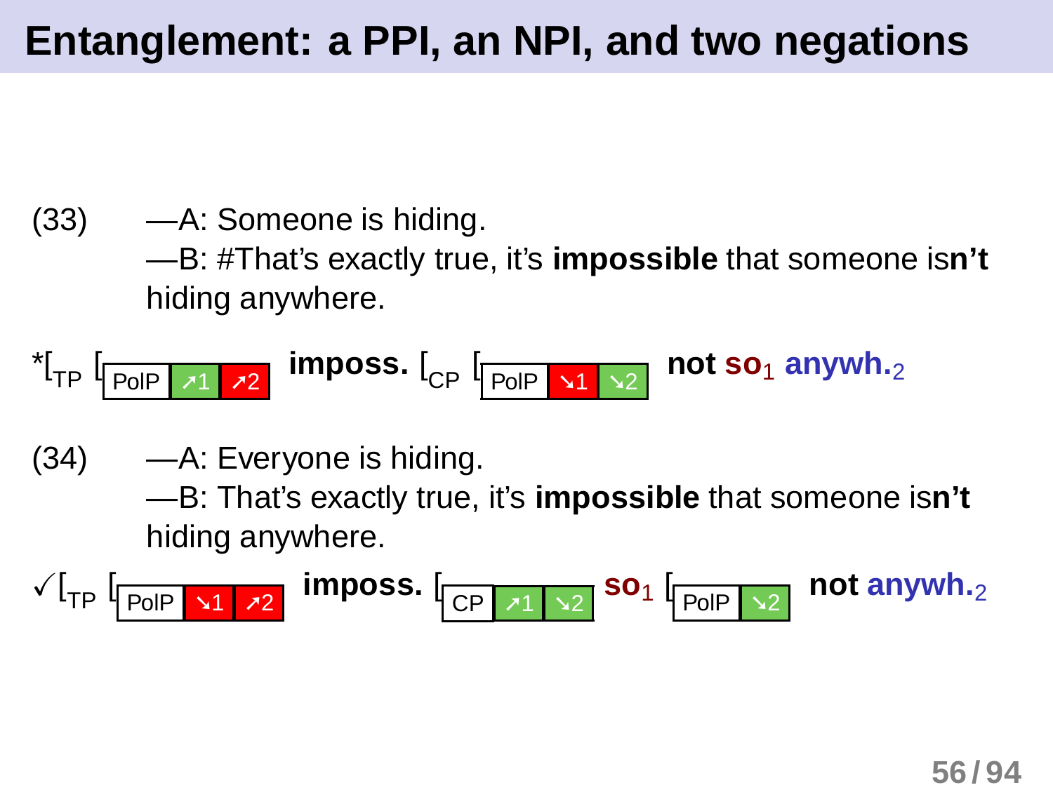# Entanglement: a PPI, an NPI, and two negations

(33) —A: Someone is hiding.
—B: #That's exactly true, it's **impossible** that someone is**n't** hiding anywhere.

*[$_{TP}$ [$_{PolP}$ ↗1 ↗2] **imposs.** [$_{CP}$ [$_{PolP}$ ↘1 ↘2] **not so**$_1$ **anywh.**$_2$

(34) —A: Everyone is hiding.
—B: That's exactly true, it's **impossible** that someone is**n't** hiding anywhere.

✓[$_{TP}$ [$_{PolP}$ ↘1 ↗2] **imposs.** [$_{CP}$ ↗1 ↘2] **so**$_1$ [$_{PolP}$ ↘2] **not anywh.**$_2$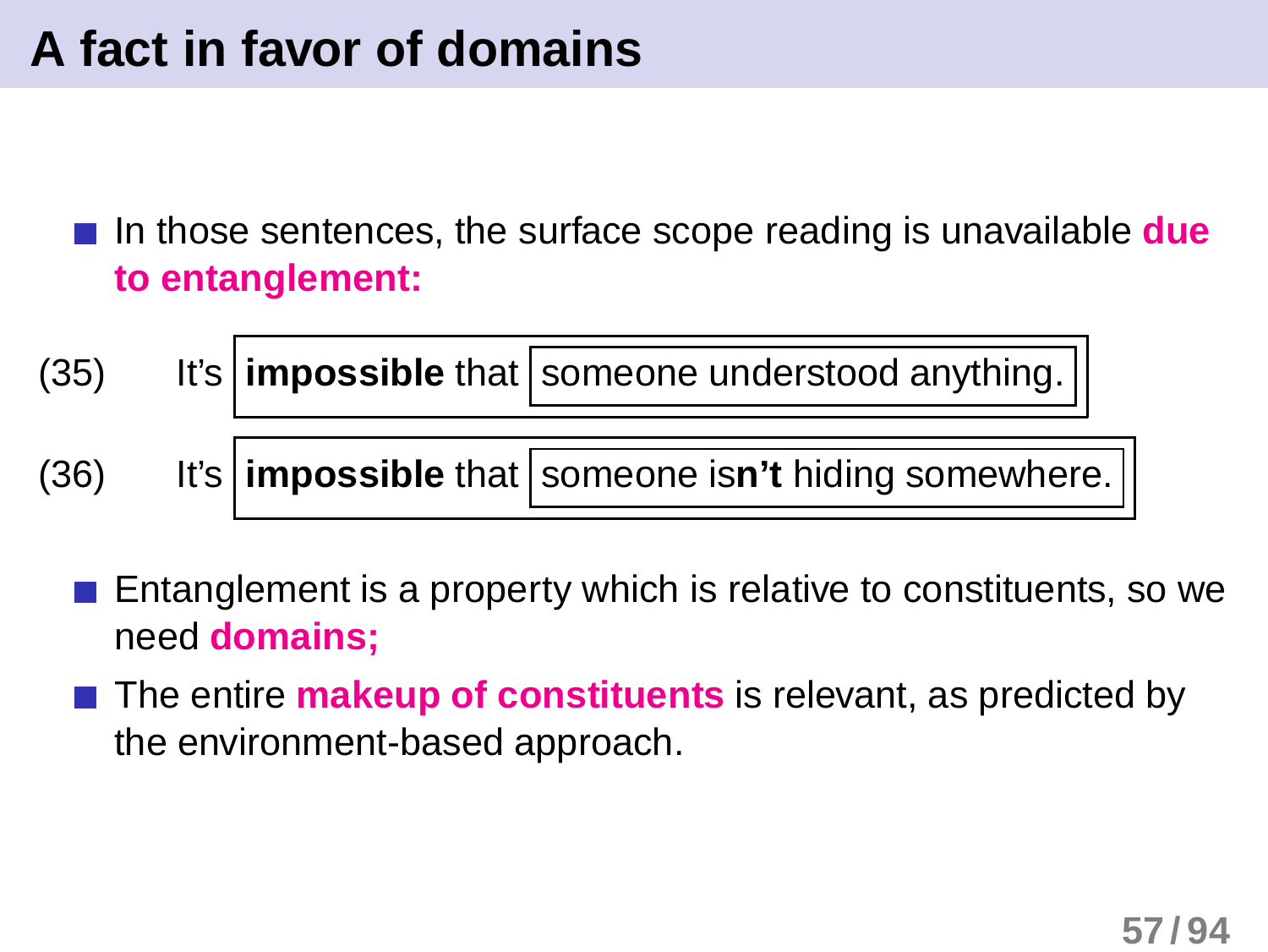# A fact in favor of domains

- In those sentences, the surface scope reading is unavailable **due to entanglement:**

(35) It's [ **impossible** that [ someone understood anything. ] ]

(36) It's [ **impossible** that [ someone is**n't** hiding somewhere. ] ]

- Entanglement is a property which is relative to constituents, so we need **domains;**
- The entire **makeup of constituents** is relevant, as predicted by the environment-based approach.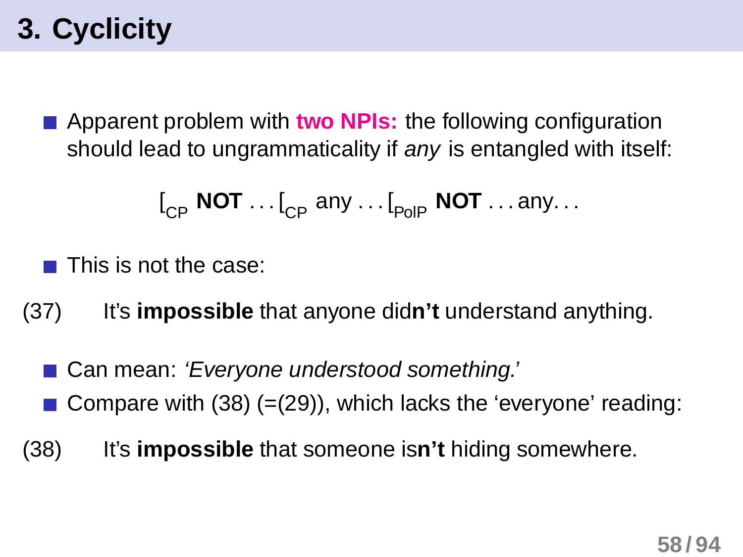# 3. Cyclicity

- Apparent problem with **two NPIs:** the following configuration should lead to ungrammaticality if *any* is entangled with itself:

$$[_{\text{CP}}\ \textbf{NOT} \ldots [_{\text{CP}}\ \text{any} \ldots [_{\text{PolP}}\ \textbf{NOT} \ldots \text{any} \ldots$$

- This is not the case:

(37) It's **impossible** that anyone did**n't** understand anything.

- Can mean: *'Everyone understood something.'*
- Compare with (38) (=(29)), which lacks the 'everyone' reading:

(38) It's **impossible** that someone is**n't** hiding somewhere.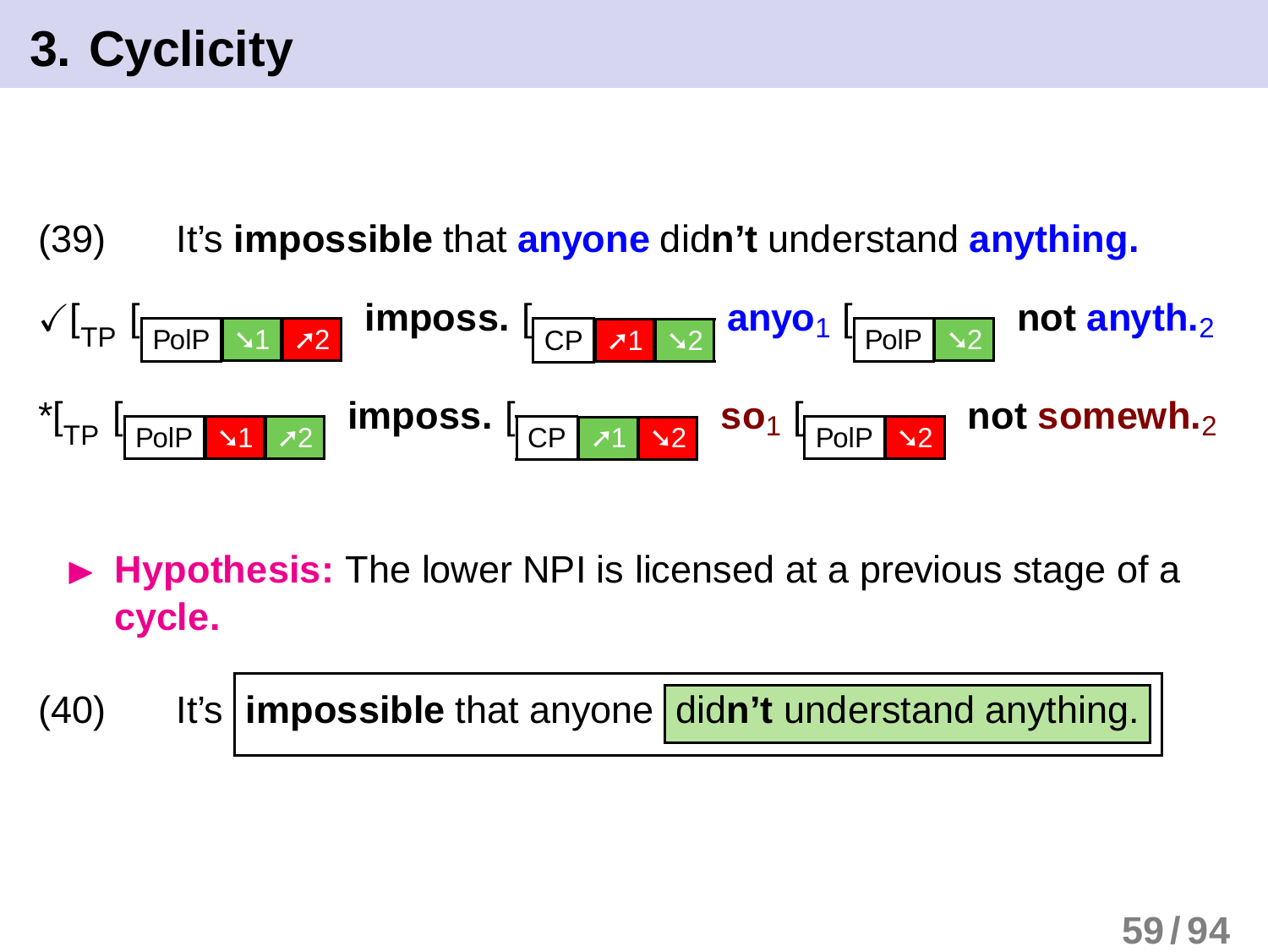# 3. Cyclicity

(39) It's **impossible** that **anyone** did**n't** understand **anything.**

✓[$_{TP}$ [$_{PolP}$ ↘1 ↗2] **imposs.** [$_{CP}$ ↗1 ↘2] **anyo**$_1$ [$_{PolP}$ ↘2] **not anyth.**$_2$

*[$_{TP}$ [$_{PolP}$ ↘1 ↗2] **imposs.** [$_{CP}$ ↗1 ↘2] **so**$_1$ [$_{PolP}$ ↘2] **not somewh.**$_2$

- **Hypothesis:** The lower NPI is licensed at a previous stage of a **cycle.**

(40) It's [ **impossible** that anyone [ did**n't** understand anything. ] ]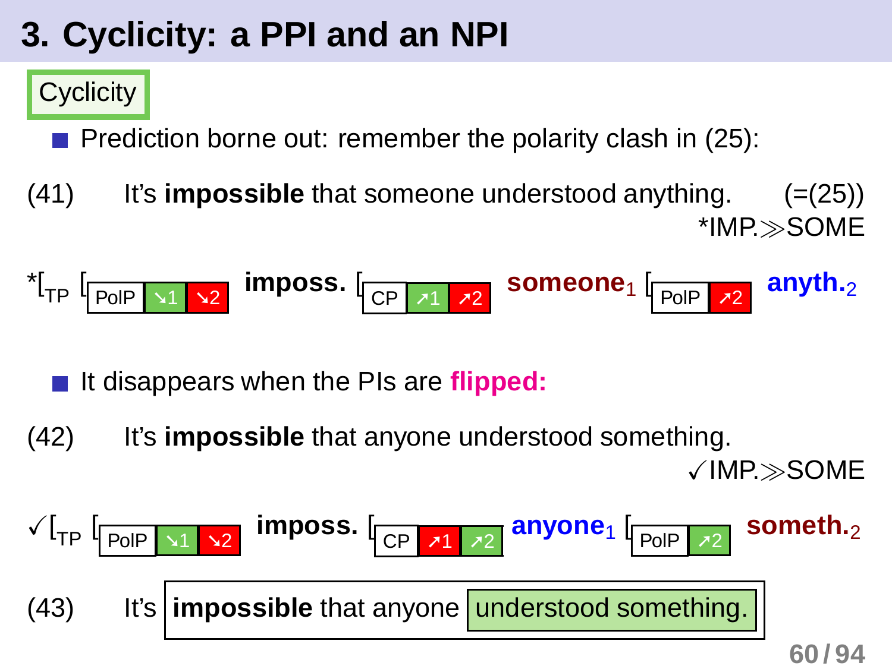# 3. Cyclicity: a PPI and an NPI

**Cyclicity**

- Prediction borne out: remember the polarity clash in (25):

(41) It's **impossible** that someone understood anything. (=(25))

*IMP.≫SOME

*[$_{TP}$ [$_{PolP}$ ↘1 ↘2 **imposs.** [$_{CP}$ ↗1 ↗2 **someone**$_1$ [$_{PolP}$ ↗2 **anyth.**$_2$

- It disappears when the PIs are **flipped:**

(42) It's **impossible** that anyone understood something.

✓IMP.≫SOME

✓[$_{TP}$ [$_{PolP}$ ↘1 ↘2 **imposs.** [$_{CP}$ ↗1 ↗2 **anyone**$_1$ [$_{PolP}$ ↗2 **someth.**$_2$

(43) It's [**impossible** that anyone [understood something.]]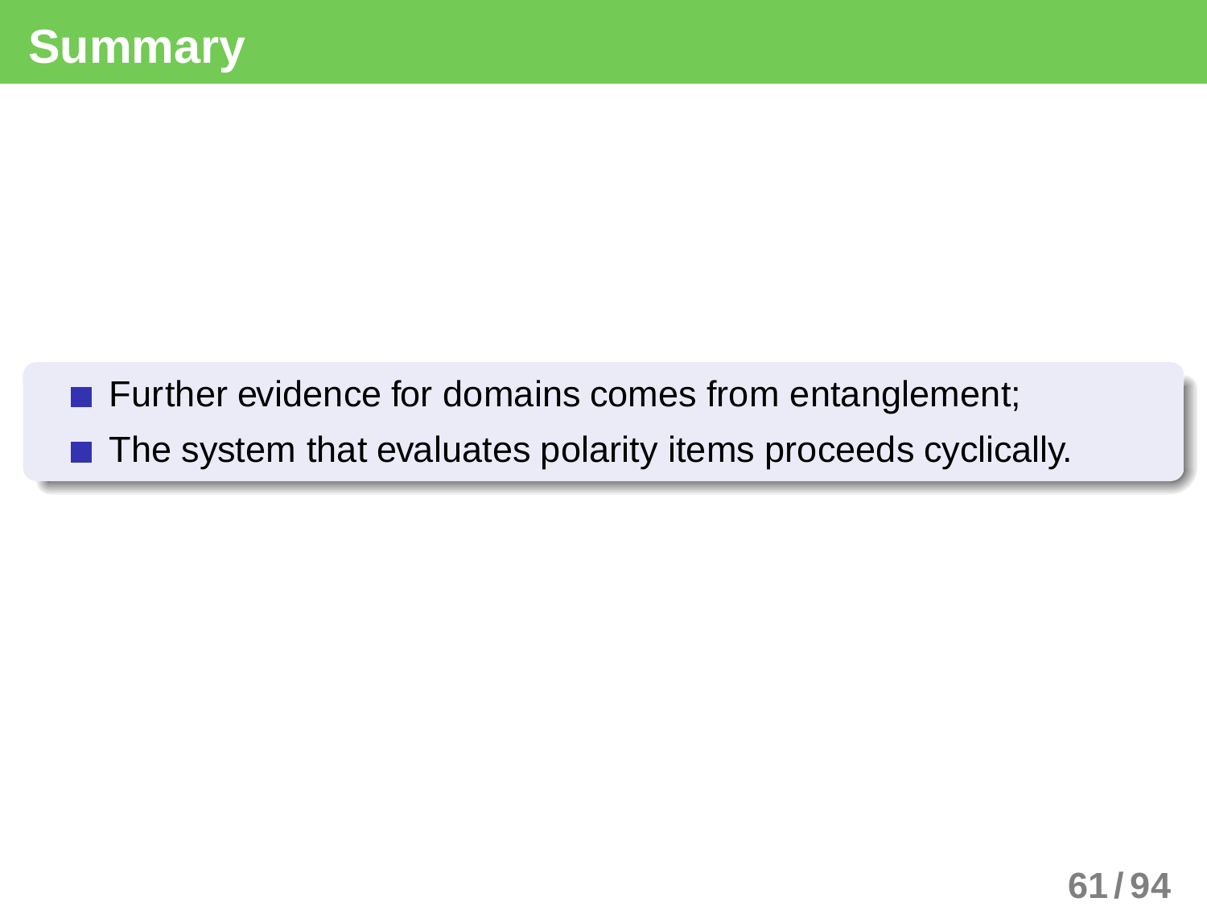# Summary

- Further evidence for domains comes from entanglement;
- The system that evaluates polarity items proceeds cyclically.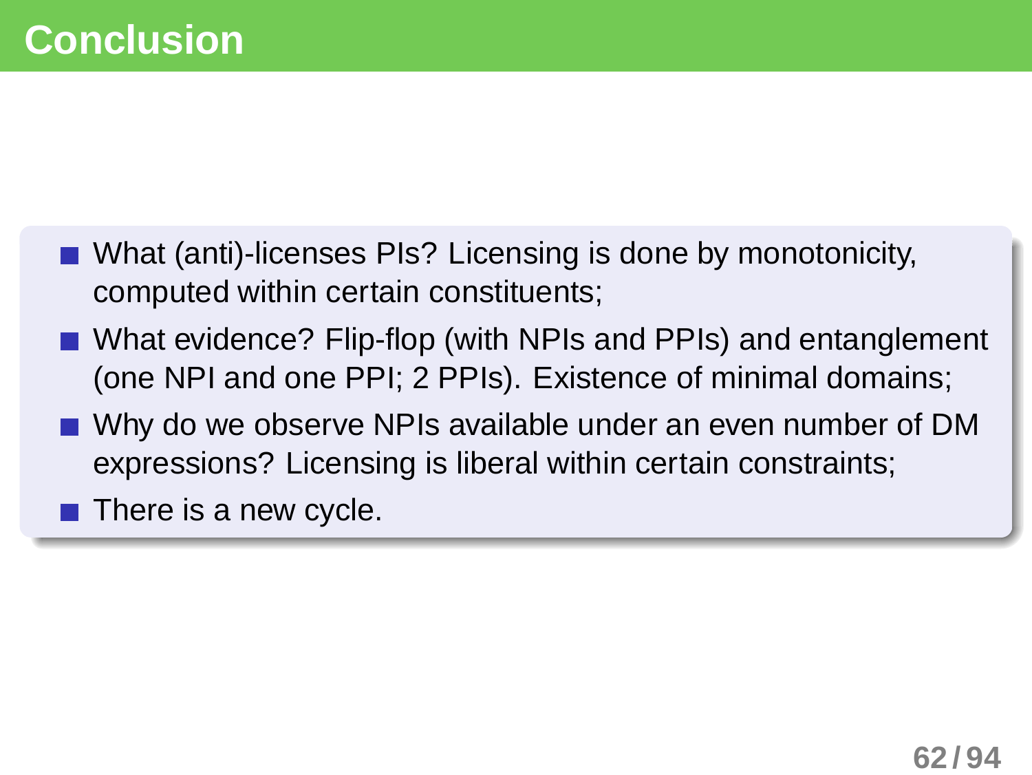# Conclusion

- What (anti)-licenses PIs? Licensing is done by monotonicity, computed within certain constituents;
- What evidence? Flip-flop (with NPIs and PPIs) and entanglement (one NPI and one PPI; 2 PPIs). Existence of minimal domains;
- Why do we observe NPIs available under an even number of DM expressions? Licensing is liberal within certain constraints;
- There is a new cycle.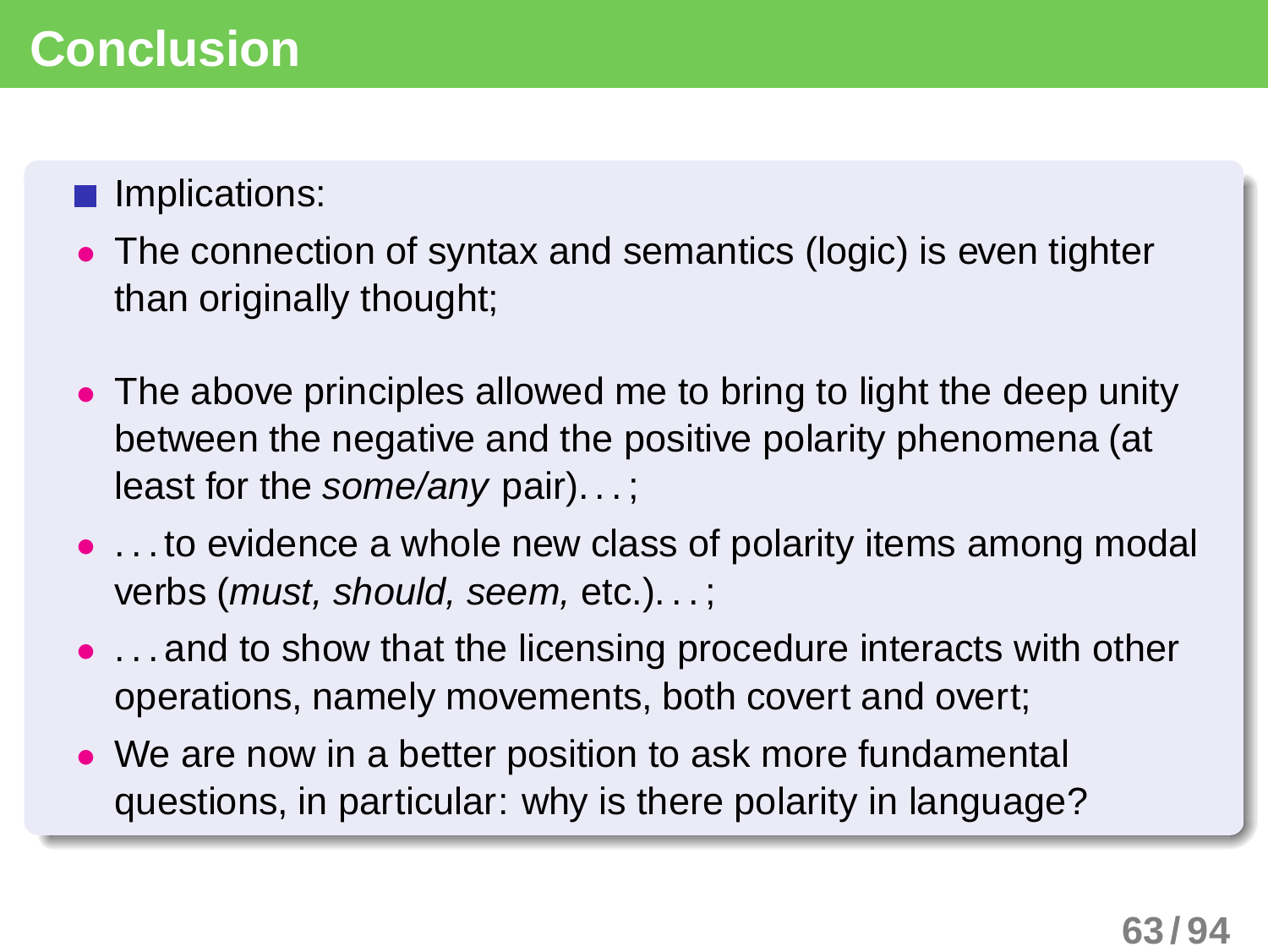# Conclusion

- Implications:
  - The connection of syntax and semantics (logic) is even tighter than originally thought;
  - The above principles allowed me to bring to light the deep unity between the negative and the positive polarity phenomena (at least for the *some/any* pair). . . ;
  - . . . to evidence a whole new class of polarity items among modal verbs (*must, should, seem,* etc.). . . ;
  - . . . and to show that the licensing procedure interacts with other operations, namely movements, both covert and overt;
  - We are now in a better position to ask more fundamental questions, in particular: why is there polarity in language?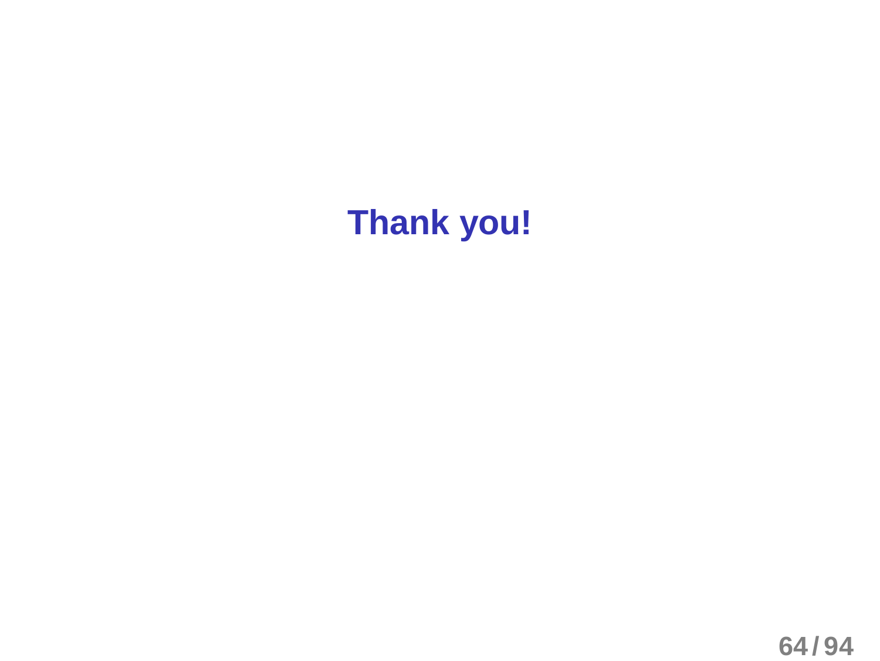**Thank you!**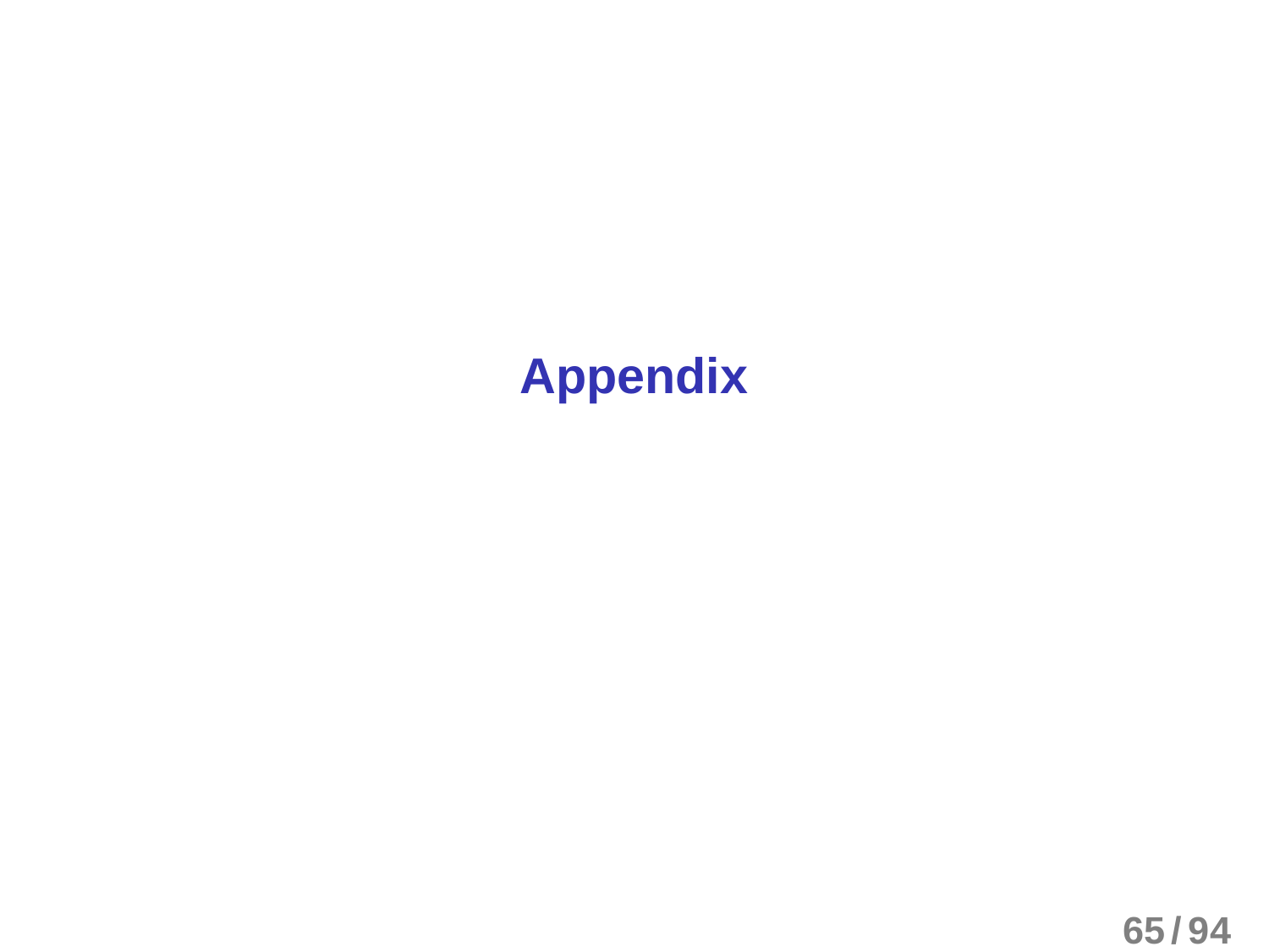# Appendix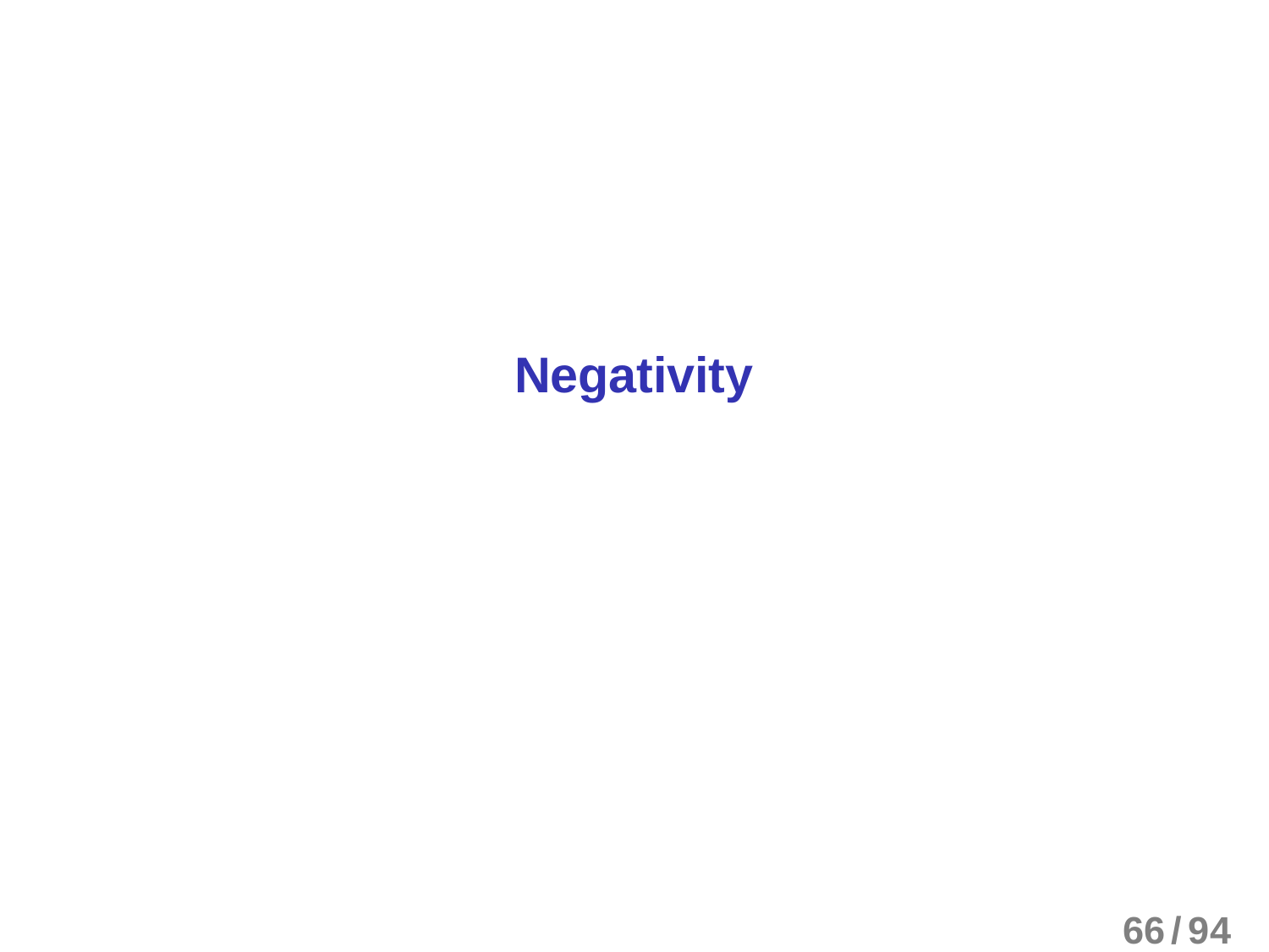# Negativity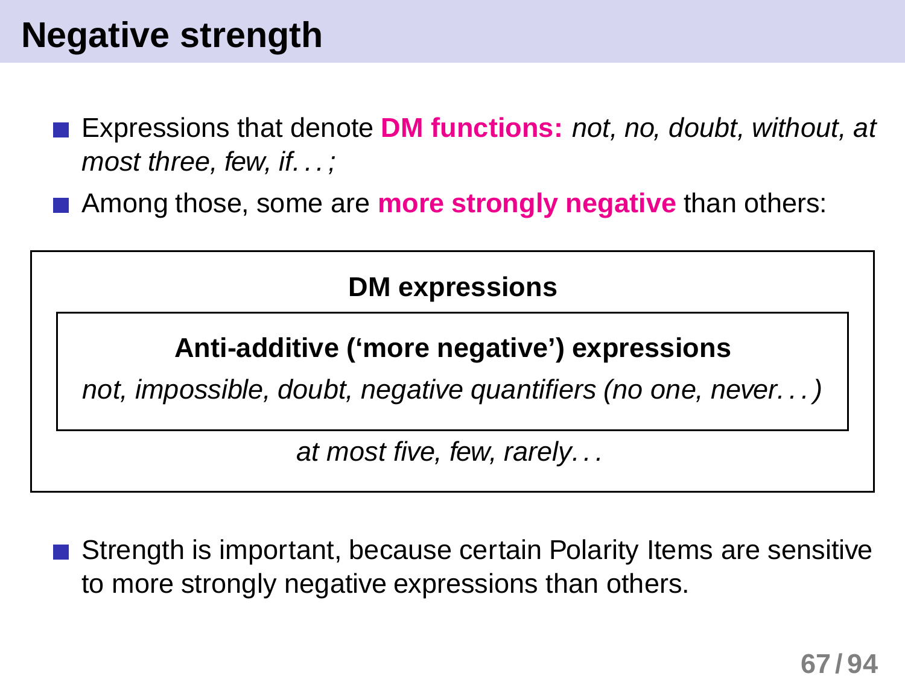# Negative strength

- Expressions that denote **DM functions:** *not, no, doubt, without, at most three, few, if. . . ;*
- Among those, some are **more strongly negative** than others:

**DM expressions**

> **Anti-additive ('more negative') expressions**
>
> *not, impossible, doubt, negative quantifiers (no one, never. . . )*

*at most five, few, rarely. . .*

- Strength is important, because certain Polarity Items are sensitive to more strongly negative expressions than others.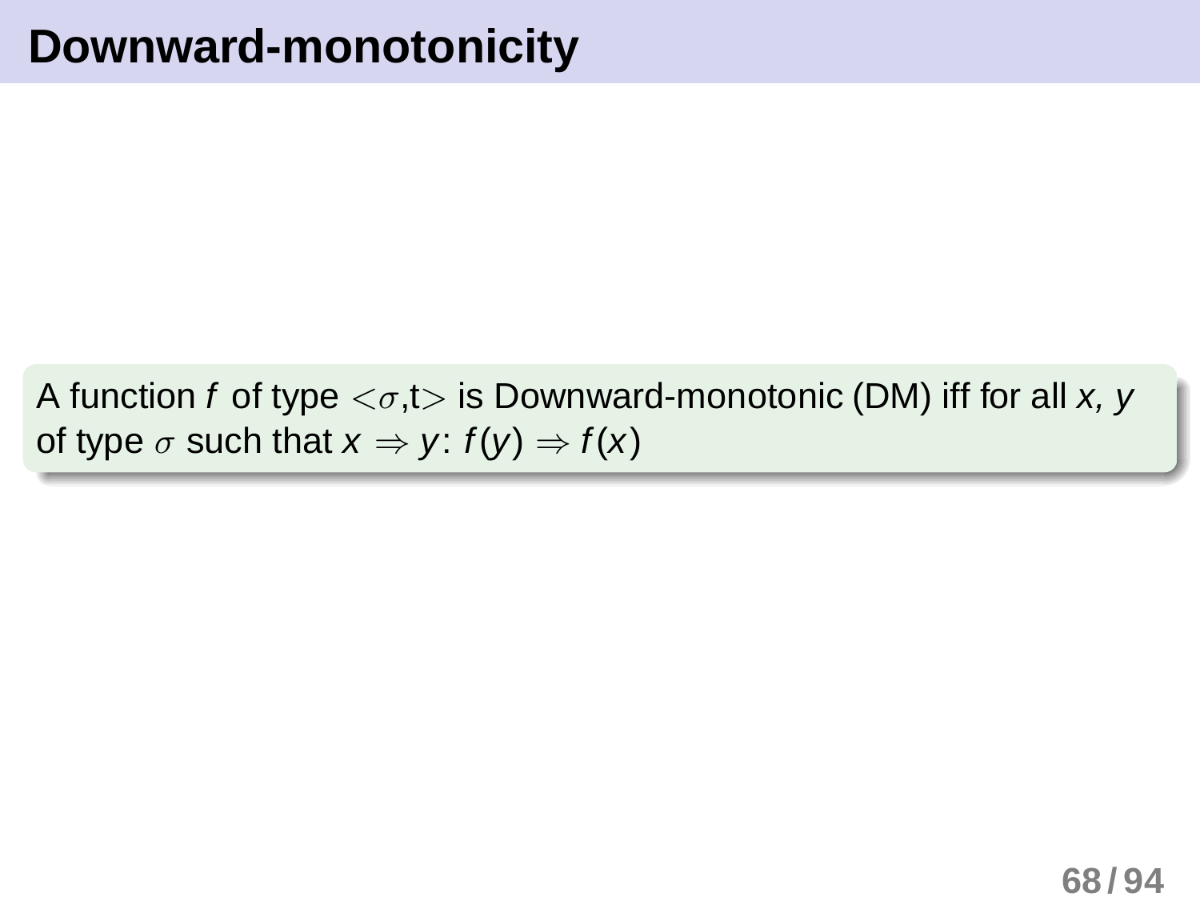# Downward-monotonicity

A function *f* of type $<\sigma,t>$ is Downward-monotonic (DM) iff for all *x, y* of type $\sigma$ such that $x \Rightarrow y$: $f(y) \Rightarrow f(x)$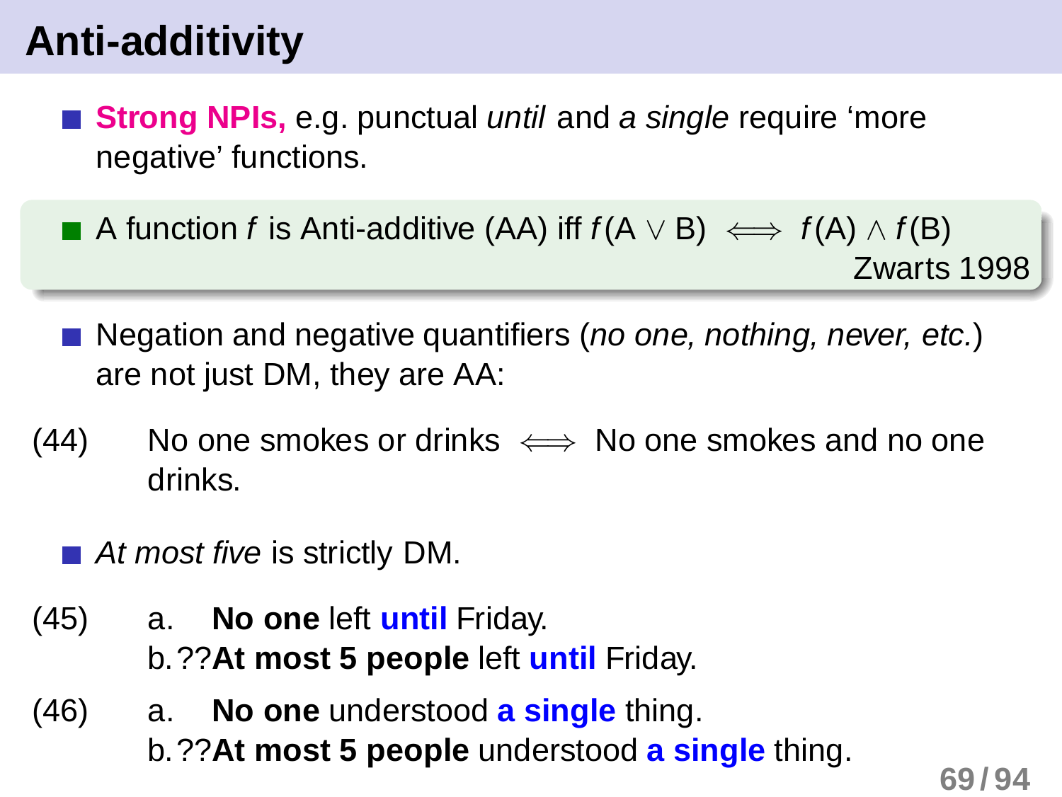# Anti-additivity

- **Strong NPIs,** e.g. punctual *until* and *a single* require 'more negative' functions.

- A function $f$ is Anti-additive (AA) iff $f(A \vee B) \iff f(A) \wedge f(B)$

  Zwarts 1998

- Negation and negative quantifiers (*no one, nothing, never, etc.*) are not just DM, they are AA:

(44) No one smokes or drinks $\iff$ No one smokes and no one drinks.

- *At most five* is strictly DM.

(45) a. **No one** left **until** Friday.
  b. ??**At most 5 people** left **until** Friday.

(46) a. **No one** understood **a single** thing.
  b. ??**At most 5 people** understood **a single** thing.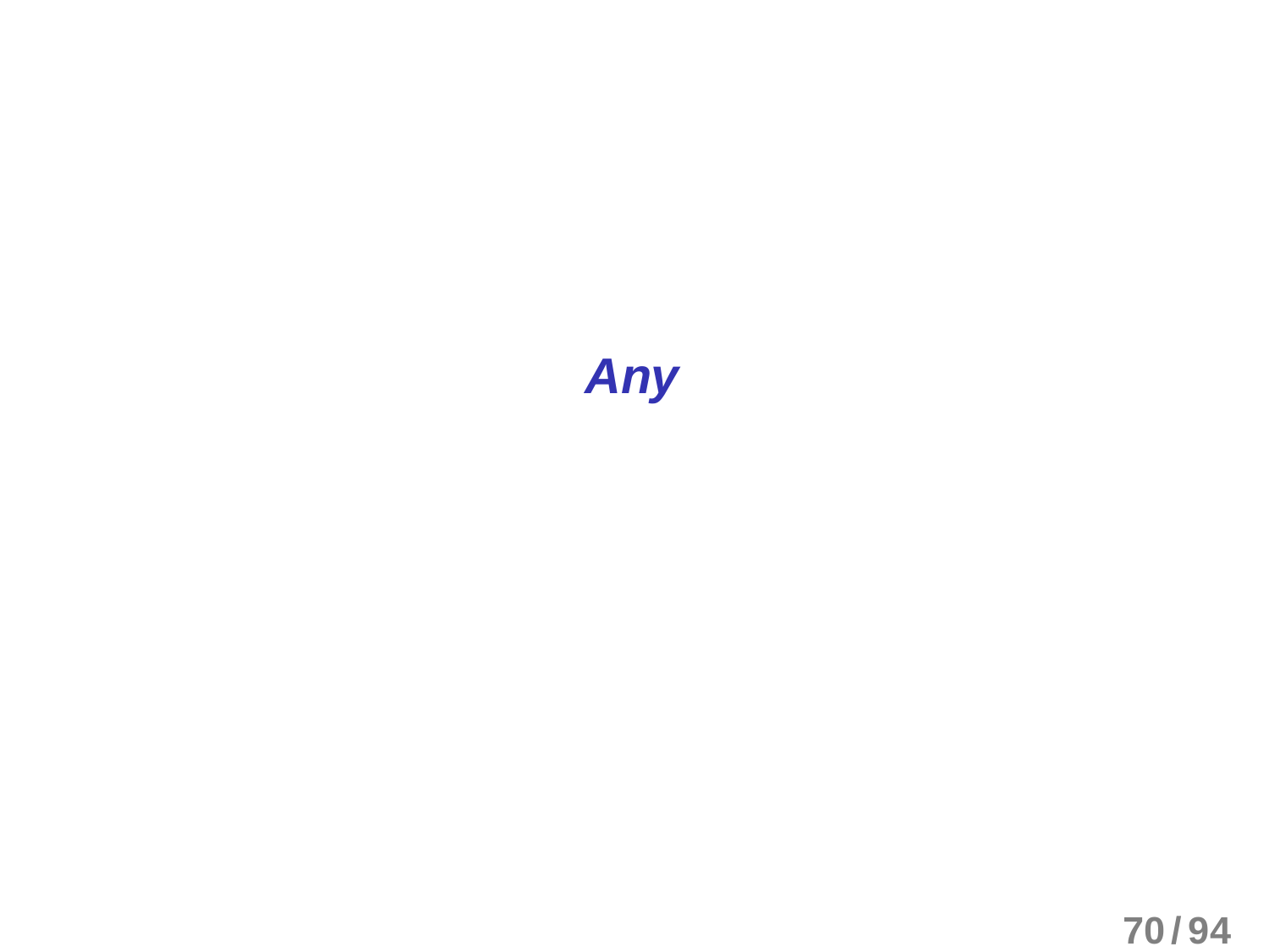***Any***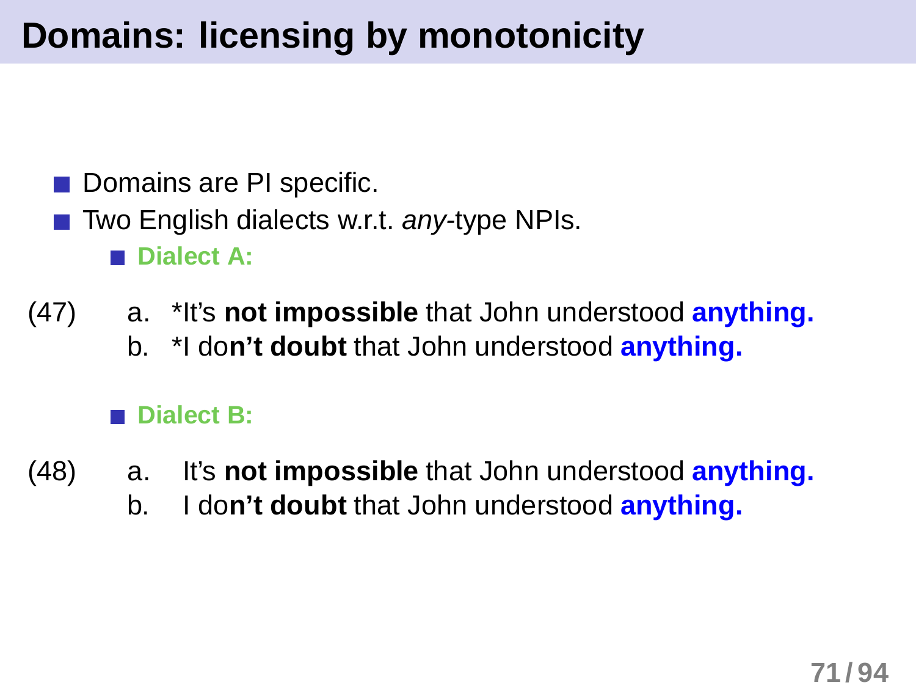# Domains: licensing by monotonicity

- Domains are PI specific.
- Two English dialects w.r.t. *any*-type NPIs.
  - **Dialect A:**

(47)
  a. *It's **not impossible** that John understood **anything.**
  b. *I do**n't doubt** that John understood **anything.**

  - **Dialect B:**

(48)
  a. It's **not impossible** that John understood **anything.**
  b. I do**n't doubt** that John understood **anything.**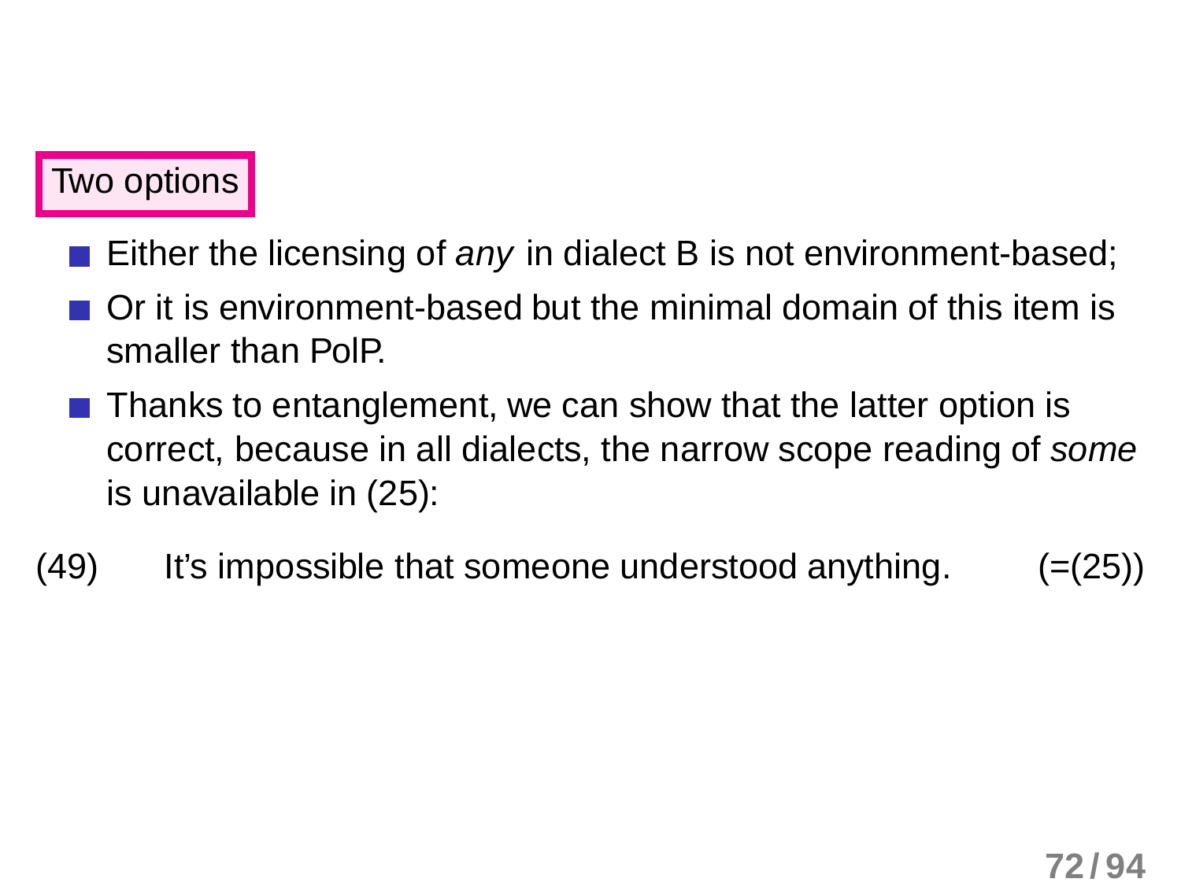## Two options

- Either the licensing of *any* in dialect B is not environment-based;
- Or it is environment-based but the minimal domain of this item is smaller than PolP.
- Thanks to entanglement, we can show that the latter option is correct, because in all dialects, the narrow scope reading of *some* is unavailable in (25):

(49) It's impossible that someone understood anything. (=(25))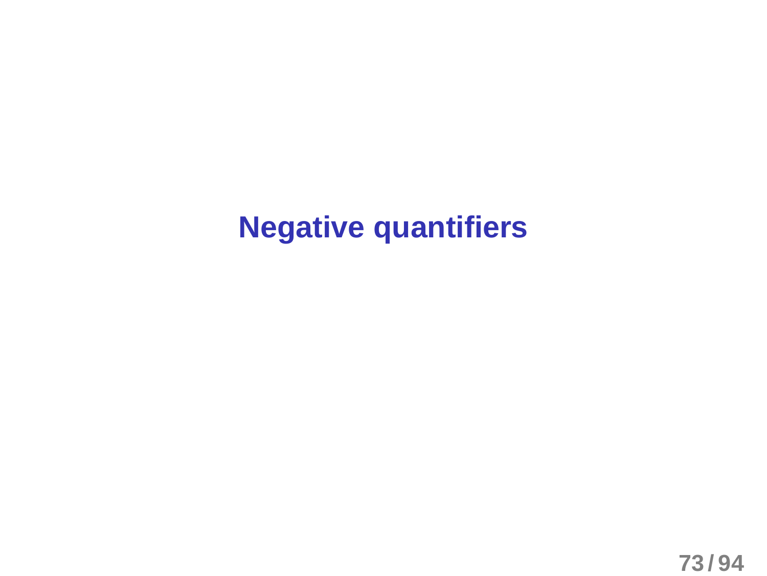# Negative quantifiers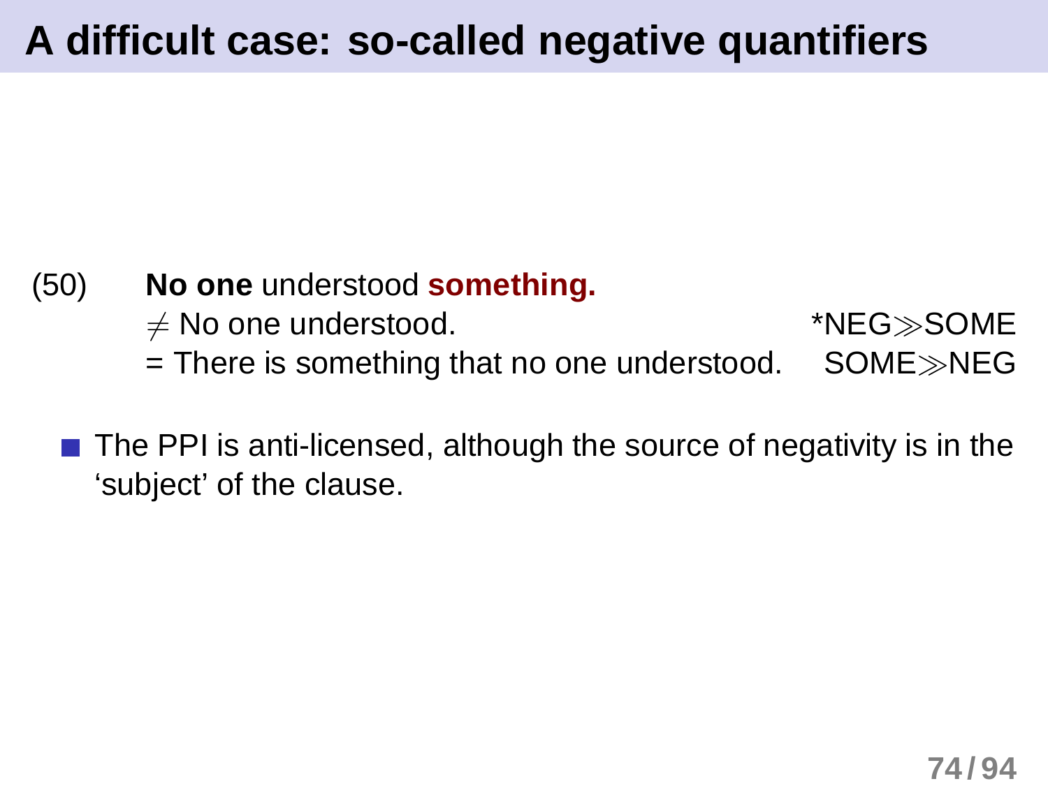# A difficult case: so-called negative quantifiers

(50) **No one** understood **something.**
$\neq$ No one understood. *NEG$\gg$SOME
= There is something that no one understood. SOME$\gg$NEG

- The PPI is anti-licensed, although the source of negativity is in the 'subject' of the clause.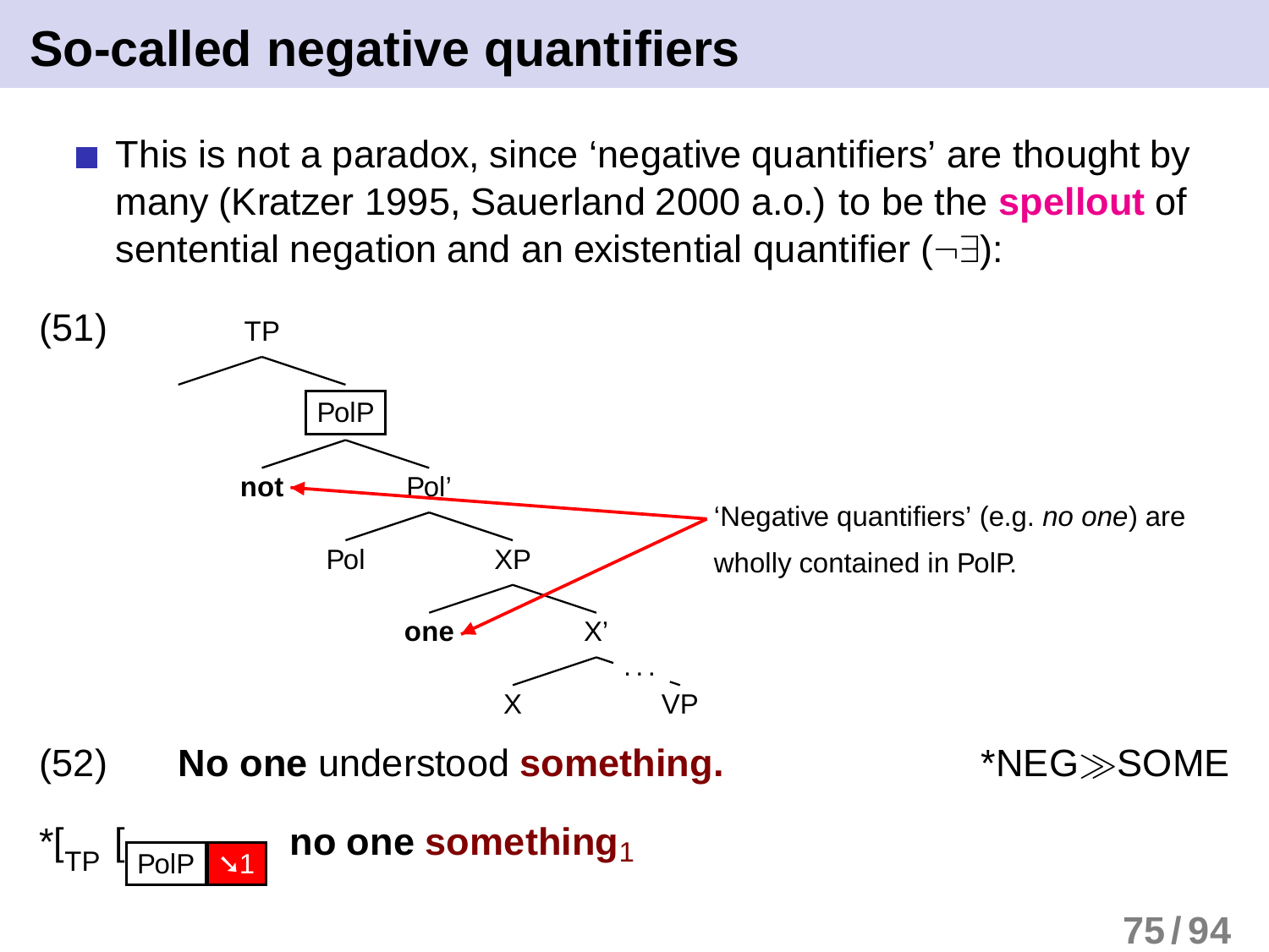# So-called negative quantifiers

- This is not a paradox, since ‘negative quantifiers’ are thought by many (Kratzer 1995, Sauerland 2000 a.o.) to be the **spellout** of sentential negation and an existential quantifier ($\neg\exists$):

(51)

```
TP
├── 
└── [PolP]
    ├── not
    └── Pol'
        ├── Pol
        └── XP
            ├── one
            └── X'
                ├── X
                └── ...
                    └── VP
```

‘Negative quantifiers’ (e.g. *no one*) are wholly contained in PolP.

(52) **No one** understood **something.** *NEG≫SOME

*[$_{\text{TP}}$ [$_{\text{PolP}}$ ↘1 **no one something**$_1$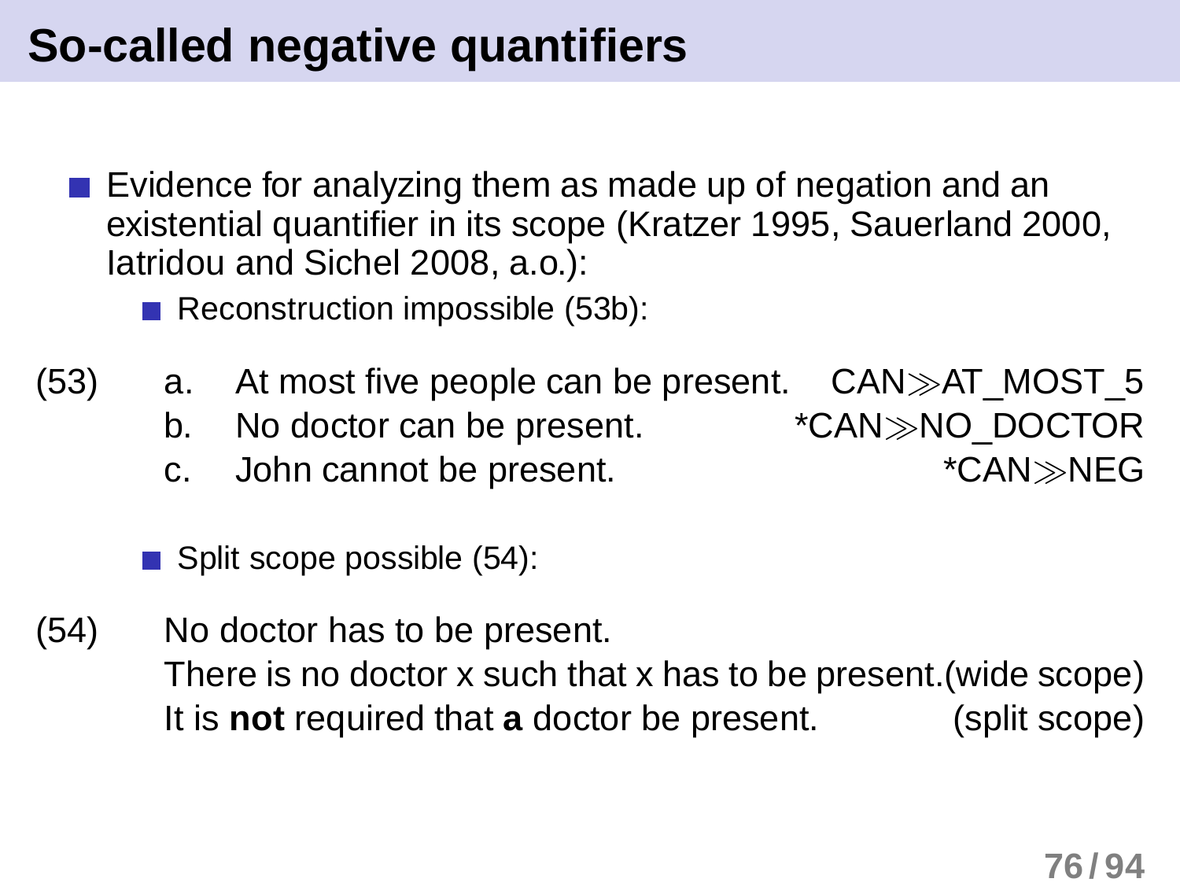# So-called negative quantifiers

- Evidence for analyzing them as made up of negation and an existential quantifier in its scope (Kratzer 1995, Sauerland 2000, Iatridou and Sichel 2008, a.o.):
  - Reconstruction impossible (53b):

(53)
a. At most five people can be present. CAN≫AT_MOST_5
b. No doctor can be present. *CAN≫NO_DOCTOR
c. John cannot be present. *CAN≫NEG

  - Split scope possible (54):

(54) No doctor has to be present.
There is no doctor x such that x has to be present. (wide scope)
It is **not** required that **a** doctor be present. (split scope)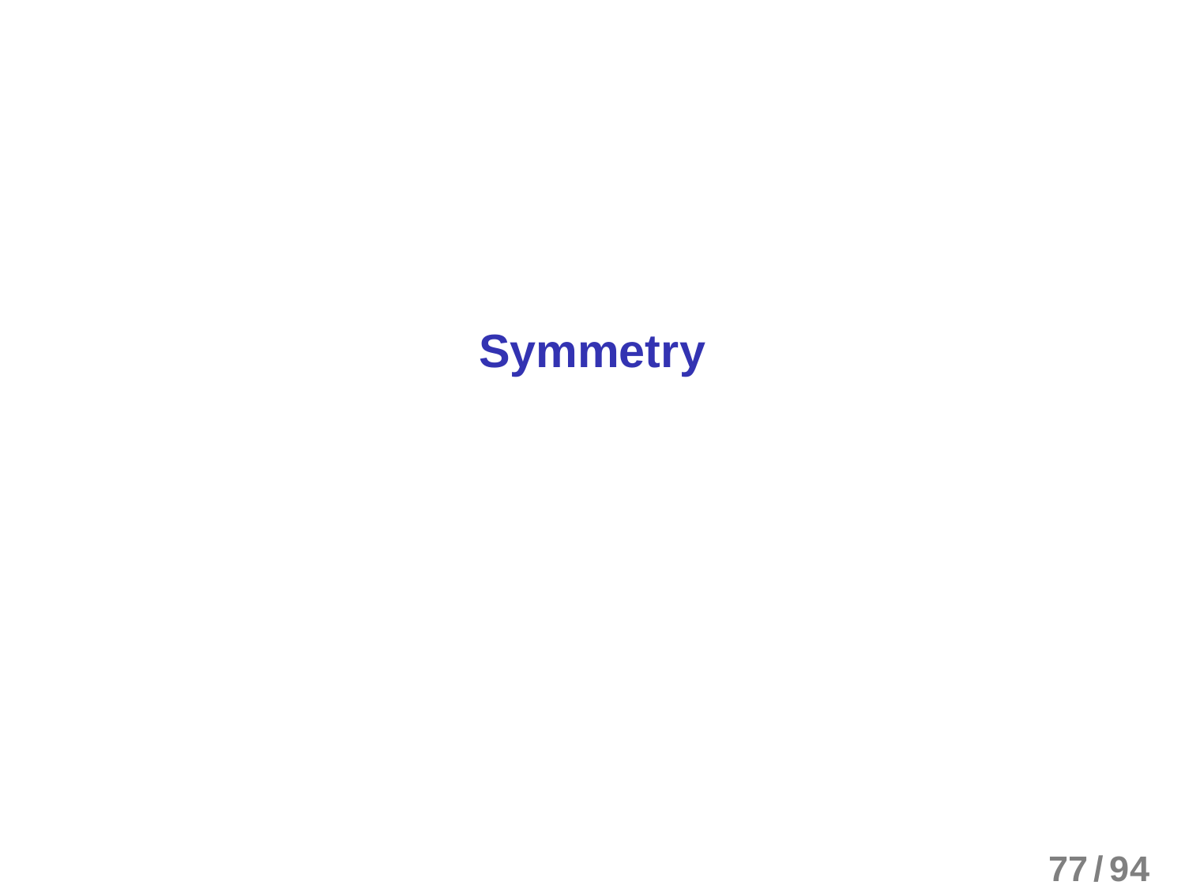# Symmetry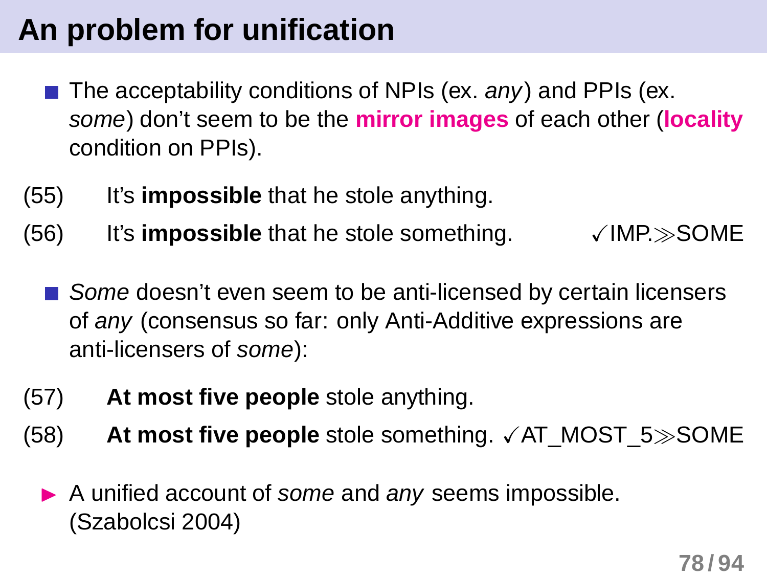# An problem for unification

- The acceptability conditions of NPIs (ex. *any*) and PPIs (ex. *some*) don't seem to be the **mirror images** of each other (**locality** condition on PPIs).

(55) It's **impossible** that he stole anything.

(56) It's **impossible** that he stole something. ✓IMP.≫SOME

- *Some* doesn't even seem to be anti-licensed by certain licensers of *any* (consensus so far: only Anti-Additive expressions are anti-licensers of *some*):

(57) **At most five people** stole anything.

(58) **At most five people** stole something. ✓AT_MOST_5≫SOME

- ▶ A unified account of *some* and *any* seems impossible. (Szabolcsi 2004)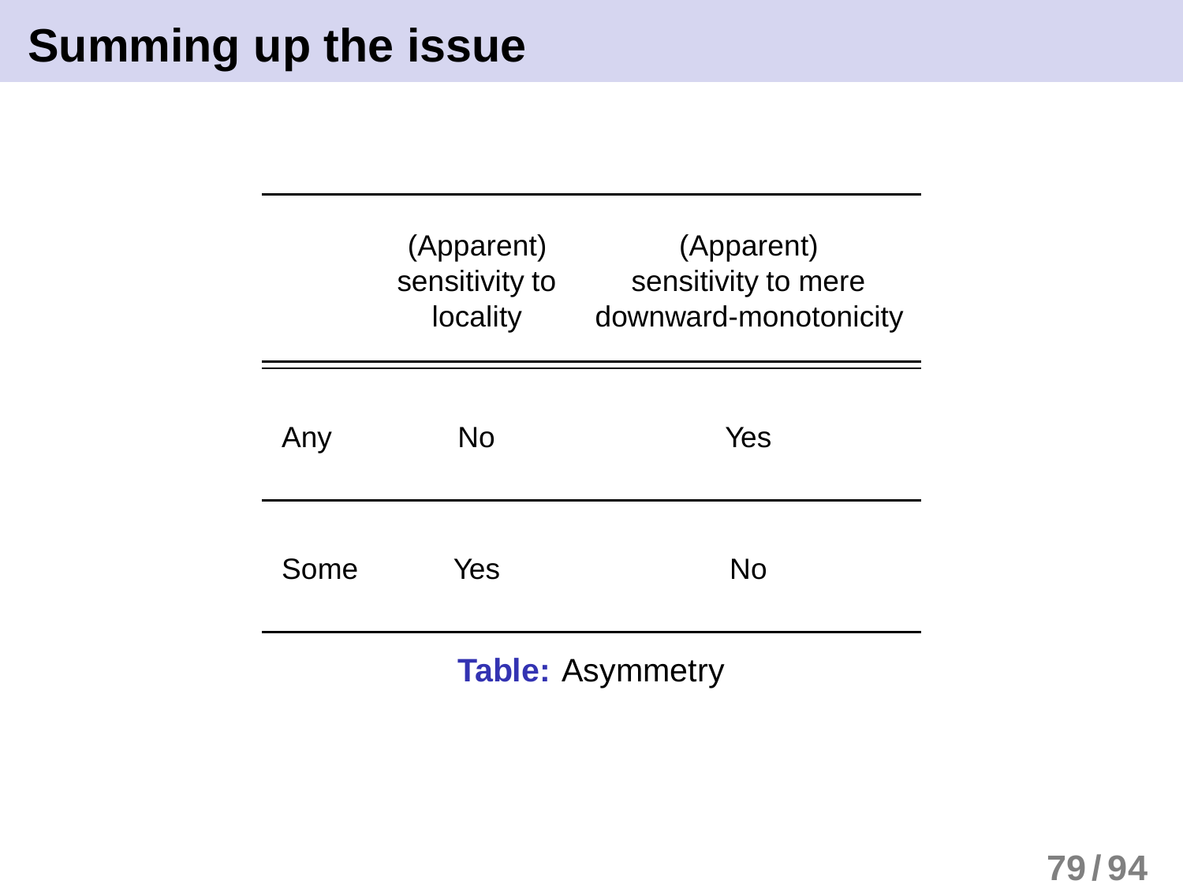# Summing up the issue

| | (Apparent) sensitivity to locality | (Apparent) sensitivity to mere downward-monotonicity |
|---|---|---|
| Any | No | Yes |
| Some | Yes | No |

**Table:** Asymmetry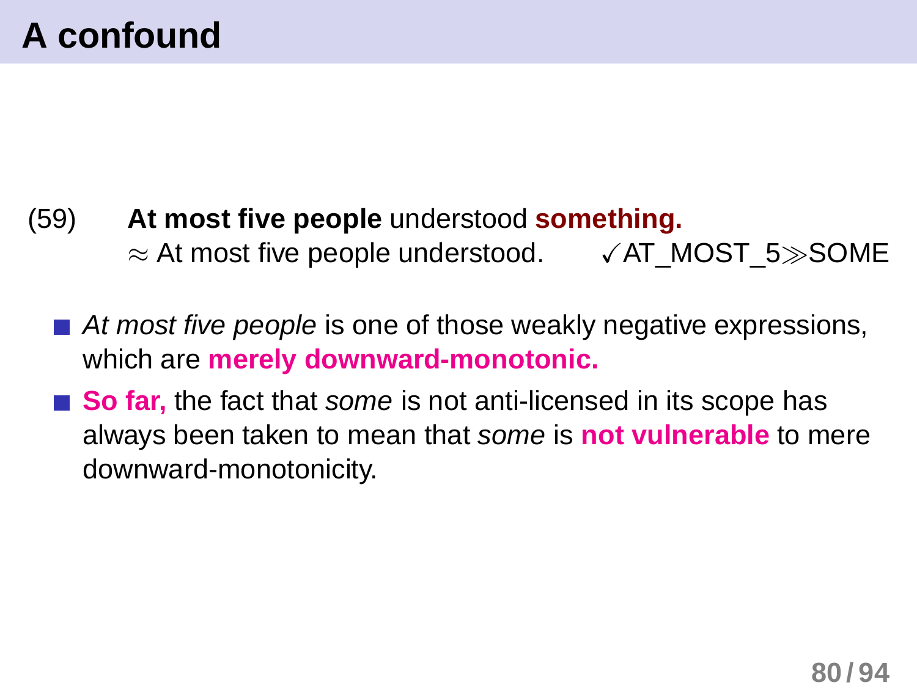# A confound

(59) **At most five people** understood **something.**
$\approx$ At most five people understood. ✓AT_MOST_5$\gg$SOME

- *At most five people* is one of those weakly negative expressions, which are **merely downward-monotonic.**
- **So far,** the fact that *some* is not anti-licensed in its scope has always been taken to mean that *some* is **not vulnerable** to mere downward-monotonicity.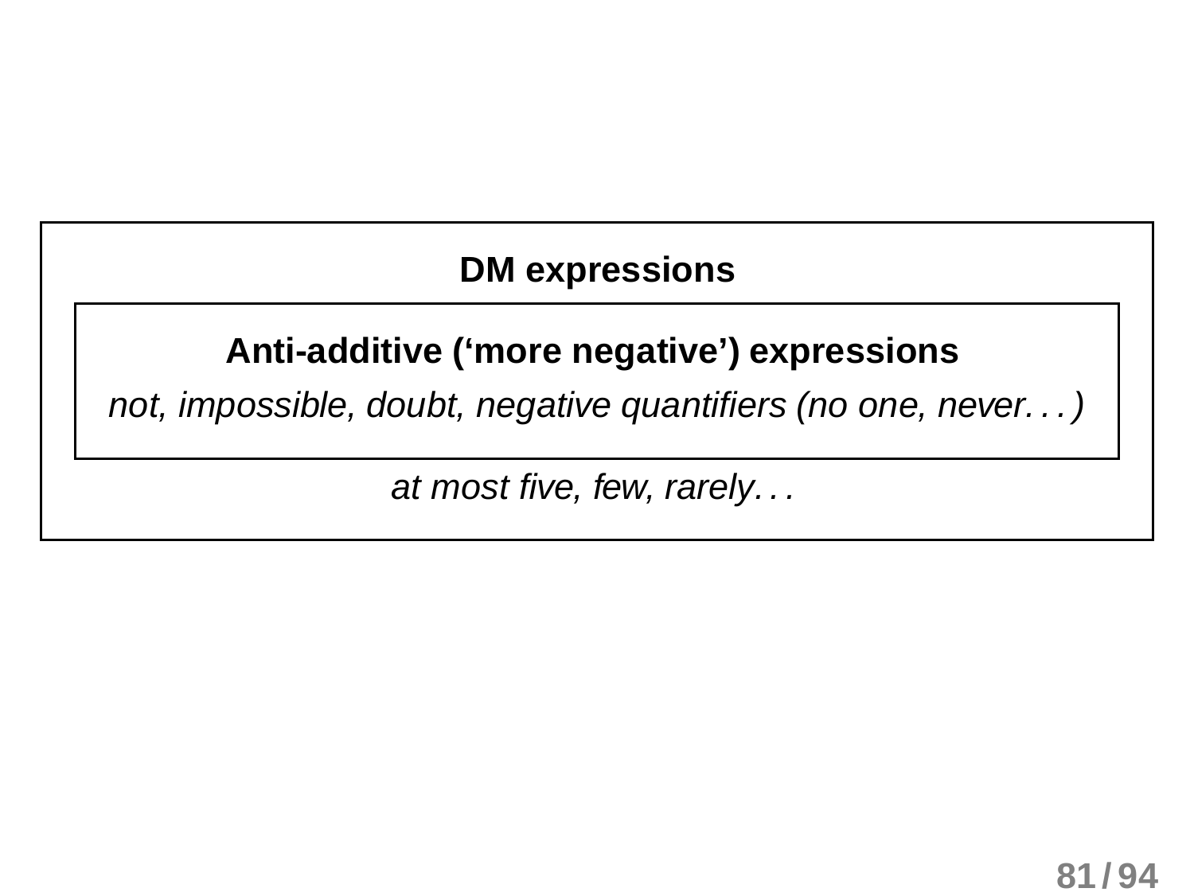**DM expressions**

**Anti-additive ('more negative') expressions**

*not, impossible, doubt, negative quantifiers (no one, never. . . )*

*at most five, few, rarely. . .*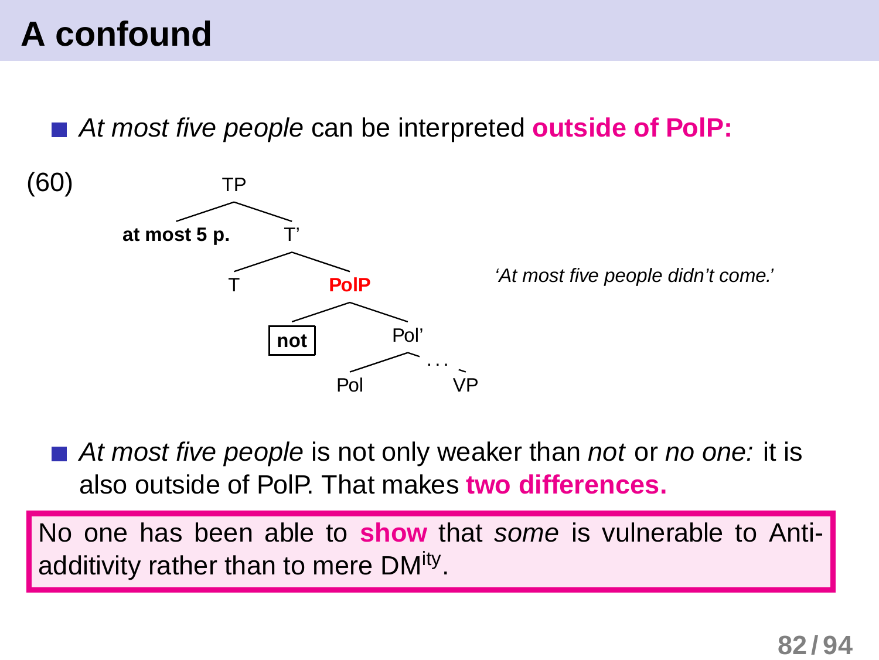# A confound

- *At most five people* can be interpreted **outside of PolP:**

(60)

```
TP
├── at most 5 p.
└── T'
    ├── T
    └── PolP
        ├── [not]
        └── Pol'
            ├── Pol
            └── ... VP
```

*'At most five people didn't come.'*

- *At most five people* is not only weaker than *not* or *no one:* it is also outside of PolP. That makes **two differences.**

> No one has been able to **show** that *some* is vulnerable to Anti-additivity rather than to mere DM$^{ity}$.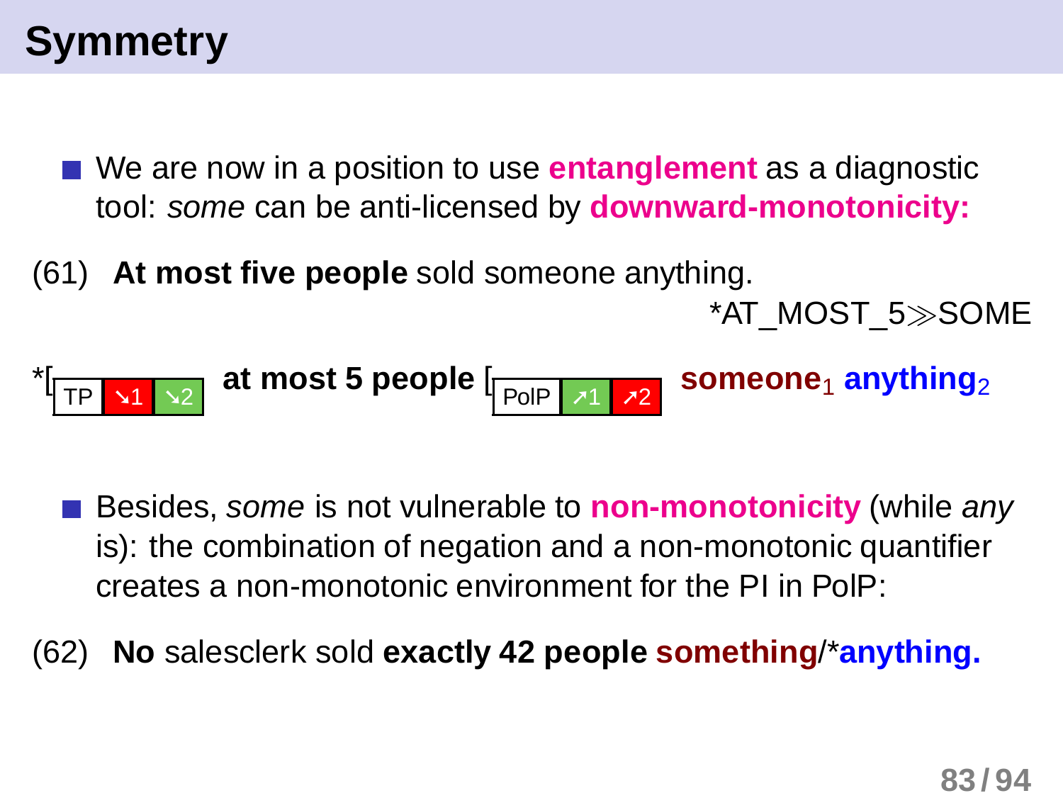# Symmetry

- We are now in a position to use **entanglement** as a diagnostic tool: *some* can be anti-licensed by **downward-monotonicity:**

(61) **At most five people** sold someone anything.

*AT_MOST_5≫SOME

*[TP ↘1 ↘2 **at most 5 people** [PolP ↗1 ↗2 **someone**$_1$ **anything**$_2$

- Besides, *some* is not vulnerable to **non-monotonicity** (while *any* is): the combination of negation and a non-monotonic quantifier creates a non-monotonic environment for the PI in PolP:

(62) **No** salesclerk sold **exactly 42 people** **something**/\***anything.**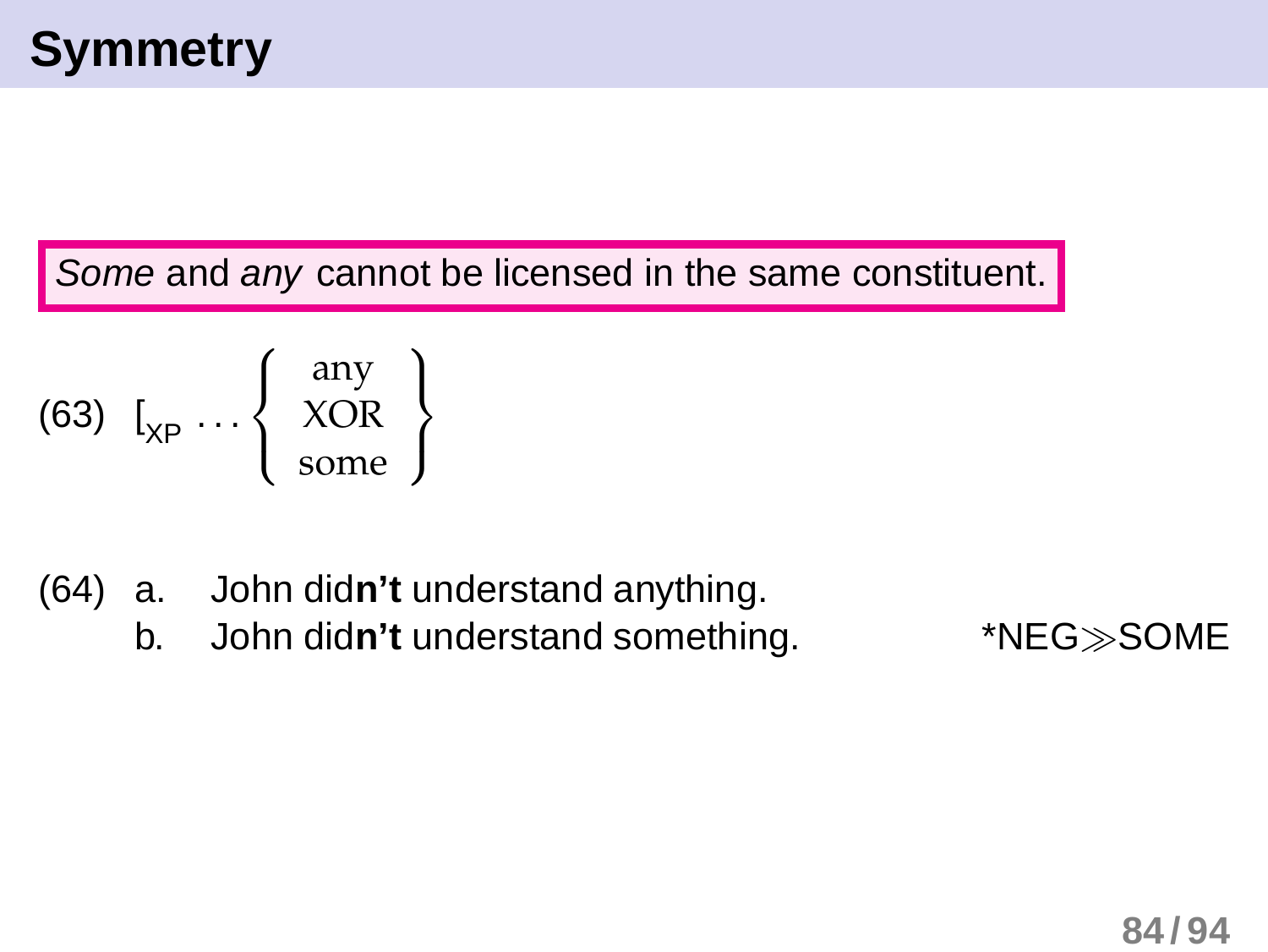# Symmetry

*Some* and *any* cannot be licensed in the same constituent.

(63) $[_{XP} \ldots \left\{ \begin{array}{c} \text{any} \\ \text{XOR} \\ \text{some} \end{array} \right\}$

(64) a. John did**n't** understand anything.

b. John did**n't** understand something. *NEG$\gg$SOME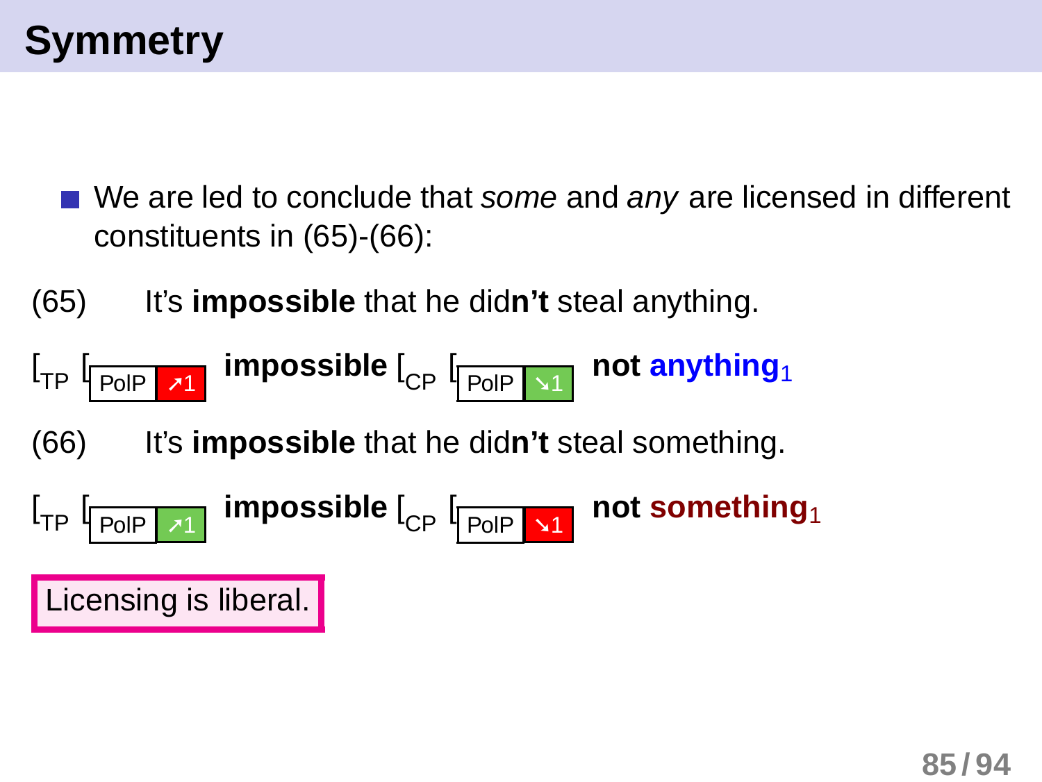# Symmetry

- We are led to conclude that *some* and *any* are licensed in different constituents in (65)-(66):

(65) It's **impossible** that he did**n't** steal anything.

[$_{TP}$ [PolP ↗1 **impossible** [$_{CP}$ [PolP ↘1 **not anything$_1$**

(66) It's **impossible** that he did**n't** steal something.

[$_{TP}$ [PolP ↗1 **impossible** [$_{CP}$ [PolP ↘1 **not something$_1$**

Licensing is liberal.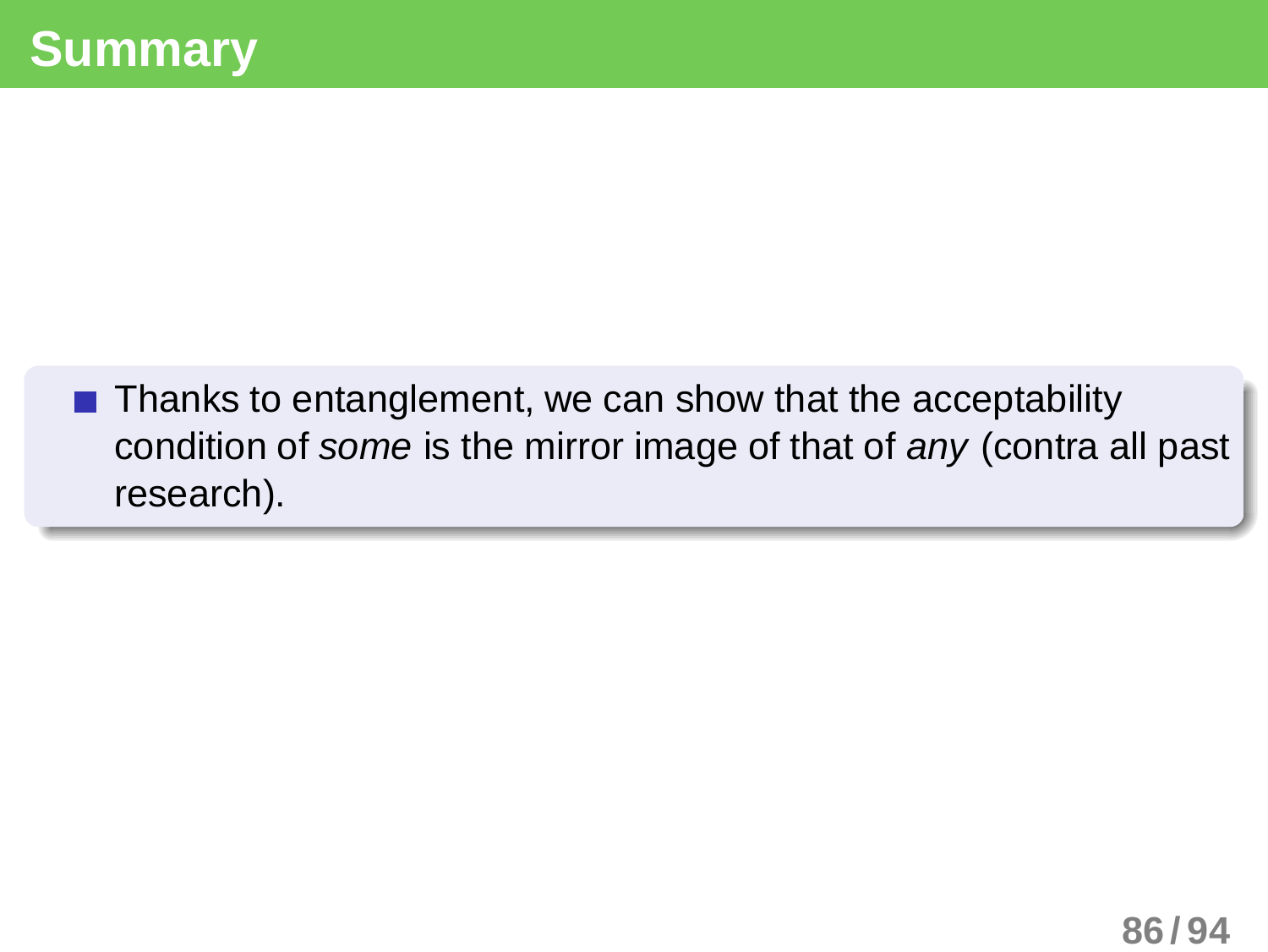# Summary

- Thanks to entanglement, we can show that the acceptability condition of *some* is the mirror image of that of *any* (contra all past research).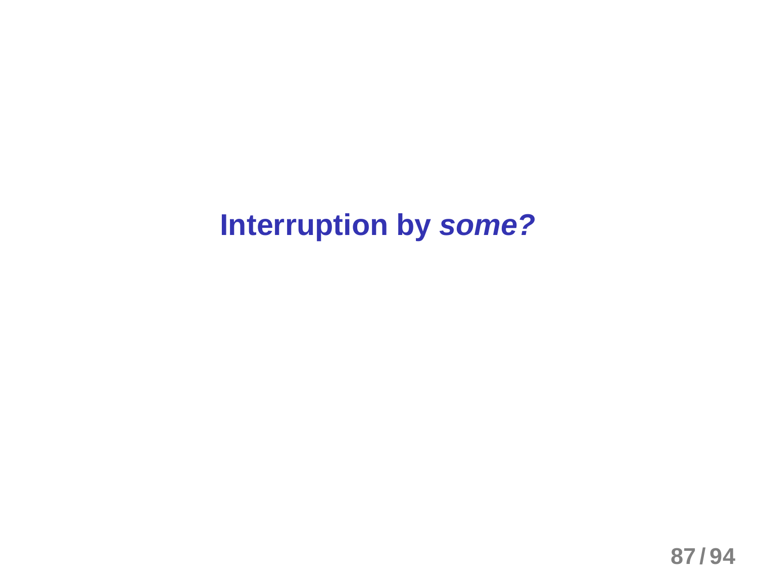# Interruption by *some?*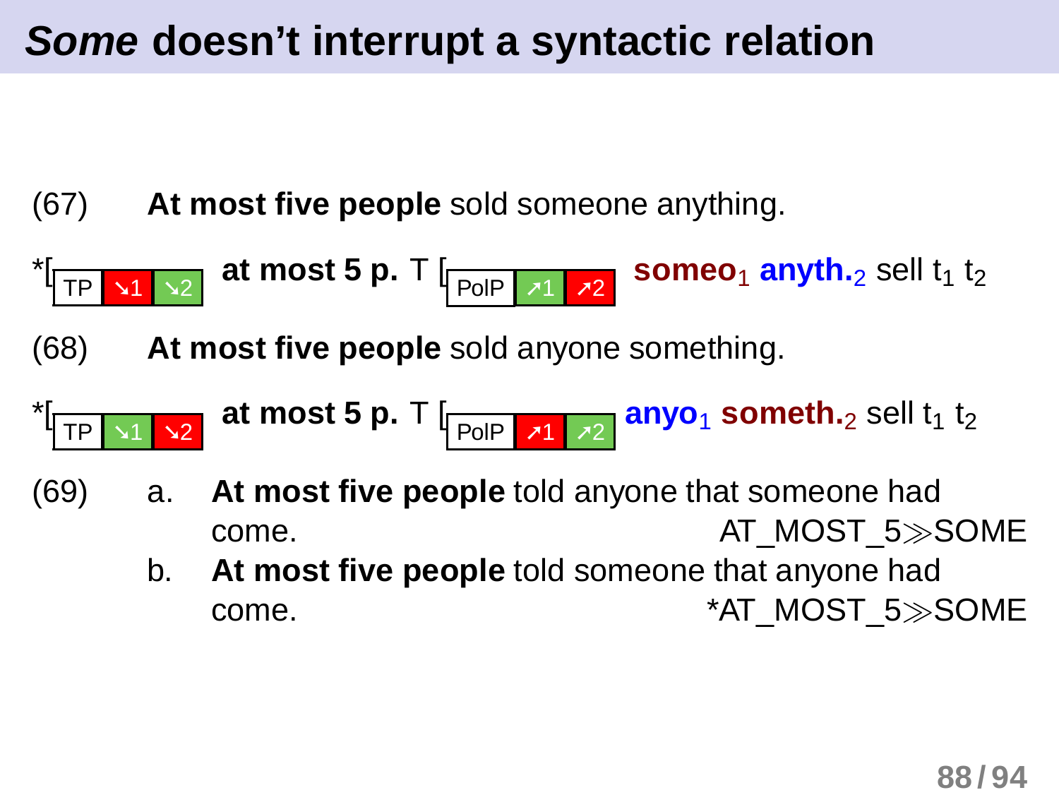# *Some* doesn't interrupt a syntactic relation

(67) **At most five people** sold someone anything.

*[$_{\text{TP}}$ ↘1 ↘2] **at most 5 p.** T [$_{\text{PolP}}$ ↗1 ↗2] **someo**$_1$ **anyth.**$_2$ sell $t_1$ $t_2$

(68) **At most five people** sold anyone something.

*[$_{\text{TP}}$ ↘1 ↘2] **at most 5 p.** T [$_{\text{PolP}}$ ↗1 ↗2] **anyo**$_1$ **someth.**$_2$ sell $t_1$ $t_2$

(69)
a. **At most five people** told anyone that someone had come. AT_MOST_5≫SOME

b. **At most five people** told someone that anyone had come. *AT_MOST_5≫SOME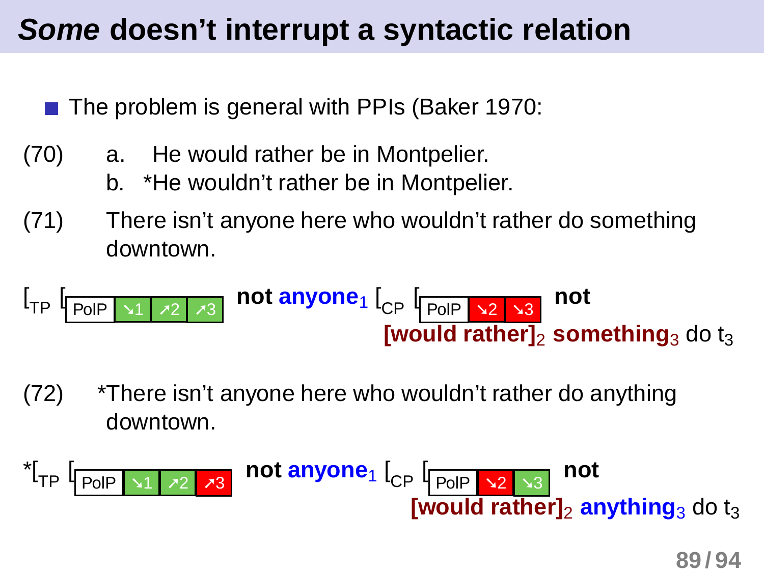# *Some* doesn't interrupt a syntactic relation

- The problem is general with PPIs (Baker 1970:

(70) a. He would rather be in Montpelier.
b. *He wouldn't rather be in Montpelier.

(71) There isn't anyone here who wouldn't rather do something downtown.

$[_{TP}$ $[_{PolP}$ ↘1 ↗2 ↗3 **not** **anyone**$_1$ $[_{CP}$ $[_{PolP}$ ↘2 ↘3 **not** **[would rather]**$_2$ **something**$_3$ do $t_3$

(72) *There isn't anyone here who wouldn't rather do anything downtown.

*$[_{TP}$ $[_{PolP}$ ↘1 ↗2 ↗3 **not** **anyone**$_1$ $[_{CP}$ $[_{PolP}$ ↘2 ↘3 **not** **[would rather]**$_2$ **anything**$_3$ do $t_3$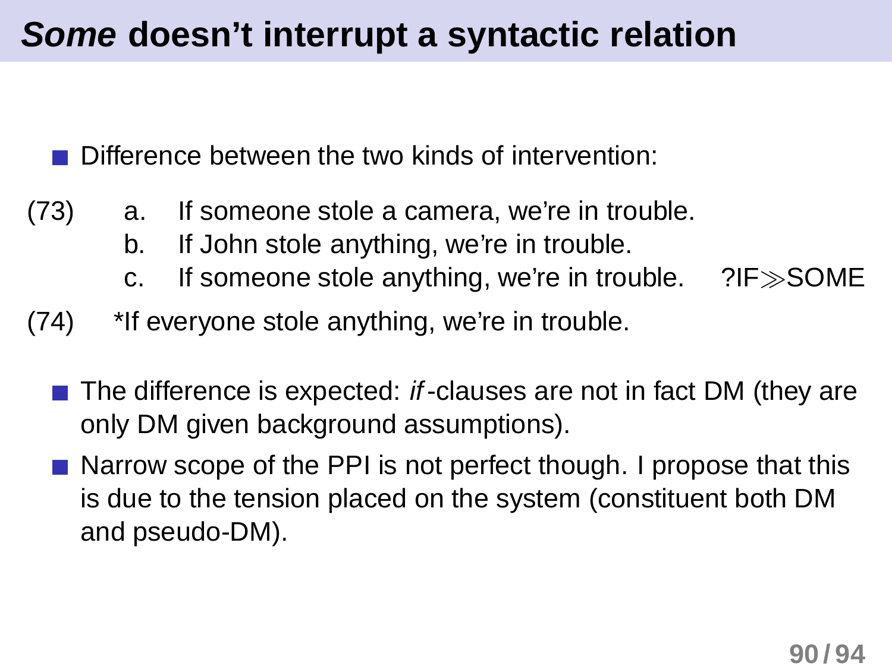# *Some* doesn't interrupt a syntactic relation

- Difference between the two kinds of intervention:

(73)
a. If someone stole a camera, we're in trouble.
b. If John stole anything, we're in trouble.
c. If someone stole anything, we're in trouble. ?IF$\gg$SOME

(74) *If everyone stole anything, we're in trouble.

- The difference is expected: *if*-clauses are not in fact DM (they are only DM given background assumptions).
- Narrow scope of the PPI is not perfect though. I propose that this is due to the tension placed on the system (constituent both DM and pseudo-DM).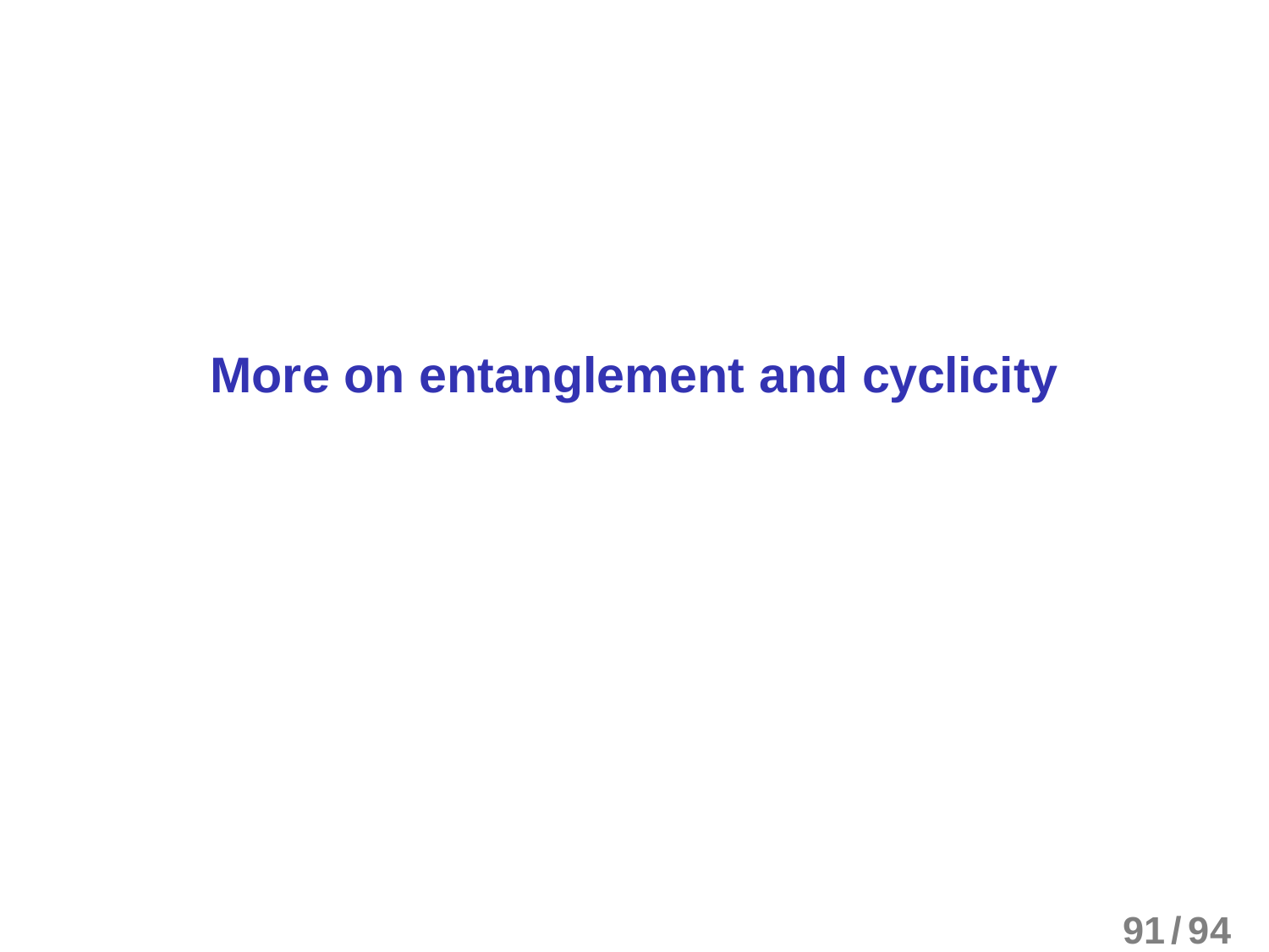# More on entanglement and cyclicity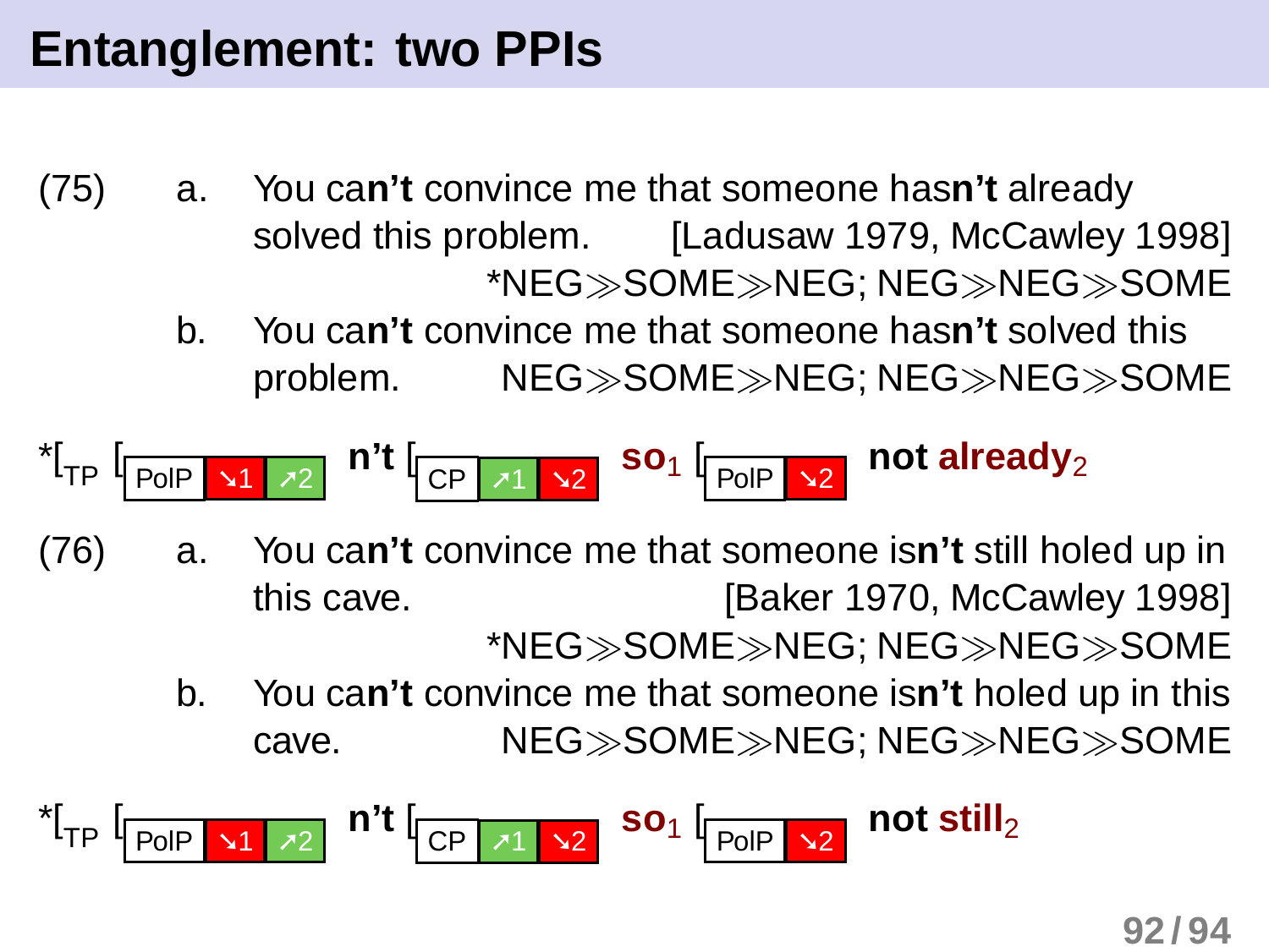# Entanglement: two PPIs

(75)
a. You ca**n't** convince me that someone has**n't** already solved this problem. [Ladusaw 1979, McCawley 1998]
*NEG≫SOME≫NEG; NEG≫NEG≫SOME

b. You ca**n't** convince me that someone has**n't** solved this problem. NEG≫SOME≫NEG; NEG≫NEG≫SOME

*[$_{TP}$ [$_{PolP}$ ↘1 ↗2 ] **n't** [$_{CP}$ ↗1 ↘2 ] **so**$_1$ [$_{PolP}$ ↘2 ] **not** **already**$_2$

(76)
a. You ca**n't** convince me that someone is**n't** still holed up in this cave. [Baker 1970, McCawley 1998]
*NEG≫SOME≫NEG; NEG≫NEG≫SOME

b. You ca**n't** convince me that someone is**n't** holed up in this cave. NEG≫SOME≫NEG; NEG≫NEG≫SOME

*[$_{TP}$ [$_{PolP}$ ↘1 ↗2 ] **n't** [$_{CP}$ ↗1 ↘2 ] **so**$_1$ [$_{PolP}$ ↘2 ] **not** **still**$_2$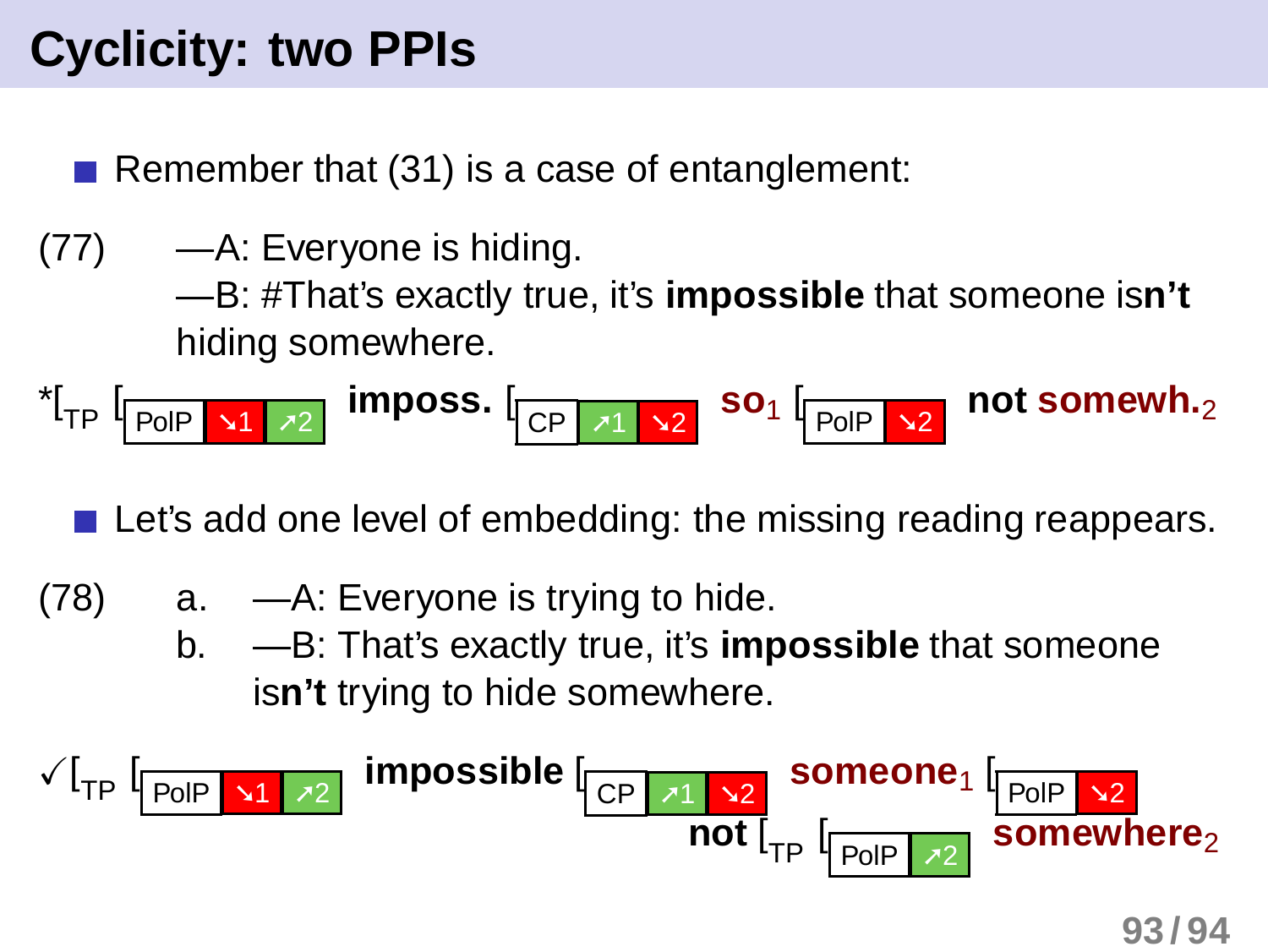# Cyclicity: two PPIs

- Remember that (31) is a case of entanglement:

(77) —A: Everyone is hiding.
—B: #That's exactly true, it's **impossible** that someone is**n't** hiding somewhere.

*$[_{TP}$ $[_{PolP}$ ↘1 ↗2 **imposs.** $[_{CP}$ ↗1 ↘2 **so**$_1$ $[_{PolP}$ ↘2 **not somewh.**$_2$

- Let's add one level of embedding: the missing reading reappears.

(78) a. —A: Everyone is trying to hide.
b. —B: That's exactly true, it's **impossible** that someone is**n't** trying to hide somewhere.

✓$[_{TP}$ $[_{PolP}$ ↘1 ↗2 **impossible** $[_{CP}$ ↗1 ↘2 **someone**$_1$ $[_{PolP}$ ↘2 **not** $[_{TP}$ $[_{PolP}$ ↗2 **somewhere**$_2$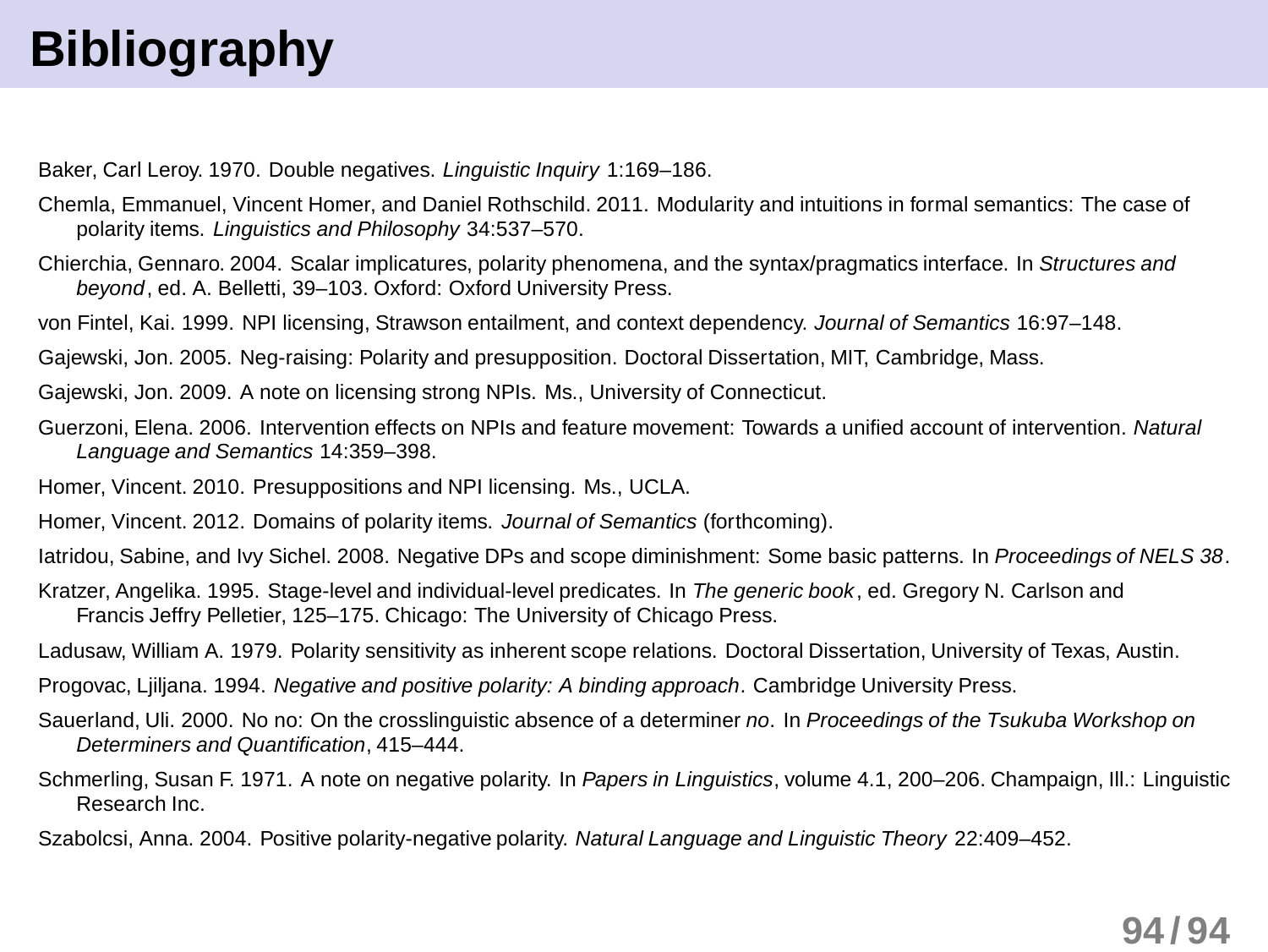# Bibliography

Baker, Carl Leroy. 1970. Double negatives. *Linguistic Inquiry* 1:169–186.

Chemla, Emmanuel, Vincent Homer, and Daniel Rothschild. 2011. Modularity and intuitions in formal semantics: The case of polarity items. *Linguistics and Philosophy* 34:537–570.

Chierchia, Gennaro. 2004. Scalar implicatures, polarity phenomena, and the syntax/pragmatics interface. In *Structures and beyond*, ed. A. Belletti, 39–103. Oxford: Oxford University Press.

von Fintel, Kai. 1999. NPI licensing, Strawson entailment, and context dependency. *Journal of Semantics* 16:97–148.

Gajewski, Jon. 2005. Neg-raising: Polarity and presupposition. Doctoral Dissertation, MIT, Cambridge, Mass.

Gajewski, Jon. 2009. A note on licensing strong NPIs. Ms., University of Connecticut.

Guerzoni, Elena. 2006. Intervention effects on NPIs and feature movement: Towards a unified account of intervention. *Natural Language and Semantics* 14:359–398.

Homer, Vincent. 2010. Presuppositions and NPI licensing. Ms., UCLA.

Homer, Vincent. 2012. Domains of polarity items. *Journal of Semantics* (forthcoming).

Iatridou, Sabine, and Ivy Sichel. 2008. Negative DPs and scope diminishment: Some basic patterns. In *Proceedings of NELS 38*.

Kratzer, Angelika. 1995. Stage-level and individual-level predicates. In *The generic book*, ed. Gregory N. Carlson and Francis Jeffry Pelletier, 125–175. Chicago: The University of Chicago Press.

Ladusaw, William A. 1979. Polarity sensitivity as inherent scope relations. Doctoral Dissertation, University of Texas, Austin.

Progovac, Ljiljana. 1994. *Negative and positive polarity: A binding approach*. Cambridge University Press.

Sauerland, Uli. 2000. No no: On the crosslinguistic absence of a determiner *no*. In *Proceedings of the Tsukuba Workshop on Determiners and Quantification*, 415–444.

Schmerling, Susan F. 1971. A note on negative polarity. In *Papers in Linguistics*, volume 4.1, 200–206. Champaign, Ill.: Linguistic Research Inc.

Szabolcsi, Anna. 2004. Positive polarity-negative polarity. *Natural Language and Linguistic Theory* 22:409–452.